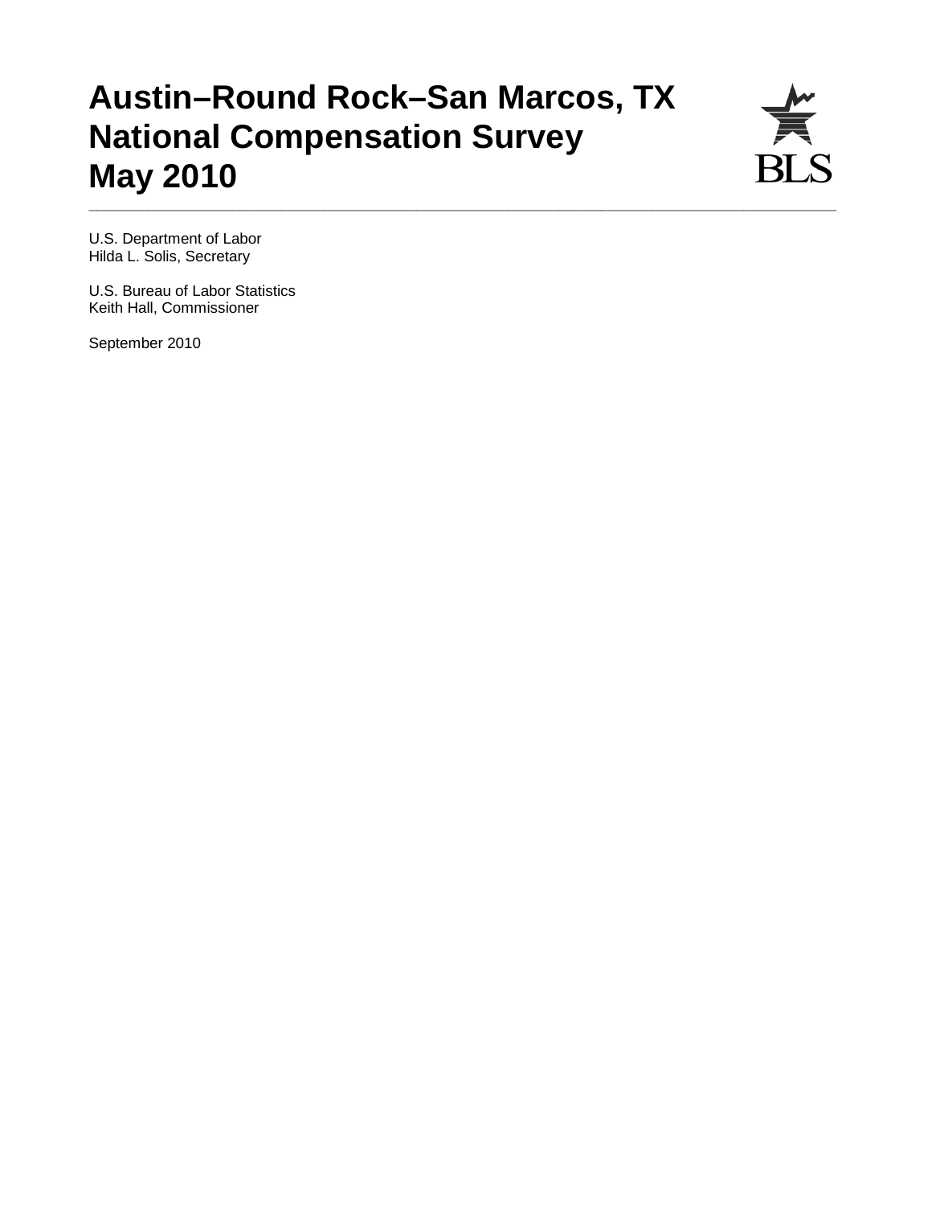# Austin–Round Rock–San Marcos, TX National Compensation Survey May 2010

U.S. Department of Labor
Hilda L. Solis, Secretary

U.S. Bureau of Labor Statistics
Keith Hall, Commissioner

September 2010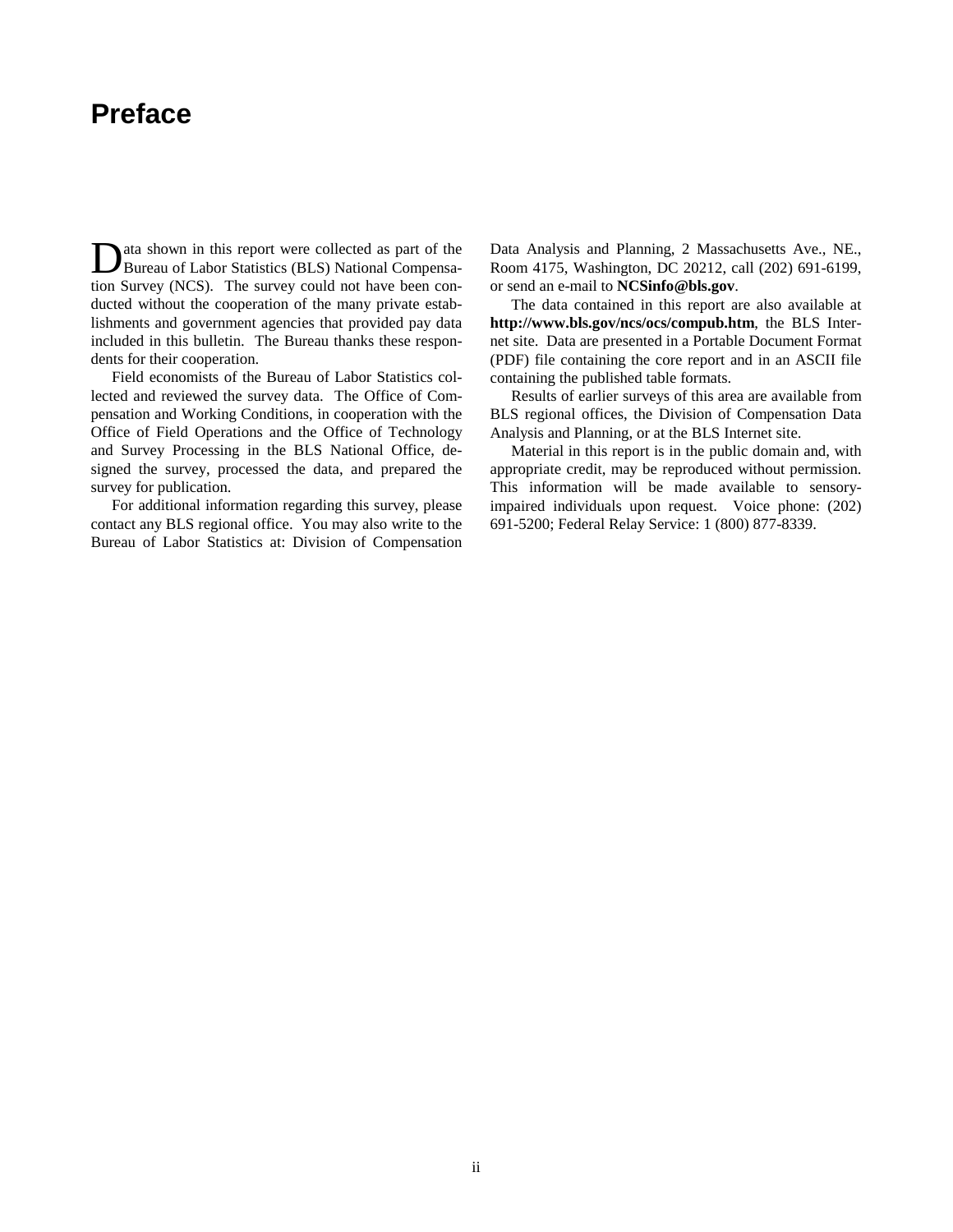# Preface

Data shown in this report were collected as part of the Bureau of Labor Statistics (BLS) National Compensation Survey (NCS). The survey could not have been conducted without the cooperation of the many private establishments and government agencies that provided pay data included in this bulletin. The Bureau thanks these respondents for their cooperation.

Field economists of the Bureau of Labor Statistics collected and reviewed the survey data. The Office of Compensation and Working Conditions, in cooperation with the Office of Field Operations and the Office of Technology and Survey Processing in the BLS National Office, designed the survey, processed the data, and prepared the survey for publication.

For additional information regarding this survey, please contact any BLS regional office. You may also write to the Bureau of Labor Statistics at: Division of Compensation Data Analysis and Planning, 2 Massachusetts Ave., NE., Room 4175, Washington, DC 20212, call (202) 691-6199, or send an e-mail to **NCSinfo@bls.gov**.

The data contained in this report are also available at **http://www.bls.gov/ncs/ocs/compub.htm**, the BLS Internet site. Data are presented in a Portable Document Format (PDF) file containing the core report and in an ASCII file containing the published table formats.

Results of earlier surveys of this area are available from BLS regional offices, the Division of Compensation Data Analysis and Planning, or at the BLS Internet site.

Material in this report is in the public domain and, with appropriate credit, may be reproduced without permission. This information will be made available to sensory-impaired individuals upon request. Voice phone: (202) 691-5200; Federal Relay Service: 1 (800) 877-8339.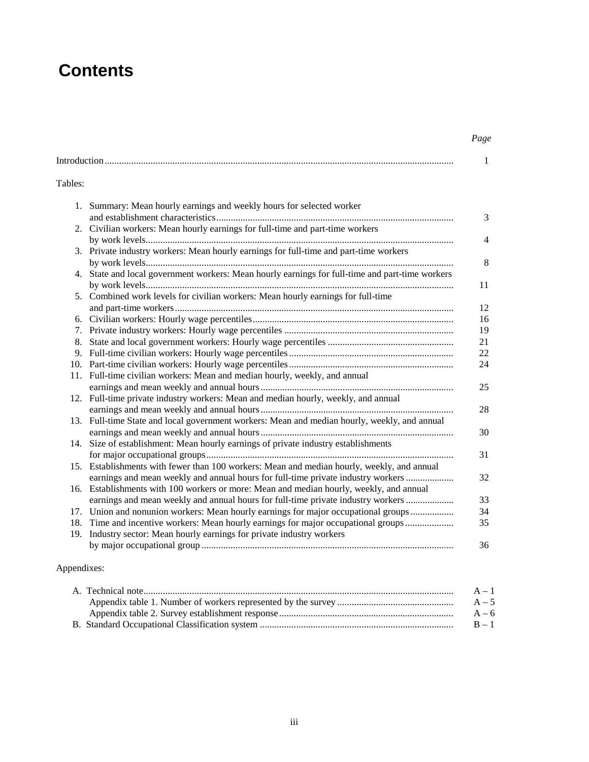# Contents

| | Page |
|---|---|
| Introduction | 1 |
| Tables: | |
| 1. Summary: Mean hourly earnings and weekly hours for selected worker and establishment characteristics | 3 |
| 2. Civilian workers: Mean hourly earnings for full-time and part-time workers by work levels | 4 |
| 3. Private industry workers: Mean hourly earnings for full-time and part-time workers by work levels | 8 |
| 4. State and local government workers: Mean hourly earnings for full-time and part-time workers by work levels | 11 |
| 5. Combined work levels for civilian workers: Mean hourly earnings for full-time and part-time workers | 12 |
| 6. Civilian workers: Hourly wage percentiles | 16 |
| 7. Private industry workers: Hourly wage percentiles | 19 |
| 8. State and local government workers: Hourly wage percentiles | 21 |
| 9. Full-time civilian workers: Hourly wage percentiles | 22 |
| 10. Part-time civilian workers: Hourly wage percentiles | 24 |
| 11. Full-time civilian workers: Mean and median hourly, weekly, and annual earnings and mean weekly and annual hours | 25 |
| 12. Full-time private industry workers: Mean and median hourly, weekly, and annual earnings and mean weekly and annual hours | 28 |
| 13. Full-time State and local government workers: Mean and median hourly, weekly, and annual earnings and mean weekly and annual hours | 30 |
| 14. Size of establishment: Mean hourly earnings of private industry establishments for major occupational groups | 31 |
| 15. Establishments with fewer than 100 workers: Mean and median hourly, weekly, and annual earnings and mean weekly and annual hours for full-time private industry workers | 32 |
| 16. Establishments with 100 workers or more: Mean and median hourly, weekly, and annual earnings and mean weekly and annual hours for full-time private industry workers | 33 |
| 17. Union and nonunion workers: Mean hourly earnings for major occupational groups | 34 |
| 18. Time and incentive workers: Mean hourly earnings for major occupational groups | 35 |
| 19. Industry sector: Mean hourly earnings for private industry workers by major occupational group | 36 |
| Appendixes: | |
| A. Technical note | A – 1 |
| Appendix table 1. Number of workers represented by the survey | A – 5 |
| Appendix table 2. Survey establishment response | A – 6 |
| B. Standard Occupational Classification system | B – 1 |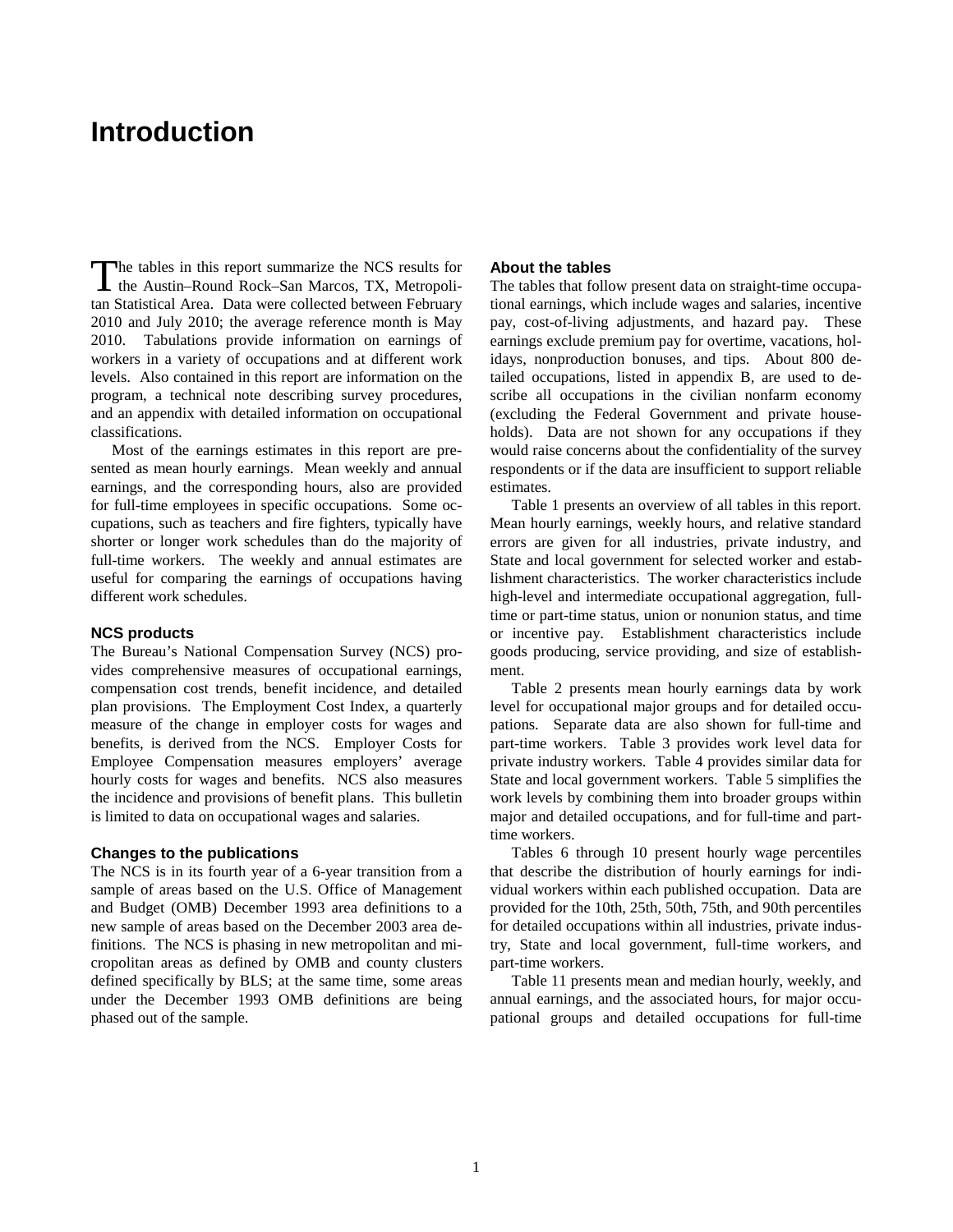# Introduction

The tables in this report summarize the NCS results for the Austin–Round Rock–San Marcos, TX, Metropolitan Statistical Area. Data were collected between February 2010 and July 2010; the average reference month is May 2010. Tabulations provide information on earnings of workers in a variety of occupations and at different work levels. Also contained in this report are information on the program, a technical note describing survey procedures, and an appendix with detailed information on occupational classifications.

Most of the earnings estimates in this report are presented as mean hourly earnings. Mean weekly and annual earnings, and the corresponding hours, also are provided for full-time employees in specific occupations. Some occupations, such as teachers and fire fighters, typically have shorter or longer work schedules than do the majority of full-time workers. The weekly and annual estimates are useful for comparing the earnings of occupations having different work schedules.

### NCS products

The Bureau's National Compensation Survey (NCS) provides comprehensive measures of occupational earnings, compensation cost trends, benefit incidence, and detailed plan provisions. The Employment Cost Index, a quarterly measure of the change in employer costs for wages and benefits, is derived from the NCS. Employer Costs for Employee Compensation measures employers' average hourly costs for wages and benefits. NCS also measures the incidence and provisions of benefit plans. This bulletin is limited to data on occupational wages and salaries.

### Changes to the publications

The NCS is in its fourth year of a 6-year transition from a sample of areas based on the U.S. Office of Management and Budget (OMB) December 1993 area definitions to a new sample of areas based on the December 2003 area definitions. The NCS is phasing in new metropolitan and micropolitan areas as defined by OMB and county clusters defined specifically by BLS; at the same time, some areas under the December 1993 OMB definitions are being phased out of the sample.

### About the tables

The tables that follow present data on straight-time occupational earnings, which include wages and salaries, incentive pay, cost-of-living adjustments, and hazard pay. These earnings exclude premium pay for overtime, vacations, holidays, nonproduction bonuses, and tips. About 800 detailed occupations, listed in appendix B, are used to describe all occupations in the civilian nonfarm economy (excluding the Federal Government and private households). Data are not shown for any occupations if they would raise concerns about the confidentiality of the survey respondents or if the data are insufficient to support reliable estimates.

Table 1 presents an overview of all tables in this report. Mean hourly earnings, weekly hours, and relative standard errors are given for all industries, private industry, and State and local government for selected worker and establishment characteristics. The worker characteristics include high-level and intermediate occupational aggregation, full-time or part-time status, union or nonunion status, and time or incentive pay. Establishment characteristics include goods producing, service providing, and size of establishment.

Table 2 presents mean hourly earnings data by work level for occupational major groups and for detailed occupations. Separate data are also shown for full-time and part-time workers. Table 3 provides work level data for private industry workers. Table 4 provides similar data for State and local government workers. Table 5 simplifies the work levels by combining them into broader groups within major and detailed occupations, and for full-time and part-time workers.

Tables 6 through 10 present hourly wage percentiles that describe the distribution of hourly earnings for individual workers within each published occupation. Data are provided for the 10th, 25th, 50th, 75th, and 90th percentiles for detailed occupations within all industries, private industry, State and local government, full-time workers, and part-time workers.

Table 11 presents mean and median hourly, weekly, and annual earnings, and the associated hours, for major occupational groups and detailed occupations for full-time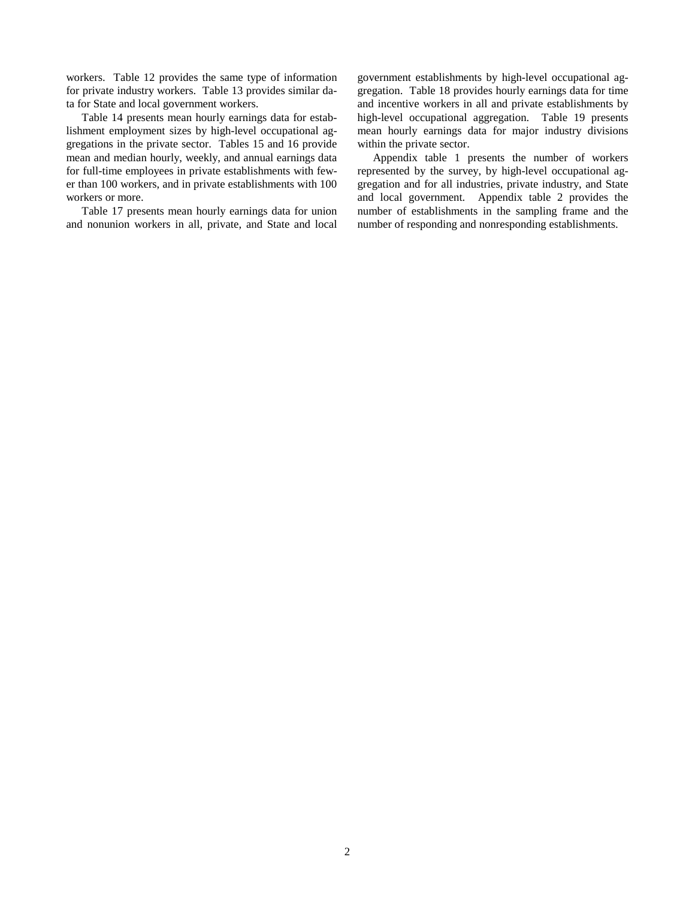workers. Table 12 provides the same type of information for private industry workers. Table 13 provides similar data for State and local government workers.

Table 14 presents mean hourly earnings data for establishment employment sizes by high-level occupational aggregations in the private sector. Tables 15 and 16 provide mean and median hourly, weekly, and annual earnings data for full-time employees in private establishments with fewer than 100 workers, and in private establishments with 100 workers or more.

Table 17 presents mean hourly earnings data for union and nonunion workers in all, private, and State and local government establishments by high-level occupational aggregation. Table 18 provides hourly earnings data for time and incentive workers in all and private establishments by high-level occupational aggregation. Table 19 presents mean hourly earnings data for major industry divisions within the private sector.

Appendix table 1 presents the number of workers represented by the survey, by high-level occupational aggregation and for all industries, private industry, and State and local government. Appendix table 2 provides the number of establishments in the sampling frame and the number of responding and nonresponding establishments.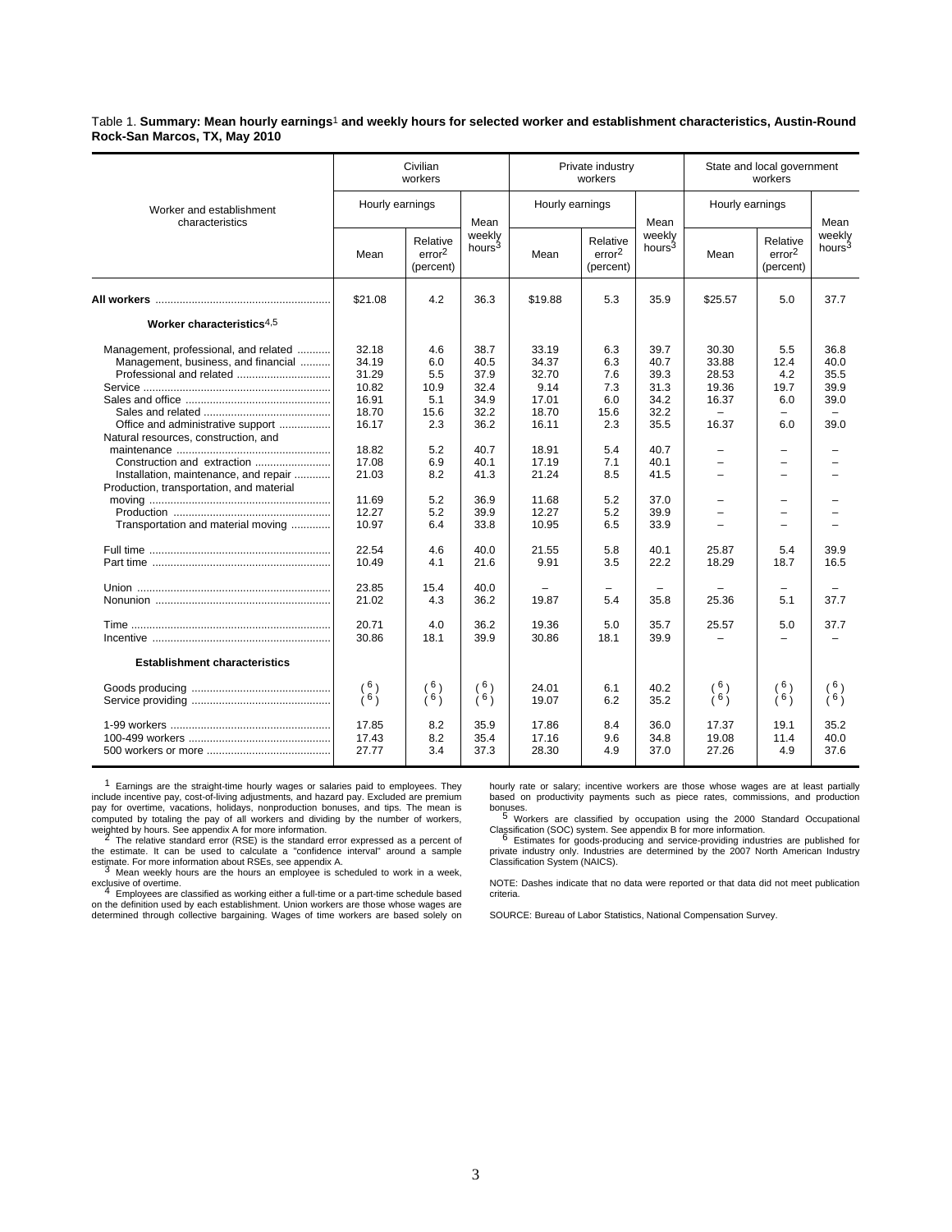Table 1. **Summary: Mean hourly earnings**[1] **and weekly hours for selected worker and establishment characteristics, Austin-Round Rock-San Marcos, TX, May 2010**

| Worker and establishment characteristics | Civilian workers | | | Private industry workers | | | State and local government workers | | |
|---|---|---|---|---|---|---|---|---|---|
| | Hourly earnings | | Mean weekly hours[3] | Hourly earnings | | Mean weekly hours[3] | Hourly earnings | | Mean weekly hours[3] |
| | Mean | Relative error[2] (percent) | | Mean | Relative error[2] (percent) | | Mean | Relative error[2] (percent) | |
| **All workers** | $21.08 | 4.2 | 36.3 | $19.88 | 5.3 | 35.9 | $25.57 | 5.0 | 37.7 |
| **Worker characteristics**[4,5] | | | | | | | | | |
| Management, professional, and related | 32.18 | 4.6 | 38.7 | 33.19 | 6.3 | 39.7 | 30.30 | 5.5 | 36.8 |
| Management, business, and financial | 34.19 | 6.0 | 40.5 | 34.37 | 6.3 | 40.7 | 33.88 | 12.4 | 40.0 |
| Professional and related | 31.29 | 5.5 | 37.9 | 32.70 | 7.6 | 39.3 | 28.53 | 4.2 | 35.5 |
| Service | 10.82 | 10.9 | 32.4 | 9.14 | 7.3 | 31.3 | 19.36 | 19.7 | 39.9 |
| Sales and office | 16.91 | 5.1 | 34.9 | 17.01 | 6.0 | 34.2 | 16.37 | 6.0 | 39.0 |
| Sales and related | 18.70 | 15.6 | 32.2 | 18.70 | 15.6 | 32.2 | – | – | – |
| Office and administrative support | 16.17 | 2.3 | 36.2 | 16.11 | 2.3 | 35.5 | 16.37 | 6.0 | 39.0 |
| Natural resources, construction, and maintenance | 18.82 | 5.2 | 40.7 | 18.91 | 5.4 | 40.7 | – | – | – |
| Construction and extraction | 17.08 | 6.9 | 40.1 | 17.19 | 7.1 | 40.1 | – | – | – |
| Installation, maintenance, and repair | 21.03 | 8.2 | 41.3 | 21.24 | 8.5 | 41.5 | – | – | – |
| Production, transportation, and material moving | 11.69 | 5.2 | 36.9 | 11.68 | 5.2 | 37.0 | – | – | – |
| Production | 12.27 | 5.2 | 39.9 | 12.27 | 5.2 | 39.9 | – | – | – |
| Transportation and material moving | 10.97 | 6.4 | 33.8 | 10.95 | 6.5 | 33.9 | – | – | – |
| Full time | 22.54 | 4.6 | 40.0 | 21.55 | 5.8 | 40.1 | 25.87 | 5.4 | 39.9 |
| Part time | 10.49 | 4.1 | 21.6 | 9.91 | 3.5 | 22.2 | 18.29 | 18.7 | 16.5 |
| Union | 23.85 | 15.4 | 40.0 | – | – | – | – | – | – |
| Nonunion | 21.02 | 4.3 | 36.2 | 19.87 | 5.4 | 35.8 | 25.36 | 5.1 | 37.7 |
| Time | 20.71 | 4.0 | 36.2 | 19.36 | 5.0 | 35.7 | 25.57 | 5.0 | 37.7 |
| Incentive | 30.86 | 18.1 | 39.9 | 30.86 | 18.1 | 39.9 | – | – | – |
| **Establishment characteristics** | | | | | | | | | |
| Goods producing | (6) | (6) | (6) | 24.01 | 6.1 | 40.2 | (6) | (6) | (6) |
| Service providing | (6) | (6) | (6) | 19.07 | 6.2 | 35.2 | (6) | (6) | (6) |
| 1-99 workers | 17.85 | 8.2 | 35.9 | 17.86 | 8.4 | 36.0 | 17.37 | 19.1 | 35.2 |
| 100-499 workers | 17.43 | 8.2 | 35.4 | 17.16 | 9.6 | 34.8 | 19.08 | 11.4 | 40.0 |
| 500 workers or more | 27.77 | 3.4 | 37.3 | 28.30 | 4.9 | 37.0 | 27.26 | 4.9 | 37.6 |

[1] Earnings are the straight-time hourly wages or salaries paid to employees. They include incentive pay, cost-of-living adjustments, and hazard pay. Excluded are premium pay for overtime, vacations, holidays, nonproduction bonuses, and tips. The mean is computed by totaling the pay of all workers and dividing by the number of workers, weighted by hours. See appendix A for more information.

[2] The relative standard error (RSE) is the standard error expressed as a percent of the estimate. It can be used to calculate a "confidence interval" around a sample estimate. For more information about RSEs, see appendix A.

[3] Mean weekly hours are the hours an employee is scheduled to work in a week, exclusive of overtime.

[4] Employees are classified as working either a full-time or a part-time schedule based on the definition used by each establishment. Union workers are those whose wages are determined through collective bargaining. Wages of time workers are based solely on hourly rate or salary; incentive workers are those whose wages are at least partially based on productivity payments such as piece rates, commissions, and production bonuses.

[5] Workers are classified by occupation using the 2000 Standard Occupational Classification (SOC) system. See appendix B for more information.

[6] Estimates for goods-producing and service-providing industries are published for private industry only. Industries are determined by the 2007 North American Industry Classification System (NAICS).

NOTE: Dashes indicate that no data were reported or that data did not meet publication criteria.

SOURCE: Bureau of Labor Statistics, National Compensation Survey.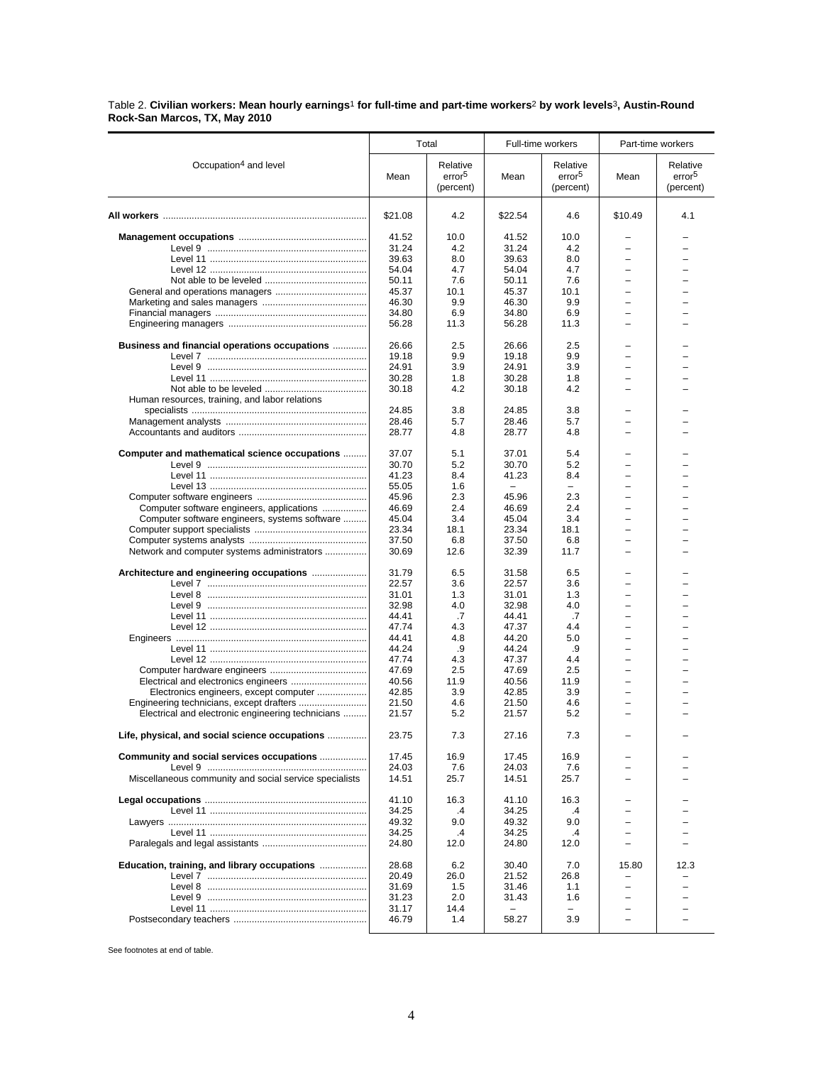Table 2. **Civilian workers: Mean hourly earnings[1] for full-time and part-time workers[2] by work levels[3], Austin-Round Rock-San Marcos, TX, May 2010**

| Occupation[4] and level | Total | | Full-time workers | | Part-time workers | |
|---|---|---|---|---|---|---|
| | Mean | Relative error[5] (percent) | Mean | Relative error[5] (percent) | Mean | Relative error[5] (percent) |
| **All workers** | $21.08 | 4.2 | $22.54 | 4.6 | $10.49 | 4.1 |
| **Management occupations** | 41.52 | 10.0 | 41.52 | 10.0 | – | – |
| Level 9 | 31.24 | 4.2 | 31.24 | 4.2 | – | – |
| Level 11 | 39.63 | 8.0 | 39.63 | 8.0 | – | – |
| Level 12 | 54.04 | 4.7 | 54.04 | 4.7 | – | – |
| Not able to be leveled | 50.11 | 7.6 | 50.11 | 7.6 | – | – |
| General and operations managers | 45.37 | 10.1 | 45.37 | 10.1 | – | – |
| Marketing and sales managers | 46.30 | 9.9 | 46.30 | 9.9 | – | – |
| Financial managers | 34.80 | 6.9 | 34.80 | 6.9 | – | – |
| Engineering managers | 56.28 | 11.3 | 56.28 | 11.3 | – | – |
| **Business and financial operations occupations** | 26.66 | 2.5 | 26.66 | 2.5 | – | – |
| Level 7 | 19.18 | 9.9 | 19.18 | 9.9 | – | – |
| Level 9 | 24.91 | 3.9 | 24.91 | 3.9 | – | – |
| Level 11 | 30.28 | 1.8 | 30.28 | 1.8 | – | – |
| Not able to be leveled | 30.18 | 4.2 | 30.18 | 4.2 | – | – |
| Human resources, training, and labor relations specialists | 24.85 | 3.8 | 24.85 | 3.8 | – | – |
| Management analysts | 28.46 | 5.7 | 28.46 | 5.7 | – | – |
| Accountants and auditors | 28.77 | 4.8 | 28.77 | 4.8 | – | – |
| **Computer and mathematical science occupations** | 37.07 | 5.1 | 37.01 | 5.4 | – | – |
| Level 9 | 30.70 | 5.2 | 30.70 | 5.2 | – | – |
| Level 11 | 41.23 | 8.4 | 41.23 | 8.4 | – | – |
| Level 13 | 55.05 | 1.6 | – | – | – | – |
| Computer software engineers | 45.96 | 2.3 | 45.96 | 2.3 | – | – |
| Computer software engineers, applications | 46.69 | 2.4 | 46.69 | 2.4 | – | – |
| Computer software engineers, systems software | 45.04 | 3.4 | 45.04 | 3.4 | – | – |
| Computer support specialists | 23.34 | 18.1 | 23.34 | 18.1 | – | – |
| Computer systems analysts | 37.50 | 6.8 | 37.50 | 6.8 | – | – |
| Network and computer systems administrators | 30.69 | 12.6 | 32.39 | 11.7 | – | – |
| **Architecture and engineering occupations** | 31.79 | 6.5 | 31.58 | 6.5 | – | – |
| Level 7 | 22.57 | 3.6 | 22.57 | 3.6 | – | – |
| Level 8 | 31.01 | 1.3 | 31.01 | 1.3 | – | – |
| Level 9 | 32.98 | 4.0 | 32.98 | 4.0 | – | – |
| Level 11 | 44.41 | .7 | 44.41 | .7 | – | – |
| Level 12 | 47.74 | 4.3 | 47.37 | 4.4 | – | – |
| Engineers | 44.41 | 4.8 | 44.20 | 5.0 | – | – |
| Level 11 | 44.24 | .9 | 44.24 | .9 | – | – |
| Level 12 | 47.74 | 4.3 | 47.37 | 4.4 | – | – |
| Computer hardware engineers | 47.69 | 2.5 | 47.69 | 2.5 | – | – |
| Electrical and electronics engineers | 40.56 | 11.9 | 40.56 | 11.9 | – | – |
| Electronics engineers, except computer | 42.85 | 3.9 | 42.85 | 3.9 | – | – |
| Engineering technicians, except drafters | 21.50 | 4.6 | 21.50 | 4.6 | – | – |
| Electrical and electronic engineering technicians | 21.57 | 5.2 | 21.57 | 5.2 | – | – |
| **Life, physical, and social science occupations** | 23.75 | 7.3 | 27.16 | 7.3 | – | – |
| **Community and social services occupations** | 17.45 | 16.9 | 17.45 | 16.9 | – | – |
| Level 9 | 24.03 | 7.6 | 24.03 | 7.6 | – | – |
| Miscellaneous community and social service specialists | 14.51 | 25.7 | 14.51 | 25.7 | – | – |
| **Legal occupations** | 41.10 | 16.3 | 41.10 | 16.3 | – | – |
| Level 11 | 34.25 | .4 | 34.25 | .4 | – | – |
| Lawyers | 49.32 | 9.0 | 49.32 | 9.0 | – | – |
| Level 11 | 34.25 | .4 | 34.25 | .4 | – | – |
| Paralegals and legal assistants | 24.80 | 12.0 | 24.80 | 12.0 | – | – |
| **Education, training, and library occupations** | 28.68 | 6.2 | 30.40 | 7.0 | 15.80 | 12.3 |
| Level 7 | 20.49 | 26.0 | 21.52 | 26.8 | – | – |
| Level 8 | 31.69 | 1.5 | 31.46 | 1.1 | – | – |
| Level 9 | 31.23 | 2.0 | 31.43 | 1.6 | – | – |
| Level 11 | 31.17 | 14.4 | – | – | – | – |
| Postsecondary teachers | 46.79 | 1.4 | 58.27 | 3.9 | – | – |

See footnotes at end of table.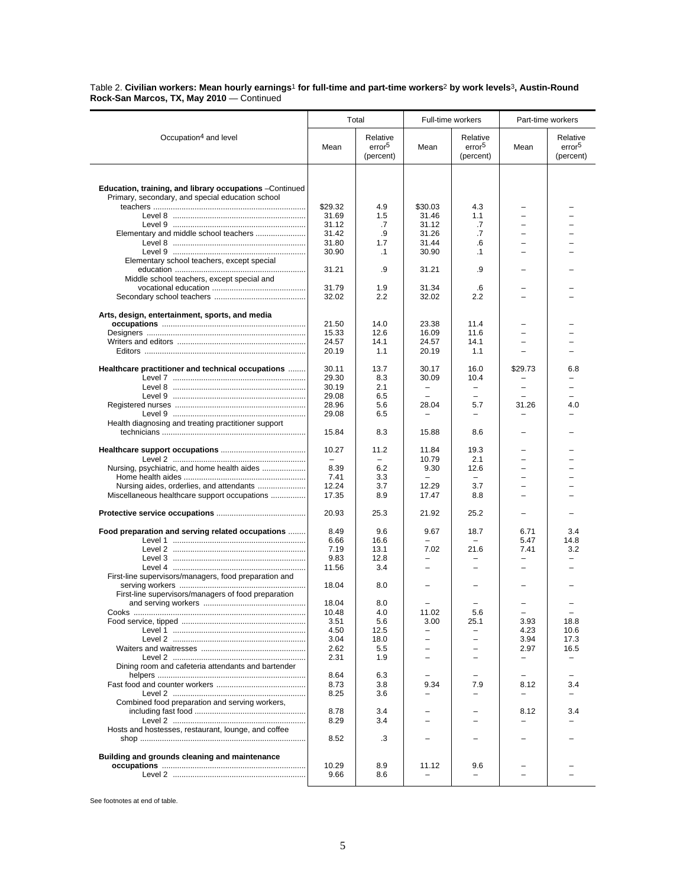Table 2. **Civilian workers: Mean hourly earnings[1] for full-time and part-time workers[2] by work levels[3], Austin-Round Rock-San Marcos, TX, May 2010** — Continued

| Occupation[4] and level | Total | | Full-time workers | | Part-time workers | |
|---|---|---|---|---|---|---|
| | Mean | Relative error[5] (percent) | Mean | Relative error[5] (percent) | Mean | Relative error[5] (percent) |
| **Education, training, and library occupations** –Continued | | | | | | |
| Primary, secondary, and special education school teachers | $29.32 | 4.9 | $30.03 | 4.3 | – | – |
| Level 8 | 31.69 | 1.5 | 31.46 | 1.1 | – | – |
| Level 9 | 31.12 | .7 | 31.12 | .7 | – | – |
| Elementary and middle school teachers | 31.42 | .9 | 31.26 | .7 | – | – |
| Level 8 | 31.80 | 1.7 | 31.44 | .6 | – | – |
| Level 9 | 30.90 | .1 | 30.90 | .1 | – | – |
| Elementary school teachers, except special education | 31.21 | .9 | 31.21 | .9 | – | – |
| Middle school teachers, except special and vocational education | 31.79 | 1.9 | 31.34 | .6 | – | – |
| Secondary school teachers | 32.02 | 2.2 | 32.02 | 2.2 | – | – |
| **Arts, design, entertainment, sports, and media occupations** | 21.50 | 14.0 | 23.38 | 11.4 | – | – |
| Designers | 15.33 | 12.6 | 16.09 | 11.6 | – | – |
| Writers and editors | 24.57 | 14.1 | 24.57 | 14.1 | – | – |
| Editors | 20.19 | 1.1 | 20.19 | 1.1 | – | – |
| **Healthcare practitioner and technical occupations** | 30.11 | 13.7 | 30.17 | 16.0 | $29.73 | 6.8 |
| Level 7 | 29.30 | 8.3 | 30.09 | 10.4 | – | – |
| Level 8 | 30.19 | 2.1 | – | – | – | – |
| Level 9 | 29.08 | 6.5 | – | – | – | – |
| Registered nurses | 28.96 | 5.6 | 28.04 | 5.7 | 31.26 | 4.0 |
| Level 9 | 29.08 | 6.5 | – | – | – | – |
| Health diagnosing and treating practitioner support technicians | 15.84 | 8.3 | 15.88 | 8.6 | – | – |
| **Healthcare support occupations** | 10.27 | 11.2 | 11.84 | 19.3 | – | – |
| Level 2 | – | – | 10.79 | 2.1 | – | – |
| Nursing, psychiatric, and home health aides | 8.39 | 6.2 | 9.30 | 12.6 | – | – |
| Home health aides | 7.41 | 3.3 | – | – | – | – |
| Nursing aides, orderlies, and attendants | 12.24 | 3.7 | 12.29 | 3.7 | – | – |
| Miscellaneous healthcare support occupations | 17.35 | 8.9 | 17.47 | 8.8 | – | – |
| **Protective service occupations** | 20.93 | 25.3 | 21.92 | 25.2 | – | – |
| **Food preparation and serving related occupations** | 8.49 | 9.6 | 9.67 | 18.7 | 6.71 | 3.4 |
| Level 1 | 6.66 | 16.6 | – | – | 5.47 | 14.8 |
| Level 2 | 7.19 | 13.1 | 7.02 | 21.6 | 7.41 | 3.2 |
| Level 3 | 9.83 | 12.8 | – | – | – | – |
| Level 4 | 11.56 | 3.4 | – | – | – | – |
| First-line supervisors/managers, food preparation and serving workers | 18.04 | 8.0 | – | – | – | – |
| First-line supervisors/managers of food preparation and serving workers | 18.04 | 8.0 | – | – | – | – |
| Cooks | 10.48 | 4.0 | 11.02 | 5.6 | – | – |
| Food service, tipped | 3.51 | 5.6 | 3.00 | 25.1 | 3.93 | 18.8 |
| Level 1 | 4.50 | 12.5 | – | – | 4.23 | 10.6 |
| Level 2 | 3.04 | 18.0 | – | – | 3.94 | 17.3 |
| Waiters and waitresses | 2.62 | 5.5 | – | – | 2.97 | 16.5 |
| Level 2 | 2.31 | 1.9 | – | – | – | – |
| Dining room and cafeteria attendants and bartender helpers | 8.64 | 6.3 | – | – | – | – |
| Fast food and counter workers | 8.73 | 3.8 | 9.34 | 7.9 | 8.12 | 3.4 |
| Level 2 | 8.25 | 3.6 | – | – | – | – |
| Combined food preparation and serving workers, including fast food | 8.78 | 3.4 | – | – | 8.12 | 3.4 |
| Level 2 | 8.29 | 3.4 | – | – | – | – |
| Hosts and hostesses, restaurant, lounge, and coffee shop | 8.52 | .3 | – | – | – | – |
| **Building and grounds cleaning and maintenance occupations** | 10.29 | 8.9 | 11.12 | 9.6 | – | – |
| Level 2 | 9.66 | 8.6 | – | – | – | – |

See footnotes at end of table.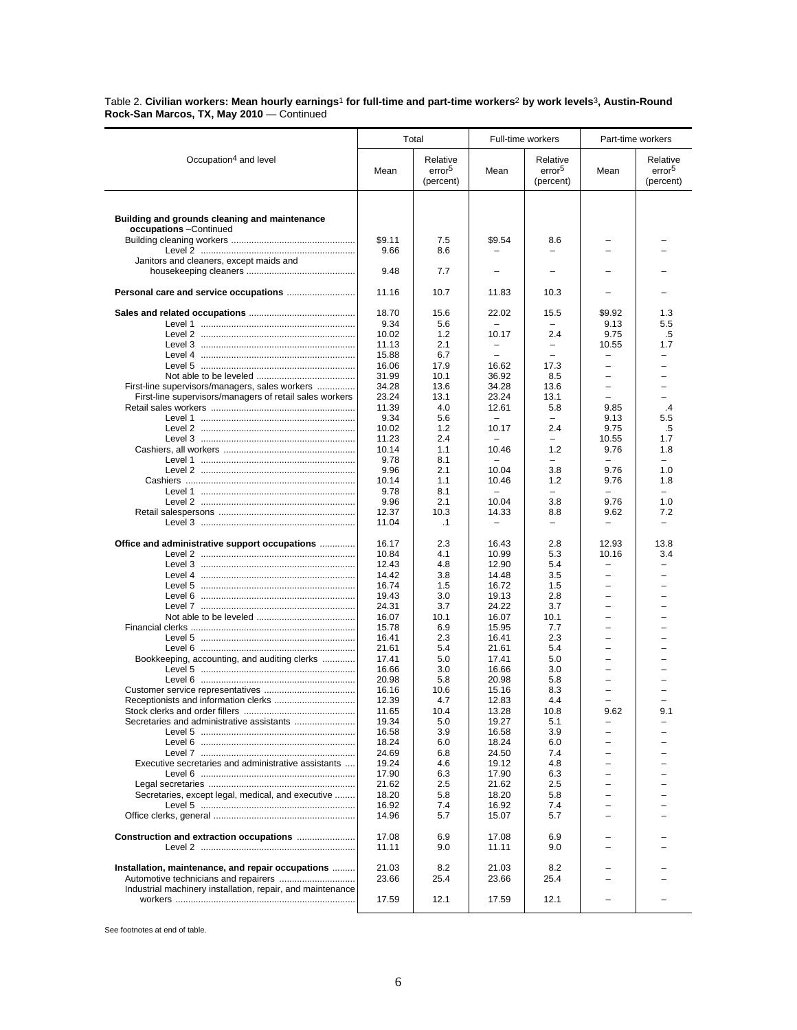Table 2. **Civilian workers: Mean hourly earnings[1] for full-time and part-time workers[2] by work levels[3], Austin-Round Rock-San Marcos, TX, May 2010** — Continued

| Occupation[4] and level | Total | | Full-time workers | | Part-time workers | |
|---|---|---|---|---|---|---|
| | Mean | Relative error[5] (percent) | Mean | Relative error[5] (percent) | Mean | Relative error[5] (percent) |
| **Building and grounds cleaning and maintenance occupations** –Continued | | | | | | |
| Building cleaning workers | $9.11 | 7.5 | $9.54 | 8.6 | – | – |
| Level 2 | 9.66 | 8.6 | – | – | – | – |
| Janitors and cleaners, except maids and housekeeping cleaners | 9.48 | 7.7 | – | – | – | – |
| **Personal care and service occupations** | 11.16 | 10.7 | 11.83 | 10.3 | – | – |
| **Sales and related occupations** | 18.70 | 15.6 | 22.02 | 15.5 | $9.92 | 1.3 |
| Level 1 | 9.34 | 5.6 | – | – | 9.13 | 5.5 |
| Level 2 | 10.02 | 1.2 | 10.17 | 2.4 | 9.75 | .5 |
| Level 3 | 11.13 | 2.1 | – | – | 10.55 | 1.7 |
| Level 4 | 15.88 | 6.7 | – | – | – | – |
| Level 5 | 16.06 | 17.9 | 16.62 | 17.3 | – | – |
| Not able to be leveled | 31.99 | 10.1 | 36.92 | 8.5 | – | – |
| First-line supervisors/managers, sales workers | 34.28 | 13.6 | 34.28 | 13.6 | – | – |
| First-line supervisors/managers of retail sales workers | 23.24 | 13.1 | 23.24 | 13.1 | – | – |
| Retail sales workers | 11.39 | 4.0 | 12.61 | 5.8 | 9.85 | .4 |
| Level 1 | 9.34 | 5.6 | – | – | 9.13 | 5.5 |
| Level 2 | 10.02 | 1.2 | 10.17 | 2.4 | 9.75 | .5 |
| Level 3 | 11.23 | 2.4 | – | – | 10.55 | 1.7 |
| Cashiers, all workers | 10.14 | 1.1 | 10.46 | 1.2 | 9.76 | 1.8 |
| Level 1 | 9.78 | 8.1 | – | – | – | – |
| Level 2 | 9.96 | 2.1 | 10.04 | 3.8 | 9.76 | 1.0 |
| Cashiers | 10.14 | 1.1 | 10.46 | 1.2 | 9.76 | 1.8 |
| Level 1 | 9.78 | 8.1 | – | – | – | – |
| Level 2 | 9.96 | 2.1 | 10.04 | 3.8 | 9.76 | 1.0 |
| Retail salespersons | 12.37 | 10.3 | 14.33 | 8.8 | 9.62 | 7.2 |
| Level 3 | 11.04 | .1 | – | – | – | – |
| **Office and administrative support occupations** | 16.17 | 2.3 | 16.43 | 2.8 | 12.93 | 13.8 |
| Level 2 | 10.84 | 4.1 | 10.99 | 5.3 | 10.16 | 3.4 |
| Level 3 | 12.43 | 4.8 | 12.90 | 5.4 | – | – |
| Level 4 | 14.42 | 3.8 | 14.48 | 3.5 | – | – |
| Level 5 | 16.74 | 1.5 | 16.72 | 1.5 | – | – |
| Level 6 | 19.43 | 3.0 | 19.13 | 2.8 | – | – |
| Level 7 | 24.31 | 3.7 | 24.22 | 3.7 | – | – |
| Not able to be leveled | 16.07 | 10.1 | 16.07 | 10.1 | – | – |
| Financial clerks | 15.78 | 6.9 | 15.95 | 7.7 | – | – |
| Level 5 | 16.41 | 2.3 | 16.41 | 2.3 | – | – |
| Level 6 | 21.61 | 5.4 | 21.61 | 5.4 | – | – |
| Bookkeeping, accounting, and auditing clerks | 17.41 | 5.0 | 17.41 | 5.0 | – | – |
| Level 5 | 16.66 | 3.0 | 16.66 | 3.0 | – | – |
| Level 6 | 20.98 | 5.8 | 20.98 | 5.8 | – | – |
| Customer service representatives | 16.16 | 10.6 | 15.16 | 8.3 | – | – |
| Receptionists and information clerks | 12.39 | 4.7 | 12.83 | 4.4 | – | – |
| Stock clerks and order fillers | 11.65 | 10.4 | 13.28 | 10.8 | 9.62 | 9.1 |
| Secretaries and administrative assistants | 19.34 | 5.0 | 19.27 | 5.1 | – | – |
| Level 5 | 16.58 | 3.9 | 16.58 | 3.9 | – | – |
| Level 6 | 18.24 | 6.0 | 18.24 | 6.0 | – | – |
| Level 7 | 24.69 | 6.8 | 24.50 | 7.4 | – | – |
| Executive secretaries and administrative assistants | 19.24 | 4.6 | 19.12 | 4.8 | – | – |
| Level 6 | 17.90 | 6.3 | 17.90 | 6.3 | – | – |
| Legal secretaries | 21.62 | 2.5 | 21.62 | 2.5 | – | – |
| Secretaries, except legal, medical, and executive | 18.20 | 5.8 | 18.20 | 5.8 | – | – |
| Level 5 | 16.92 | 7.4 | 16.92 | 7.4 | – | – |
| Office clerks, general | 14.96 | 5.7 | 15.07 | 5.7 | – | – |
| **Construction and extraction occupations** | 17.08 | 6.9 | 17.08 | 6.9 | – | – |
| Level 2 | 11.11 | 9.0 | 11.11 | 9.0 | – | – |
| **Installation, maintenance, and repair occupations** | 21.03 | 8.2 | 21.03 | 8.2 | – | – |
| Automotive technicians and repairers | 23.66 | 25.4 | 23.66 | 25.4 | – | – |
| Industrial machinery installation, repair, and maintenance workers | 17.59 | 12.1 | 17.59 | 12.1 | – | – |

See footnotes at end of table.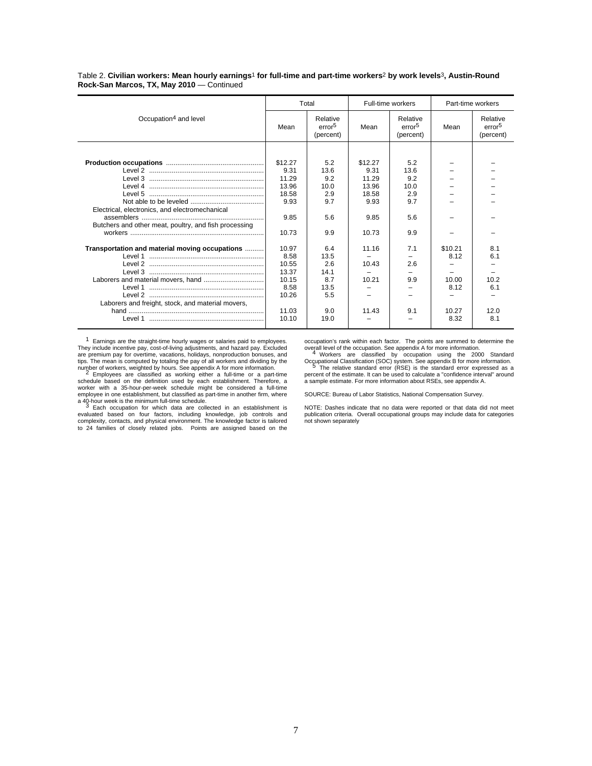Table 2. **Civilian workers: Mean hourly earnings[1] for full-time and part-time workers[2] by work levels[3], Austin-Round Rock-San Marcos, TX, May 2010** — Continued

| Occupation[4] and level | Total | | Full-time workers | | Part-time workers | |
|---|---|---|---|---|---|---|
| | Mean | Relative error[5] (percent) | Mean | Relative error[5] (percent) | Mean | Relative error[5] (percent) |
| **Production occupations** | $12.27 | 5.2 | $12.27 | 5.2 | – | – |
| Level 2 | 9.31 | 13.6 | 9.31 | 13.6 | – | – |
| Level 3 | 11.29 | 9.2 | 11.29 | 9.2 | – | – |
| Level 4 | 13.96 | 10.0 | 13.96 | 10.0 | – | – |
| Level 5 | 18.58 | 2.9 | 18.58 | 2.9 | – | – |
| Not able to be leveled | 9.93 | 9.7 | 9.93 | 9.7 | – | – |
| Electrical, electronics, and electromechanical assemblers | 9.85 | 5.6 | 9.85 | 5.6 | – | – |
| Butchers and other meat, poultry, and fish processing workers | 10.73 | 9.9 | 10.73 | 9.9 | – | – |
| **Transportation and material moving occupations** | 10.97 | 6.4 | 11.16 | 7.1 | $10.21 | 8.1 |
| Level 1 | 8.58 | 13.5 | – | – | 8.12 | 6.1 |
| Level 2 | 10.55 | 2.6 | 10.43 | 2.6 | – | – |
| Level 3 | 13.37 | 14.1 | – | – | – | – |
| Laborers and material movers, hand | 10.15 | 8.7 | 10.21 | 9.9 | 10.00 | 10.2 |
| Level 1 | 8.58 | 13.5 | – | – | 8.12 | 6.1 |
| Level 2 | 10.26 | 5.5 | – | – | – | – |
| Laborers and freight, stock, and material movers, hand | 11.03 | 9.0 | 11.43 | 9.1 | 10.27 | 12.0 |
| Level 1 | 10.10 | 19.0 | – | – | 8.32 | 8.1 |

[1] Earnings are the straight-time hourly wages or salaries paid to employees. They include incentive pay, cost-of-living adjustments, and hazard pay. Excluded are premium pay for overtime, vacations, holidays, nonproduction bonuses, and tips. The mean is computed by totaling the pay of all workers and dividing by the number of workers, weighted by hours. See appendix A for more information.

[2] Employees are classified as working either a full-time or a part-time schedule based on the definition used by each establishment. Therefore, a worker with a 35-hour-per-week schedule might be considered a full-time employee in one establishment, but classified as part-time in another firm, where a 40-hour week is the minimum full-time schedule.

[3] Each occupation for which data are collected in an establishment is evaluated based on four factors, including knowledge, job controls and complexity, contacts, and physical environment. The knowledge factor is tailored to 24 families of closely related jobs. Points are assigned based on the occupation's rank within each factor. The points are summed to determine the overall level of the occupation. See appendix A for more information.

[4] Workers are classified by occupation using the 2000 Standard Occupational Classification (SOC) system. See appendix B for more information.

[5] The relative standard error (RSE) is the standard error expressed as a percent of the estimate. It can be used to calculate a "confidence interval" around a sample estimate. For more information about RSEs, see appendix A.

SOURCE: Bureau of Labor Statistics, National Compensation Survey.

NOTE: Dashes indicate that no data were reported or that data did not meet publication criteria. Overall occupational groups may include data for categories not shown separately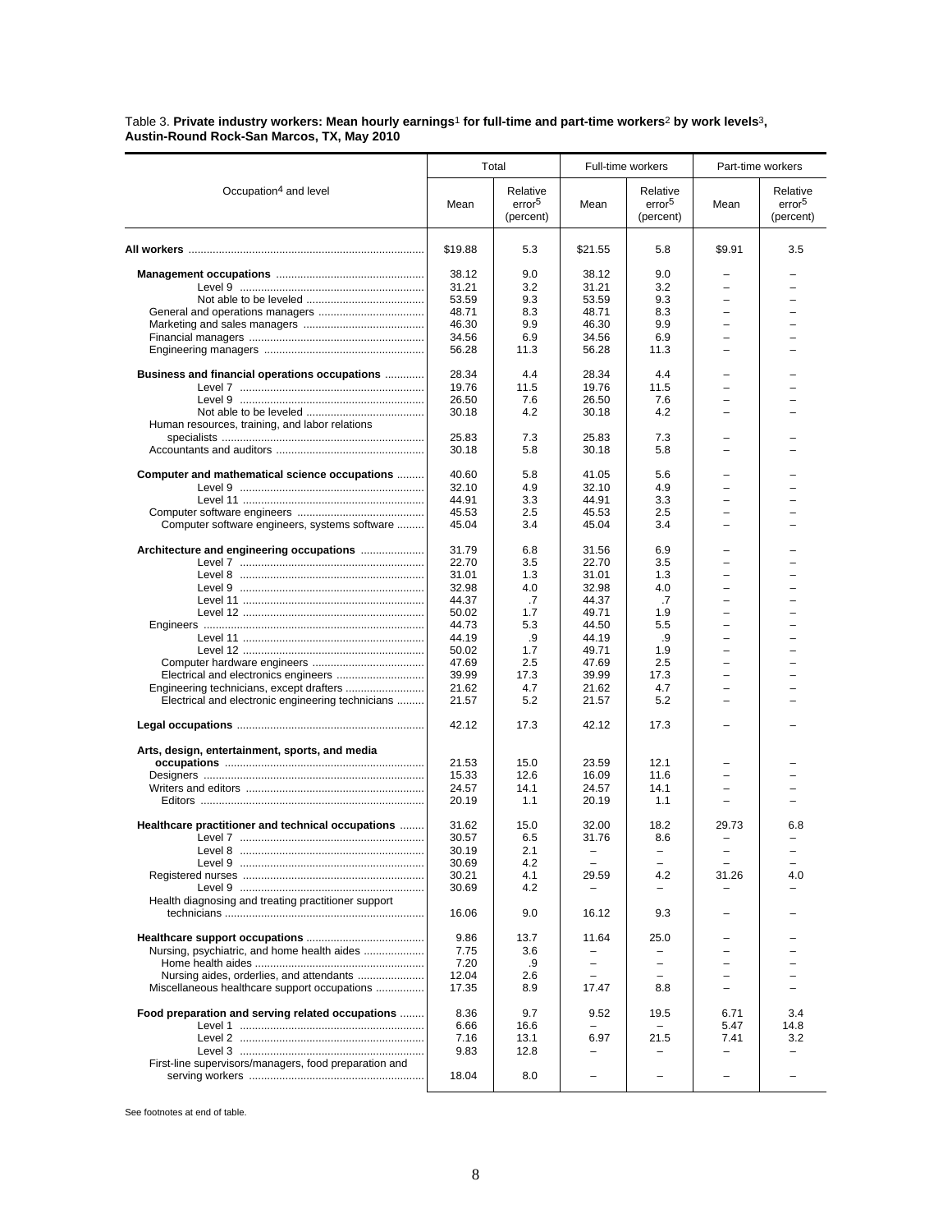Table 3. **Private industry workers: Mean hourly earnings[1] for full-time and part-time workers[2] by work levels[3], Austin-Round Rock-San Marcos, TX, May 2010**

| Occupation[4] and level | Total | | Full-time workers | | Part-time workers | |
|---|---|---|---|---|---|---|
| | Mean | Relative error[5] (percent) | Mean | Relative error[5] (percent) | Mean | Relative error[5] (percent) |
| **All workers** | $19.88 | 5.3 | $21.55 | 5.8 | $9.91 | 3.5 |
| **Management occupations** | 38.12 | 9.0 | 38.12 | 9.0 | – | – |
| Level 9 | 31.21 | 3.2 | 31.21 | 3.2 | – | – |
| Not able to be leveled | 53.59 | 9.3 | 53.59 | 9.3 | – | – |
| General and operations managers | 48.71 | 8.3 | 48.71 | 8.3 | – | – |
| Marketing and sales managers | 46.30 | 9.9 | 46.30 | 9.9 | – | – |
| Financial managers | 34.56 | 6.9 | 34.56 | 6.9 | – | – |
| Engineering managers | 56.28 | 11.3 | 56.28 | 11.3 | – | – |
| **Business and financial operations occupations** | 28.34 | 4.4 | 28.34 | 4.4 | – | – |
| Level 7 | 19.76 | 11.5 | 19.76 | 11.5 | – | – |
| Level 9 | 26.50 | 7.6 | 26.50 | 7.6 | – | – |
| Not able to be leveled | 30.18 | 4.2 | 30.18 | 4.2 | – | – |
| Human resources, training, and labor relations specialists | 25.83 | 7.3 | 25.83 | 7.3 | – | – |
| Accountants and auditors | 30.18 | 5.8 | 30.18 | 5.8 | – | – |
| **Computer and mathematical science occupations** | 40.60 | 5.8 | 41.05 | 5.6 | – | – |
| Level 9 | 32.10 | 4.9 | 32.10 | 4.9 | – | – |
| Level 11 | 44.91 | 3.3 | 44.91 | 3.3 | – | – |
| Computer software engineers | 45.53 | 2.5 | 45.53 | 2.5 | – | – |
| Computer software engineers, systems software | 45.04 | 3.4 | 45.04 | 3.4 | – | – |
| **Architecture and engineering occupations** | 31.79 | 6.8 | 31.56 | 6.9 | – | – |
| Level 7 | 22.70 | 3.5 | 22.70 | 3.5 | – | – |
| Level 8 | 31.01 | 1.3 | 31.01 | 1.3 | – | – |
| Level 9 | 32.98 | 4.0 | 32.98 | 4.0 | – | – |
| Level 11 | 44.37 | .7 | 44.37 | .7 | – | – |
| Level 12 | 50.02 | 1.7 | 49.71 | 1.9 | – | – |
| Engineers | 44.73 | 5.3 | 44.50 | 5.5 | – | – |
| Level 11 | 44.19 | .9 | 44.19 | .9 | – | – |
| Level 12 | 50.02 | 1.7 | 49.71 | 1.9 | – | – |
| Computer hardware engineers | 47.69 | 2.5 | 47.69 | 2.5 | – | – |
| Electrical and electronics engineers | 39.99 | 17.3 | 39.99 | 17.3 | – | – |
| Engineering technicians, except drafters | 21.62 | 4.7 | 21.62 | 4.7 | – | – |
| Electrical and electronic engineering technicians | 21.57 | 5.2 | 21.57 | 5.2 | – | – |
| **Legal occupations** | 42.12 | 17.3 | 42.12 | 17.3 | – | – |
| **Arts, design, entertainment, sports, and media occupations** | 21.53 | 15.0 | 23.59 | 12.1 | – | – |
| Designers | 15.33 | 12.6 | 16.09 | 11.6 | – | – |
| Writers and editors | 24.57 | 14.1 | 24.57 | 14.1 | – | – |
| Editors | 20.19 | 1.1 | 20.19 | 1.1 | – | – |
| **Healthcare practitioner and technical occupations** | 31.62 | 15.0 | 32.00 | 18.2 | 29.73 | 6.8 |
| Level 7 | 30.57 | 6.5 | 31.76 | 8.6 | – | – |
| Level 8 | 30.19 | 2.1 | – | – | – | – |
| Level 9 | 30.69 | 4.2 | – | – | – | – |
| Registered nurses | 30.21 | 4.1 | 29.59 | 4.2 | 31.26 | 4.0 |
| Level 9 | 30.69 | 4.2 | – | – | – | – |
| Health diagnosing and treating practitioner support technicians | 16.06 | 9.0 | 16.12 | 9.3 | – | – |
| **Healthcare support occupations** | 9.86 | 13.7 | 11.64 | 25.0 | – | – |
| Nursing, psychiatric, and home health aides | 7.75 | 3.6 | – | – | – | – |
| Home health aides | 7.20 | .9 | – | – | – | – |
| Nursing aides, orderlies, and attendants | 12.04 | 2.6 | – | – | – | – |
| Miscellaneous healthcare support occupations | 17.35 | 8.9 | 17.47 | 8.8 | – | – |
| **Food preparation and serving related occupations** | 8.36 | 9.7 | 9.52 | 19.5 | 6.71 | 3.4 |
| Level 1 | 6.66 | 16.6 | – | – | 5.47 | 14.8 |
| Level 2 | 7.16 | 13.1 | 6.97 | 21.5 | 7.41 | 3.2 |
| Level 3 | 9.83 | 12.8 | – | – | – | – |
| First-line supervisors/managers, food preparation and serving workers | 18.04 | 8.0 | – | – | – | – |

See footnotes at end of table.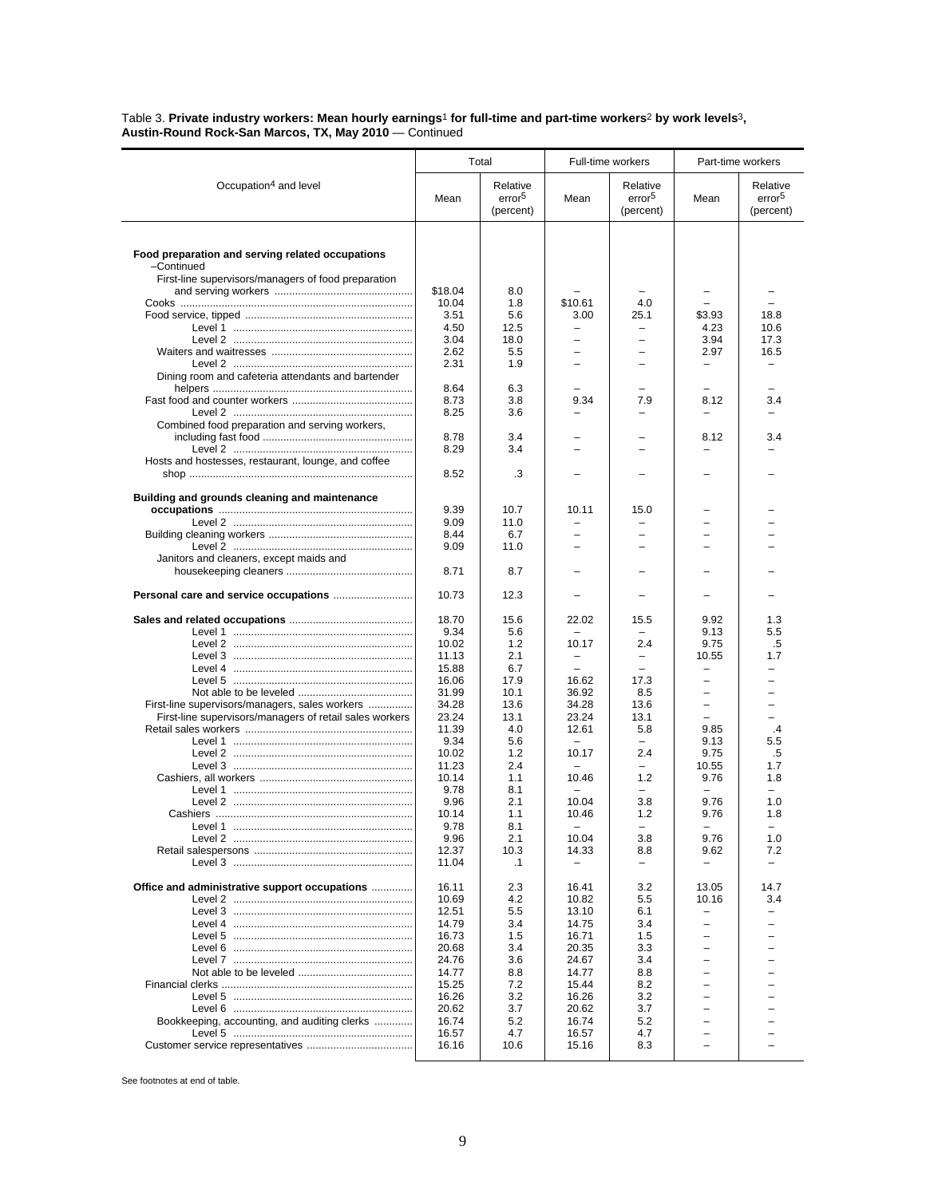Table 3. **Private industry workers: Mean hourly earnings**[1] **for full-time and part-time workers**[2] **by work levels**[3]**, Austin-Round Rock-San Marcos, TX, May 2010** — Continued

| Occupation[4] and level | Total | | Full-time workers | | Part-time workers | |
|---|---|---|---|---|---|---|
| | Mean | Relative error[5] (percent) | Mean | Relative error[5] (percent) | Mean | Relative error[5] (percent) |
| **Food preparation and serving related occupations** –Continued | | | | | | |
| First-line supervisors/managers of food preparation and serving workers | $18.04 | 8.0 | – | – | – | – |
| Cooks | 10.04 | 1.8 | $10.61 | 4.0 | – | – |
| Food service, tipped | 3.51 | 5.6 | 3.00 | 25.1 | $3.93 | 18.8 |
| Level 1 | 4.50 | 12.5 | – | – | 4.23 | 10.6 |
| Level 2 | 3.04 | 18.0 | – | – | 3.94 | 17.3 |
| Waiters and waitresses | 2.62 | 5.5 | – | – | 2.97 | 16.5 |
| Level 2 | 2.31 | 1.9 | – | – | – | – |
| Dining room and cafeteria attendants and bartender helpers | 8.64 | 6.3 | – | – | – | – |
| Fast food and counter workers | 8.73 | 3.8 | 9.34 | 7.9 | 8.12 | 3.4 |
| Level 2 | 8.25 | 3.6 | – | – | – | – |
| Combined food preparation and serving workers, including fast food | 8.78 | 3.4 | – | – | 8.12 | 3.4 |
| Level 2 | 8.29 | 3.4 | – | – | – | – |
| Hosts and hostesses, restaurant, lounge, and coffee shop | 8.52 | .3 | – | – | – | – |
| **Building and grounds cleaning and maintenance occupations** | 9.39 | 10.7 | 10.11 | 15.0 | – | – |
| Level 2 | 9.09 | 11.0 | – | – | – | – |
| Building cleaning workers | 8.44 | 6.7 | – | – | – | – |
| Level 2 | 9.09 | 11.0 | – | – | – | – |
| Janitors and cleaners, except maids and housekeeping cleaners | 8.71 | 8.7 | – | – | – | – |
| **Personal care and service occupations** | 10.73 | 12.3 | – | – | – | – |
| **Sales and related occupations** | 18.70 | 15.6 | 22.02 | 15.5 | 9.92 | 1.3 |
| Level 1 | 9.34 | 5.6 | – | – | 9.13 | 5.5 |
| Level 2 | 10.02 | 1.2 | 10.17 | 2.4 | 9.75 | .5 |
| Level 3 | 11.13 | 2.1 | – | – | 10.55 | 1.7 |
| Level 4 | 15.88 | 6.7 | – | – | – | – |
| Level 5 | 16.06 | 17.9 | 16.62 | 17.3 | – | – |
| Not able to be leveled | 31.99 | 10.1 | 36.92 | 8.5 | – | – |
| First-line supervisors/managers, sales workers | 34.28 | 13.6 | 34.28 | 13.6 | – | – |
| First-line supervisors/managers of retail sales workers | 23.24 | 13.1 | 23.24 | 13.1 | – | – |
| Retail sales workers | 11.39 | 4.0 | 12.61 | 5.8 | 9.85 | .4 |
| Level 1 | 9.34 | 5.6 | – | – | 9.13 | 5.5 |
| Level 2 | 10.02 | 1.2 | 10.17 | 2.4 | 9.75 | .5 |
| Level 3 | 11.23 | 2.4 | – | – | 10.55 | 1.7 |
| Cashiers, all workers | 10.14 | 1.1 | 10.46 | 1.2 | 9.76 | 1.8 |
| Level 1 | 9.78 | 8.1 | – | – | – | – |
| Level 2 | 9.96 | 2.1 | 10.04 | 3.8 | 9.76 | 1.0 |
| Cashiers | 10.14 | 1.1 | 10.46 | 1.2 | 9.76 | 1.8 |
| Level 1 | 9.78 | 8.1 | – | – | – | – |
| Level 2 | 9.96 | 2.1 | 10.04 | 3.8 | 9.76 | 1.0 |
| Retail salespersons | 12.37 | 10.3 | 14.33 | 8.8 | 9.62 | 7.2 |
| Level 3 | 11.04 | .1 | – | – | – | – |
| **Office and administrative support occupations** | 16.11 | 2.3 | 16.41 | 3.2 | 13.05 | 14.7 |
| Level 2 | 10.69 | 4.2 | 10.82 | 5.5 | 10.16 | 3.4 |
| Level 3 | 12.51 | 5.5 | 13.10 | 6.1 | – | – |
| Level 4 | 14.79 | 3.4 | 14.75 | 3.4 | – | – |
| Level 5 | 16.73 | 1.5 | 16.71 | 1.5 | – | – |
| Level 6 | 20.68 | 3.4 | 20.35 | 3.3 | – | – |
| Level 7 | 24.76 | 3.6 | 24.67 | 3.4 | – | – |
| Not able to be leveled | 14.77 | 8.8 | 14.77 | 8.8 | – | – |
| Financial clerks | 15.25 | 7.2 | 15.44 | 8.2 | – | – |
| Level 5 | 16.26 | 3.2 | 16.26 | 3.2 | – | – |
| Level 6 | 20.62 | 3.7 | 20.62 | 3.7 | – | – |
| Bookkeeping, accounting, and auditing clerks | 16.74 | 5.2 | 16.74 | 5.2 | – | – |
| Level 5 | 16.57 | 4.7 | 16.57 | 4.7 | – | – |
| Customer service representatives | 16.16 | 10.6 | 15.16 | 8.3 | – | – |

See footnotes at end of table.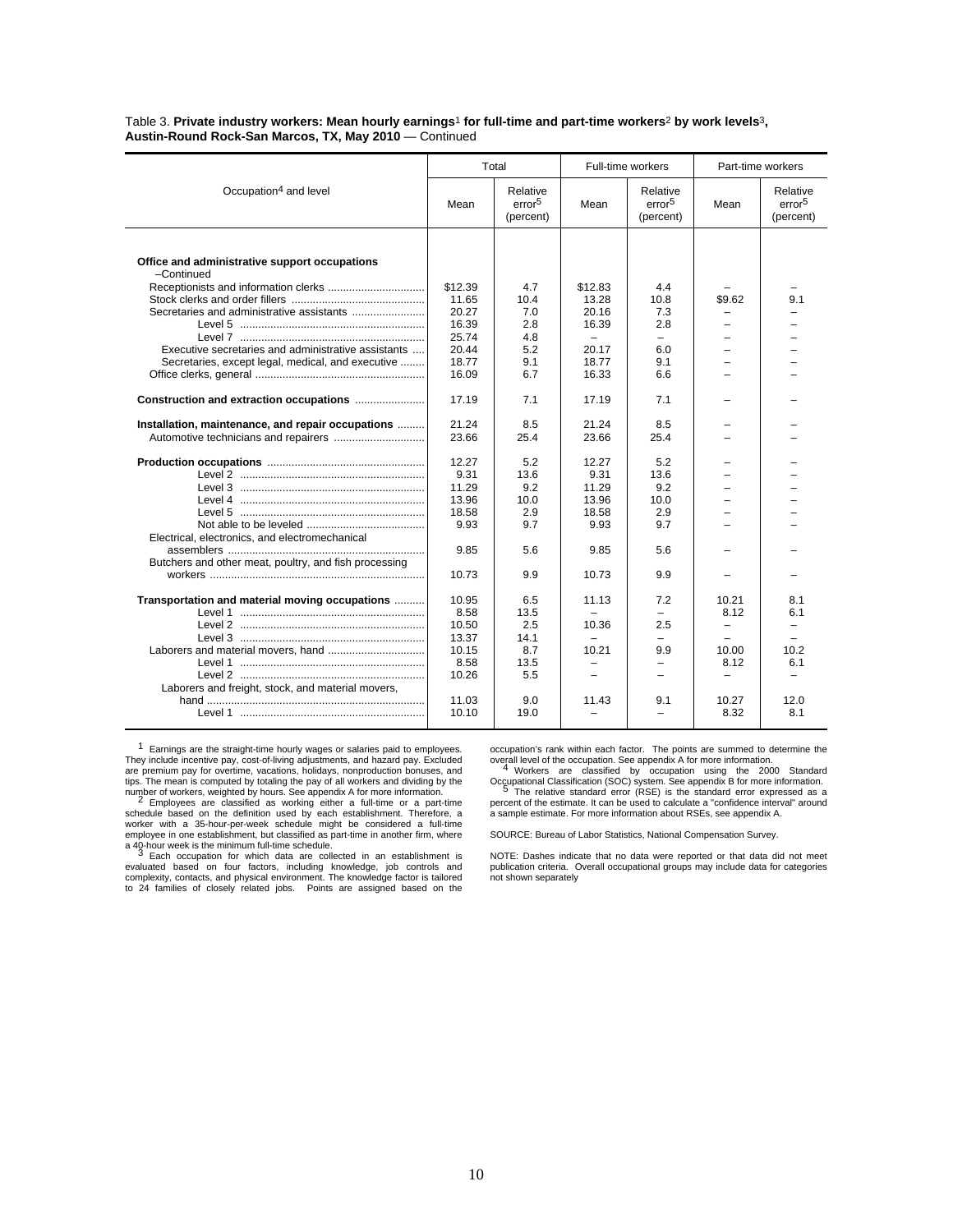Table 3. **Private industry workers: Mean hourly earnings[1] for full-time and part-time workers[2] by work levels[3], Austin-Round Rock-San Marcos, TX, May 2010** — Continued

| Occupation[4] and level | Total | | Full-time workers | | Part-time workers | |
|---|---|---|---|---|---|---|
| | Mean | Relative error[5] (percent) | Mean | Relative error[5] (percent) | Mean | Relative error[5] (percent) |
| **Office and administrative support occupations –Continued** | | | | | | |
| Receptionists and information clerks | $12.39 | 4.7 | $12.83 | 4.4 | – | – |
| Stock clerks and order fillers | 11.65 | 10.4 | 13.28 | 10.8 | $9.62 | 9.1 |
| Secretaries and administrative assistants | 20.27 | 7.0 | 20.16 | 7.3 | – | – |
| Level 5 | 16.39 | 2.8 | 16.39 | 2.8 | – | – |
| Level 7 | 25.74 | 4.8 | – | – | – | – |
| Executive secretaries and administrative assistants | 20.44 | 5.2 | 20.17 | 6.0 | – | – |
| Secretaries, except legal, medical, and executive | 18.77 | 9.1 | 18.77 | 9.1 | – | – |
| Office clerks, general | 16.09 | 6.7 | 16.33 | 6.6 | – | – |
| **Construction and extraction occupations** | 17.19 | 7.1 | 17.19 | 7.1 | – | – |
| **Installation, maintenance, and repair occupations** | 21.24 | 8.5 | 21.24 | 8.5 | – | – |
| Automotive technicians and repairers | 23.66 | 25.4 | 23.66 | 25.4 | – | – |
| **Production occupations** | 12.27 | 5.2 | 12.27 | 5.2 | – | – |
| Level 2 | 9.31 | 13.6 | 9.31 | 13.6 | – | – |
| Level 3 | 11.29 | 9.2 | 11.29 | 9.2 | – | – |
| Level 4 | 13.96 | 10.0 | 13.96 | 10.0 | – | – |
| Level 5 | 18.58 | 2.9 | 18.58 | 2.9 | – | – |
| Not able to be leveled | 9.93 | 9.7 | 9.93 | 9.7 | – | – |
| Electrical, electronics, and electromechanical assemblers | 9.85 | 5.6 | 9.85 | 5.6 | – | – |
| Butchers and other meat, poultry, and fish processing workers | 10.73 | 9.9 | 10.73 | 9.9 | – | – |
| **Transportation and material moving occupations** | 10.95 | 6.5 | 11.13 | 7.2 | 10.21 | 8.1 |
| Level 1 | 8.58 | 13.5 | – | – | 8.12 | 6.1 |
| Level 2 | 10.50 | 2.5 | 10.36 | 2.5 | – | – |
| Level 3 | 13.37 | 14.1 | – | – | – | – |
| Laborers and material movers, hand | 10.15 | 8.7 | 10.21 | 9.9 | 10.00 | 10.2 |
| Level 1 | 8.58 | 13.5 | – | – | 8.12 | 6.1 |
| Level 2 | 10.26 | 5.5 | – | – | – | – |
| Laborers and freight, stock, and material movers, hand | 11.03 | 9.0 | 11.43 | 9.1 | 10.27 | 12.0 |
| Level 1 | 10.10 | 19.0 | – | – | 8.32 | 8.1 |

[1] Earnings are the straight-time hourly wages or salaries paid to employees. They include incentive pay, cost-of-living adjustments, and hazard pay. Excluded are premium pay for overtime, vacations, holidays, nonproduction bonuses, and tips. The mean is computed by totaling the pay of all workers and dividing by the number of workers, weighted by hours. See appendix A for more information.

[2] Employees are classified as working either a full-time or a part-time schedule based on the definition used by each establishment. Therefore, a worker with a 35-hour-per-week schedule might be considered a full-time employee in one establishment, but classified as part-time in another firm, where a 40-hour week is the minimum full-time schedule.

[3] Each occupation for which data are collected in an establishment is evaluated based on four factors, including knowledge, job controls and complexity, contacts, and physical environment. The knowledge factor is tailored to 24 families of closely related jobs. Points are assigned based on the occupation's rank within each factor. The points are summed to determine the overall level of the occupation. See appendix A for more information.

[4] Workers are classified by occupation using the 2000 Standard Occupational Classification (SOC) system. See appendix B for more information.

[5] The relative standard error (RSE) is the standard error expressed as a percent of the estimate. It can be used to calculate a "confidence interval" around a sample estimate. For more information about RSEs, see appendix A.

SOURCE: Bureau of Labor Statistics, National Compensation Survey.

NOTE: Dashes indicate that no data were reported or that data did not meet publication criteria. Overall occupational groups may include data for categories not shown separately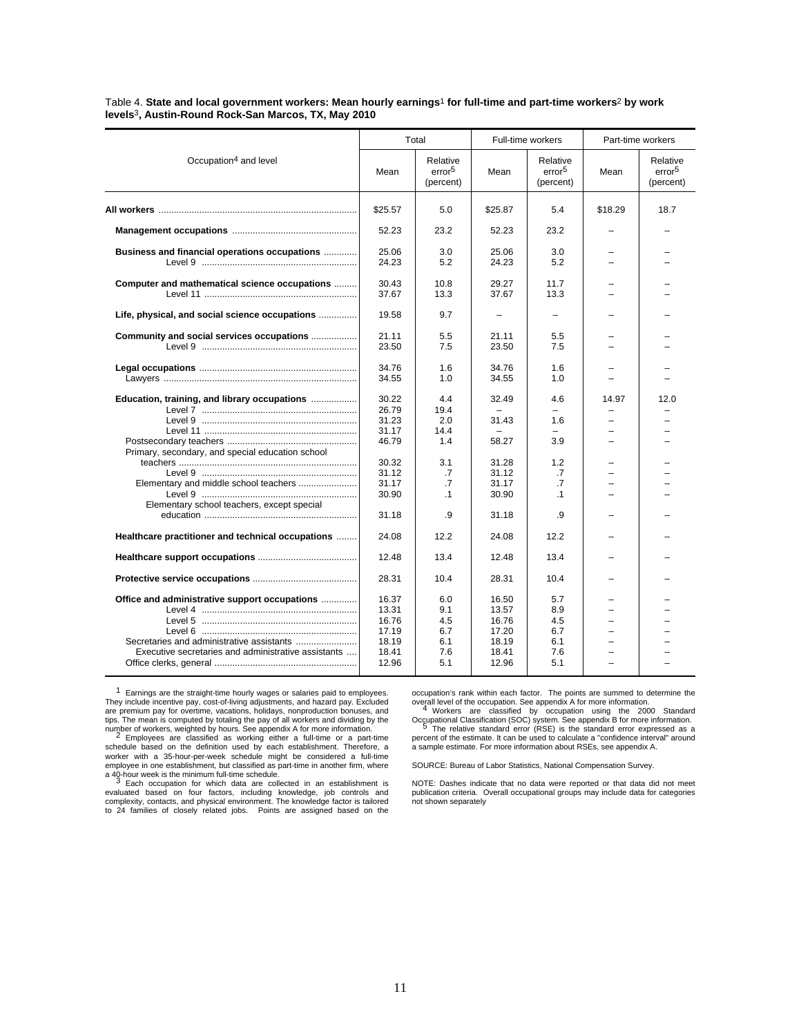Table 4. **State and local government workers: Mean hourly earnings[1] for full-time and part-time workers[2] by work levels[3], Austin-Round Rock-San Marcos, TX, May 2010**

| Occupation[4] and level | Total | | Full-time workers | | Part-time workers | |
|---|---|---|---|---|---|---|
| | Mean | Relative error[5] (percent) | Mean | Relative error[5] (percent) | Mean | Relative error[5] (percent) |
| **All workers** | $25.57 | 5.0 | $25.87 | 5.4 | $18.29 | 18.7 |
| **Management occupations** | 52.23 | 23.2 | 52.23 | 23.2 | – | – |
| **Business and financial operations occupations** | 25.06 | 3.0 | 25.06 | 3.0 | – | – |
| Level 9 | 24.23 | 5.2 | 24.23 | 5.2 | – | – |
| **Computer and mathematical science occupations** | 30.43 | 10.8 | 29.27 | 11.7 | – | – |
| Level 11 | 37.67 | 13.3 | 37.67 | 13.3 | – | – |
| **Life, physical, and social science occupations** | 19.58 | 9.7 | – | – | – | – |
| **Community and social services occupations** | 21.11 | 5.5 | 21.11 | 5.5 | – | – |
| Level 9 | 23.50 | 7.5 | 23.50 | 7.5 | – | – |
| **Legal occupations** | 34.76 | 1.6 | 34.76 | 1.6 | – | – |
| Lawyers | 34.55 | 1.0 | 34.55 | 1.0 | – | – |
| **Education, training, and library occupations** | 30.22 | 4.4 | 32.49 | 4.6 | 14.97 | 12.0 |
| Level 7 | 26.79 | 19.4 | – | – | – | – |
| Level 9 | 31.23 | 2.0 | 31.43 | 1.6 | – | – |
| Level 11 | 31.17 | 14.4 | – | – | – | – |
| Postsecondary teachers | 46.79 | 1.4 | 58.27 | 3.9 | – | – |
| Primary, secondary, and special education school teachers | 30.32 | 3.1 | 31.28 | 1.2 | – | – |
| Level 9 | 31.12 | .7 | 31.12 | .7 | – | – |
| Elementary and middle school teachers | 31.17 | .7 | 31.17 | .7 | – | – |
| Level 9 | 30.90 | .1 | 30.90 | .1 | – | – |
| Elementary school teachers, except special education | 31.18 | .9 | 31.18 | .9 | – | – |
| **Healthcare practitioner and technical occupations** | 24.08 | 12.2 | 24.08 | 12.2 | – | – |
| **Healthcare support occupations** | 12.48 | 13.4 | 12.48 | 13.4 | – | – |
| **Protective service occupations** | 28.31 | 10.4 | 28.31 | 10.4 | – | – |
| **Office and administrative support occupations** | 16.37 | 6.0 | 16.50 | 5.7 | – | – |
| Level 4 | 13.31 | 9.1 | 13.57 | 8.9 | – | – |
| Level 5 | 16.76 | 4.5 | 16.76 | 4.5 | – | – |
| Level 6 | 17.19 | 6.7 | 17.20 | 6.7 | – | – |
| Secretaries and administrative assistants | 18.19 | 6.1 | 18.19 | 6.1 | – | – |
| Executive secretaries and administrative assistants | 18.41 | 7.6 | 18.41 | 7.6 | – | – |
| Office clerks, general | 12.96 | 5.1 | 12.96 | 5.1 | – | – |

[1] Earnings are the straight-time hourly wages or salaries paid to employees. They include incentive pay, cost-of-living adjustments, and hazard pay. Excluded are premium pay for overtime, vacations, holidays, nonproduction bonuses, and tips. The mean is computed by totaling the pay of all workers and dividing by the number of workers, weighted by hours. See appendix A for more information.

[2] Employees are classified as working either a full-time or a part-time schedule based on the definition used by each establishment. Therefore, a worker with a 35-hour-per-week schedule might be considered a full-time employee in one establishment, but classified as part-time in another firm, where a 40-hour week is the minimum full-time schedule.

[3] Each occupation for which data are collected in an establishment is evaluated based on four factors, including knowledge, job controls and complexity, contacts, and physical environment. The knowledge factor is tailored to 24 families of closely related jobs. Points are assigned based on the occupation's rank within each factor. The points are summed to determine the overall level of the occupation. See appendix A for more information.

[4] Workers are classified by occupation using the 2000 Standard Occupational Classification (SOC) system. See appendix B for more information.

[5] The relative standard error (RSE) is the standard error expressed as a percent of the estimate. It can be used to calculate a "confidence interval" around a sample estimate. For more information about RSEs, see appendix A.

SOURCE: Bureau of Labor Statistics, National Compensation Survey.

NOTE: Dashes indicate that no data were reported or that data did not meet publication criteria. Overall occupational groups may include data for categories not shown separately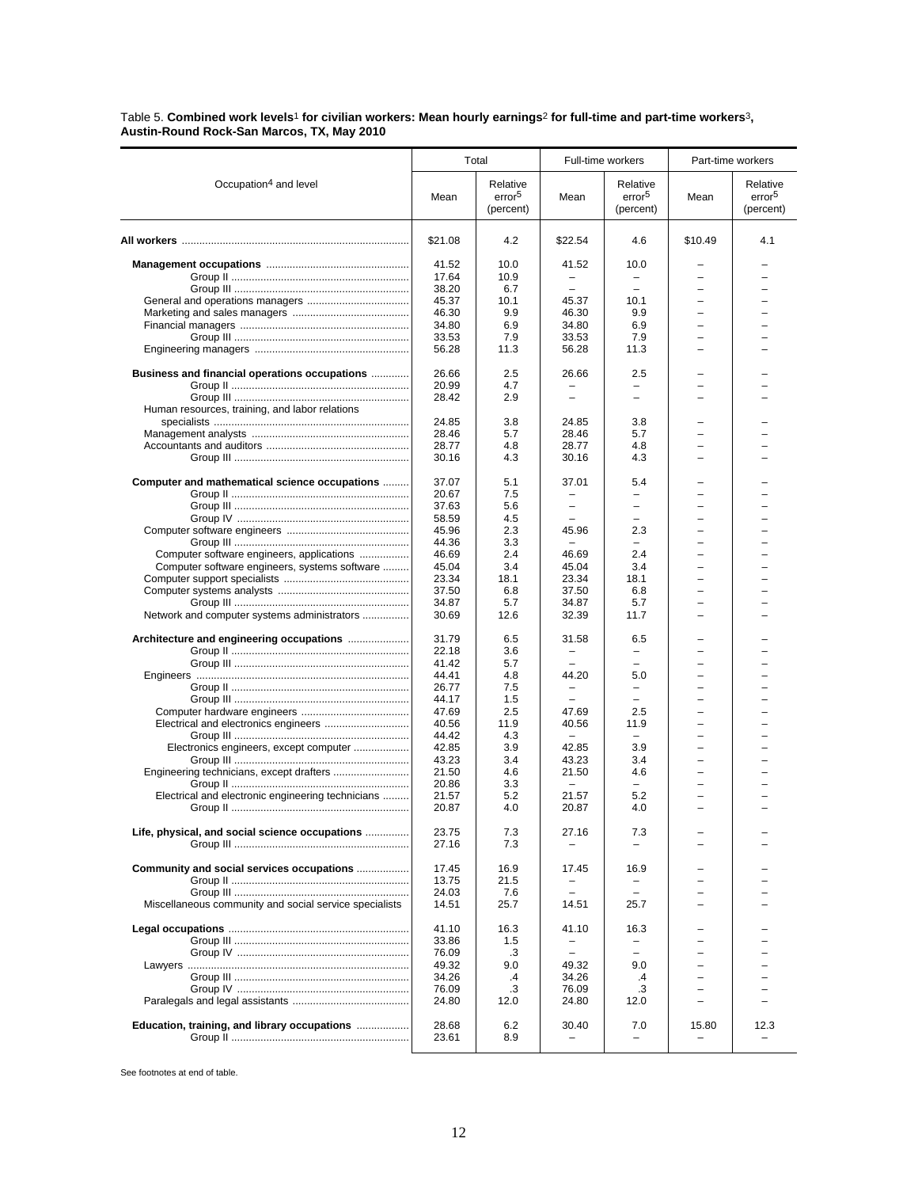Table 5. **Combined work levels[1] for civilian workers: Mean hourly earnings[2] for full-time and part-time workers[3], Austin-Round Rock-San Marcos, TX, May 2010**

| Occupation[4] and level | Total | | Full-time workers | | Part-time workers | |
|---|---|---|---|---|---|---|
| | Mean | Relative error[5] (percent) | Mean | Relative error[5] (percent) | Mean | Relative error[5] (percent) |
| **All workers** | $21.08 | 4.2 | $22.54 | 4.6 | $10.49 | 4.1 |
| **Management occupations** | 41.52 | 10.0 | 41.52 | 10.0 | – | – |
| Group II | 17.64 | 10.9 | – | – | – | – |
| Group III | 38.20 | 6.7 | – | – | – | – |
| General and operations managers | 45.37 | 10.1 | 45.37 | 10.1 | – | – |
| Marketing and sales managers | 46.30 | 9.9 | 46.30 | 9.9 | – | – |
| Financial managers | 34.80 | 6.9 | 34.80 | 6.9 | – | – |
| Group III | 33.53 | 7.9 | 33.53 | 7.9 | – | – |
| Engineering managers | 56.28 | 11.3 | 56.28 | 11.3 | – | – |
| **Business and financial operations occupations** | 26.66 | 2.5 | 26.66 | 2.5 | – | – |
| Group II | 20.99 | 4.7 | – | – | – | – |
| Group III | 28.42 | 2.9 | – | – | – | – |
| Human resources, training, and labor relations specialists | 24.85 | 3.8 | 24.85 | 3.8 | – | – |
| Management analysts | 28.46 | 5.7 | 28.46 | 5.7 | – | – |
| Accountants and auditors | 28.77 | 4.8 | 28.77 | 4.8 | – | – |
| Group III | 30.16 | 4.3 | 30.16 | 4.3 | – | – |
| **Computer and mathematical science occupations** | 37.07 | 5.1 | 37.01 | 5.4 | – | – |
| Group II | 20.67 | 7.5 | – | – | – | – |
| Group III | 37.63 | 5.6 | – | – | – | – |
| Group IV | 58.59 | 4.5 | – | – | – | – |
| Computer software engineers | 45.96 | 2.3 | 45.96 | 2.3 | – | – |
| Group III | 44.36 | 3.3 | – | – | – | – |
| Computer software engineers, applications | 46.69 | 2.4 | 46.69 | 2.4 | – | – |
| Computer software engineers, systems software | 45.04 | 3.4 | 45.04 | 3.4 | – | – |
| Computer support specialists | 23.34 | 18.1 | 23.34 | 18.1 | – | – |
| Computer systems analysts | 37.50 | 6.8 | 37.50 | 6.8 | – | – |
| Group III | 34.87 | 5.7 | 34.87 | 5.7 | – | – |
| Network and computer systems administrators | 30.69 | 12.6 | 32.39 | 11.7 | – | – |
| **Architecture and engineering occupations** | 31.79 | 6.5 | 31.58 | 6.5 | – | – |
| Group II | 22.18 | 3.6 | – | – | – | – |
| Group III | 41.42 | 5.7 | – | – | – | – |
| Engineers | 44.41 | 4.8 | 44.20 | 5.0 | – | – |
| Group II | 26.77 | 7.5 | – | – | – | – |
| Group III | 44.17 | 1.5 | – | – | – | – |
| Computer hardware engineers | 47.69 | 2.5 | 47.69 | 2.5 | – | – |
| Electrical and electronics engineers | 40.56 | 11.9 | 40.56 | 11.9 | – | – |
| Group III | 44.42 | 4.3 | – | – | – | – |
| Electronics engineers, except computer | 42.85 | 3.9 | 42.85 | 3.9 | – | – |
| Group III | 43.23 | 3.4 | 43.23 | 3.4 | – | – |
| Engineering technicians, except drafters | 21.50 | 4.6 | 21.50 | 4.6 | – | – |
| Group II | 20.86 | 3.3 | – | – | – | – |
| Electrical and electronic engineering technicians | 21.57 | 5.2 | 21.57 | 5.2 | – | – |
| Group II | 20.87 | 4.0 | 20.87 | 4.0 | – | – |
| **Life, physical, and social science occupations** | 23.75 | 7.3 | 27.16 | 7.3 | – | – |
| Group III | 27.16 | 7.3 | – | – | – | – |
| **Community and social services occupations** | 17.45 | 16.9 | 17.45 | 16.9 | – | – |
| Group II | 13.75 | 21.5 | – | – | – | – |
| Group III | 24.03 | 7.6 | – | – | – | – |
| Miscellaneous community and social service specialists | 14.51 | 25.7 | 14.51 | 25.7 | – | – |
| **Legal occupations** | 41.10 | 16.3 | 41.10 | 16.3 | – | – |
| Group III | 33.86 | 1.5 | – | – | – | – |
| Group IV | 76.09 | .3 | – | – | – | – |
| Lawyers | 49.32 | 9.0 | 49.32 | 9.0 | – | – |
| Group III | 34.26 | .4 | 34.26 | .4 | – | – |
| Group IV | 76.09 | .3 | 76.09 | .3 | – | – |
| Paralegals and legal assistants | 24.80 | 12.0 | 24.80 | 12.0 | – | – |
| **Education, training, and library occupations** | 28.68 | 6.2 | 30.40 | 7.0 | 15.80 | 12.3 |
| Group II | 23.61 | 8.9 | – | – | – | – |

See footnotes at end of table.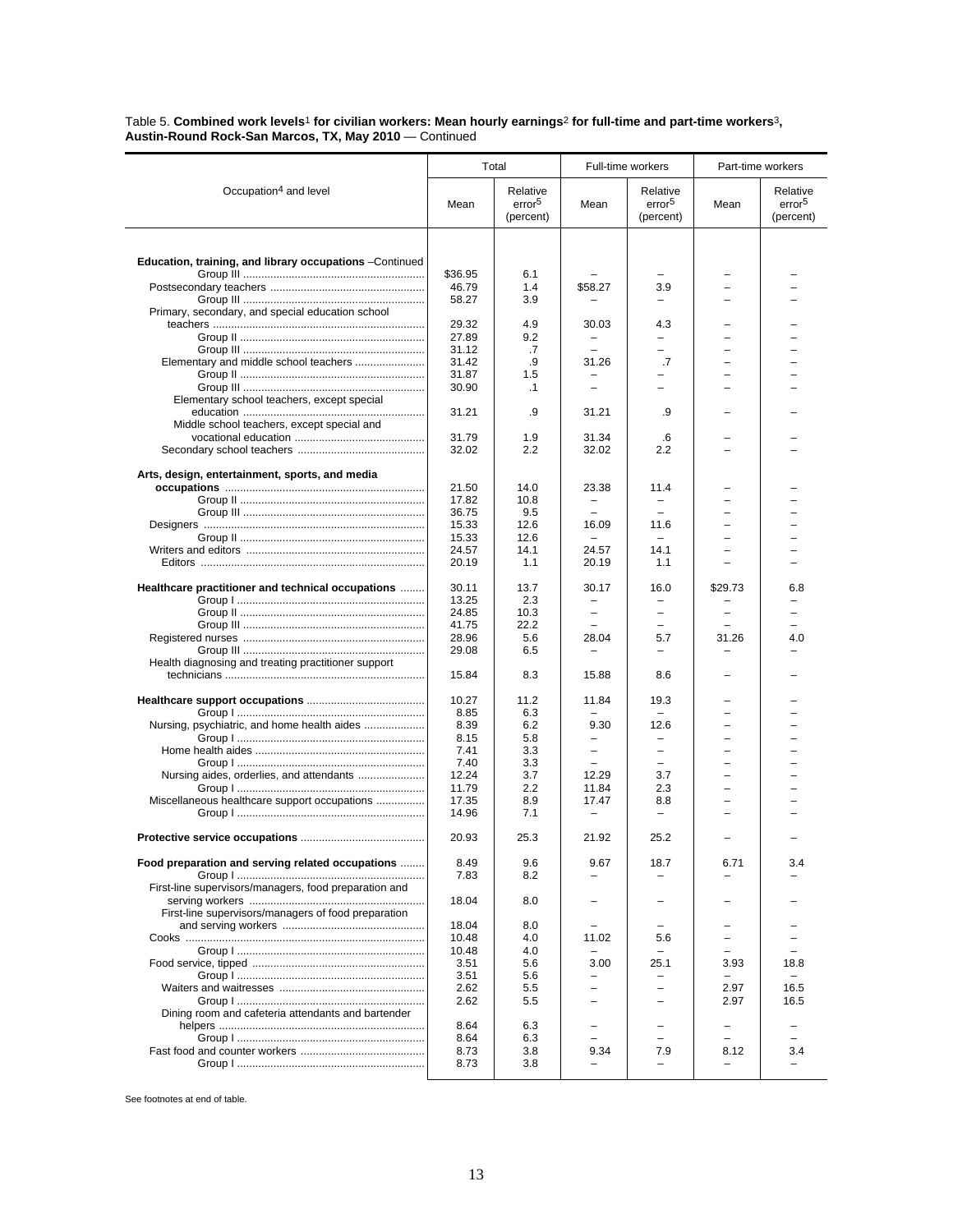Table 5. **Combined work levels**[1] **for civilian workers: Mean hourly earnings**[2] **for full-time and part-time workers**[3]**, Austin-Round Rock-San Marcos, TX, May 2010** — Continued

| Occupation[4] and level | Total | | Full-time workers | | Part-time workers | |
|---|---|---|---|---|---|---|
| | Mean | Relative error[5] (percent) | Mean | Relative error[5] (percent) | Mean | Relative error[5] (percent) |
| **Education, training, and library occupations** –Continued | | | | | | |
| Group III | $36.95 | 6.1 | – | – | – | – |
| Postsecondary teachers | 46.79 | 1.4 | $58.27 | 3.9 | – | – |
| Group III | 58.27 | 3.9 | – | – | – | – |
| Primary, secondary, and special education school teachers | 29.32 | 4.9 | 30.03 | 4.3 | – | – |
| Group II | 27.89 | 9.2 | – | – | – | – |
| Group III | 31.12 | .7 | – | – | – | – |
| Elementary and middle school teachers | 31.42 | .9 | 31.26 | .7 | – | – |
| Group II | 31.87 | 1.5 | – | – | – | – |
| Group III | 30.90 | .1 | – | – | – | – |
| Elementary school teachers, except special education | 31.21 | .9 | 31.21 | .9 | – | – |
| Middle school teachers, except special and vocational education | 31.79 | 1.9 | 31.34 | .6 | – | – |
| Secondary school teachers | 32.02 | 2.2 | 32.02 | 2.2 | – | – |
| **Arts, design, entertainment, sports, and media occupations** | 21.50 | 14.0 | 23.38 | 11.4 | – | – |
| Group II | 17.82 | 10.8 | – | – | – | – |
| Group III | 36.75 | 9.5 | – | – | – | – |
| Designers | 15.33 | 12.6 | 16.09 | 11.6 | – | – |
| Group II | 15.33 | 12.6 | – | – | – | – |
| Writers and editors | 24.57 | 14.1 | 24.57 | 14.1 | – | – |
| Editors | 20.19 | 1.1 | 20.19 | 1.1 | – | – |
| **Healthcare practitioner and technical occupations** | 30.11 | 13.7 | 30.17 | 16.0 | $29.73 | 6.8 |
| Group I | 13.25 | 2.3 | – | – | – | – |
| Group II | 24.85 | 10.3 | – | – | – | – |
| Group III | 41.75 | 22.2 | – | – | – | – |
| Registered nurses | 28.96 | 5.6 | 28.04 | 5.7 | 31.26 | 4.0 |
| Group III | 29.08 | 6.5 | – | – | – | – |
| Health diagnosing and treating practitioner support technicians | 15.84 | 8.3 | 15.88 | 8.6 | – | – |
| **Healthcare support occupations** | 10.27 | 11.2 | 11.84 | 19.3 | – | – |
| Group I | 8.85 | 6.3 | – | – | – | – |
| Nursing, psychiatric, and home health aides | 8.39 | 6.2 | 9.30 | 12.6 | – | – |
| Group I | 8.15 | 5.8 | – | – | – | – |
| Home health aides | 7.41 | 3.3 | – | – | – | – |
| Group I | 7.40 | 3.3 | – | – | – | – |
| Nursing aides, orderlies, and attendants | 12.24 | 3.7 | 12.29 | 3.7 | – | – |
| Group I | 11.79 | 2.2 | 11.84 | 2.3 | – | – |
| Miscellaneous healthcare support occupations | 17.35 | 8.9 | 17.47 | 8.8 | – | – |
| Group I | 14.96 | 7.1 | – | – | – | – |
| **Protective service occupations** | 20.93 | 25.3 | 21.92 | 25.2 | – | – |
| **Food preparation and serving related occupations** | 8.49 | 9.6 | 9.67 | 18.7 | 6.71 | 3.4 |
| Group I | 7.83 | 8.2 | – | – | – | – |
| First-line supervisors/managers, food preparation and serving workers | 18.04 | 8.0 | – | – | – | – |
| First-line supervisors/managers of food preparation and serving workers | 18.04 | 8.0 | – | – | – | – |
| Cooks | 10.48 | 4.0 | 11.02 | 5.6 | – | – |
| Group I | 10.48 | 4.0 | – | – | – | – |
| Food service, tipped | 3.51 | 5.6 | 3.00 | 25.1 | 3.93 | 18.8 |
| Group I | 3.51 | 5.6 | – | – | – | – |
| Waiters and waitresses | 2.62 | 5.5 | – | – | 2.97 | 16.5 |
| Group I | 2.62 | 5.5 | – | – | 2.97 | 16.5 |
| Dining room and cafeteria attendants and bartender helpers | 8.64 | 6.3 | – | – | – | – |
| Group I | 8.64 | 6.3 | – | – | – | – |
| Fast food and counter workers | 8.73 | 3.8 | 9.34 | 7.9 | 8.12 | 3.4 |
| Group I | 8.73 | 3.8 | – | – | – | – |

See footnotes at end of table.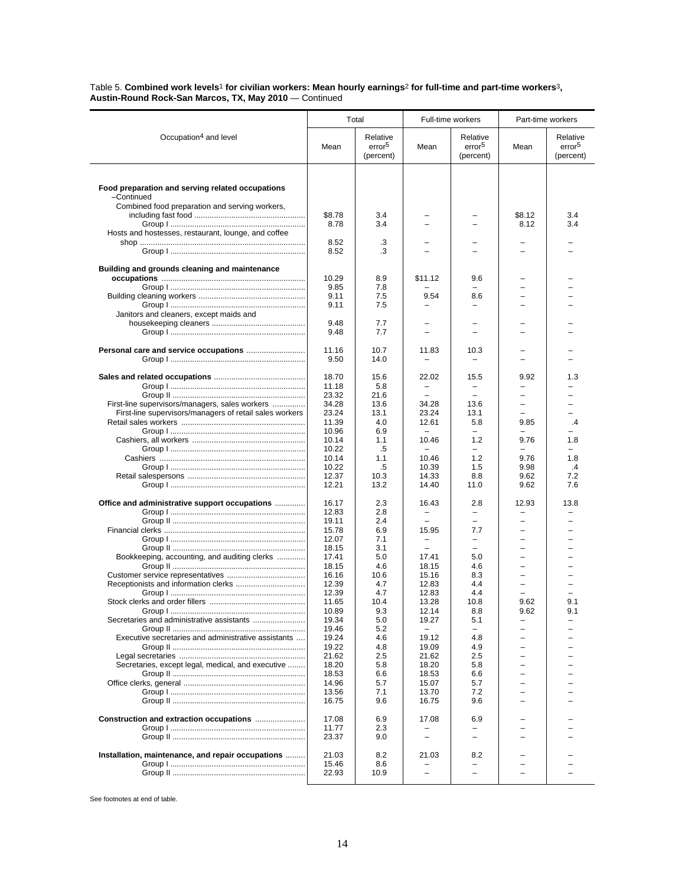Table 5. **Combined work levels**[1] **for civilian workers: Mean hourly earnings**[2] **for full-time and part-time workers**[3]**, Austin-Round Rock-San Marcos, TX, May 2010** — Continued

| Occupation[4] and level | Total | | Full-time workers | | Part-time workers | |
|---|---|---|---|---|---|---|
| | Mean | Relative error[5] (percent) | Mean | Relative error[5] (percent) | Mean | Relative error[5] (percent) |
| **Food preparation and serving related occupations –Continued** | | | | | | |
| Combined food preparation and serving workers, including fast food | $8.78 | 3.4 | – | – | $8.12 | 3.4 |
| Group I | 8.78 | 3.4 | – | – | 8.12 | 3.4 |
| Hosts and hostesses, restaurant, lounge, and coffee shop | 8.52 | .3 | – | – | – | – |
| Group I | 8.52 | .3 | – | – | – | – |
| **Building and grounds cleaning and maintenance occupations** | 10.29 | 8.9 | $11.12 | 9.6 | – | – |
| Group I | 9.85 | 7.8 | – | – | – | – |
| Building cleaning workers | 9.11 | 7.5 | 9.54 | 8.6 | – | – |
| Group I | 9.11 | 7.5 | – | – | – | – |
| Janitors and cleaners, except maids and housekeeping cleaners | 9.48 | 7.7 | – | – | – | – |
| Group I | 9.48 | 7.7 | – | – | – | – |
| **Personal care and service occupations** | 11.16 | 10.7 | 11.83 | 10.3 | – | – |
| Group I | 9.50 | 14.0 | – | – | – | – |
| **Sales and related occupations** | 18.70 | 15.6 | 22.02 | 15.5 | 9.92 | 1.3 |
| Group I | 11.18 | 5.8 | – | – | – | – |
| Group II | 23.32 | 21.6 | – | – | – | – |
| First-line supervisors/managers, sales workers | 34.28 | 13.6 | 34.28 | 13.6 | – | – |
| First-line supervisors/managers of retail sales workers | 23.24 | 13.1 | 23.24 | 13.1 | – | – |
| Retail sales workers | 11.39 | 4.0 | 12.61 | 5.8 | 9.85 | .4 |
| Group I | 10.96 | 6.9 | – | – | – | – |
| Cashiers, all workers | 10.14 | 1.1 | 10.46 | 1.2 | 9.76 | 1.8 |
| Group I | 10.22 | .5 | – | – | – | – |
| Cashiers | 10.14 | 1.1 | 10.46 | 1.2 | 9.76 | 1.8 |
| Group I | 10.22 | .5 | 10.39 | 1.5 | 9.98 | .4 |
| Retail salespersons | 12.37 | 10.3 | 14.33 | 8.8 | 9.62 | 7.2 |
| Group I | 12.21 | 13.2 | 14.40 | 11.0 | 9.62 | 7.6 |
| **Office and administrative support occupations** | 16.17 | 2.3 | 16.43 | 2.8 | 12.93 | 13.8 |
| Group I | 12.83 | 2.8 | – | – | – | – |
| Group II | 19.11 | 2.4 | – | – | – | – |
| Financial clerks | 15.78 | 6.9 | 15.95 | 7.7 | – | – |
| Group I | 12.07 | 7.1 | – | – | – | – |
| Group II | 18.15 | 3.1 | – | – | – | – |
| Bookkeeping, accounting, and auditing clerks | 17.41 | 5.0 | 17.41 | 5.0 | – | – |
| Group II | 18.15 | 4.6 | 18.15 | 4.6 | – | – |
| Customer service representatives | 16.16 | 10.6 | 15.16 | 8.3 | – | – |
| Receptionists and information clerks | 12.39 | 4.7 | 12.83 | 4.4 | – | – |
| Group I | 12.39 | 4.7 | 12.83 | 4.4 | – | – |
| Stock clerks and order fillers | 11.65 | 10.4 | 13.28 | 10.8 | 9.62 | 9.1 |
| Group I | 10.89 | 9.3 | 12.14 | 8.8 | 9.62 | 9.1 |
| Secretaries and administrative assistants | 19.34 | 5.0 | 19.27 | 5.1 | – | – |
| Group II | 19.46 | 5.2 | – | – | – | – |
| Executive secretaries and administrative assistants | 19.24 | 4.6 | 19.12 | 4.8 | – | – |
| Group II | 19.22 | 4.8 | 19.09 | 4.9 | – | – |
| Legal secretaries | 21.62 | 2.5 | 21.62 | 2.5 | – | – |
| Secretaries, except legal, medical, and executive | 18.20 | 5.8 | 18.20 | 5.8 | – | – |
| Group II | 18.53 | 6.6 | 18.53 | 6.6 | – | – |
| Office clerks, general | 14.96 | 5.7 | 15.07 | 5.7 | – | – |
| Group I | 13.56 | 7.1 | 13.70 | 7.2 | – | – |
| Group II | 16.75 | 9.6 | 16.75 | 9.6 | – | – |
| **Construction and extraction occupations** | 17.08 | 6.9 | 17.08 | 6.9 | – | – |
| Group I | 11.77 | 2.3 | – | – | – | – |
| Group II | 23.37 | 9.0 | – | – | – | – |
| **Installation, maintenance, and repair occupations** | 21.03 | 8.2 | 21.03 | 8.2 | – | – |
| Group I | 15.46 | 8.6 | – | – | – | – |
| Group II | 22.93 | 10.9 | – | – | – | – |

See footnotes at end of table.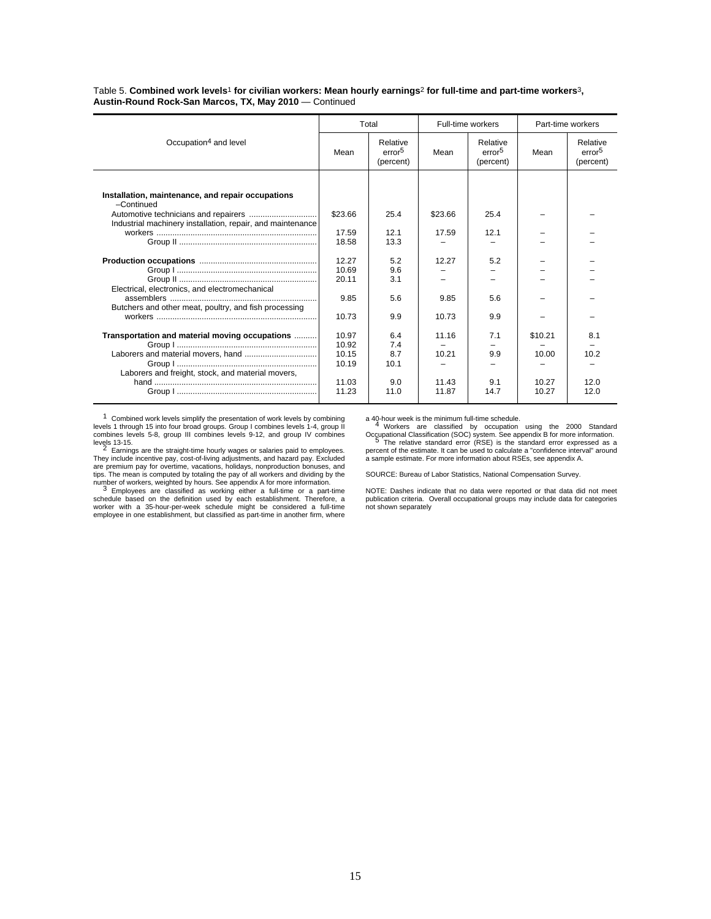Table 5. **Combined work levels**[1] **for civilian workers: Mean hourly earnings**[2] **for full-time and part-time workers**[3]**, Austin-Round Rock-San Marcos, TX, May 2010** — Continued

| Occupation[4] and level | Total | | Full-time workers | | Part-time workers | |
|---|---|---|---|---|---|---|
| | Mean | Relative error[5] (percent) | Mean | Relative error[5] (percent) | Mean | Relative error[5] (percent) |
| **Installation, maintenance, and repair occupations –Continued** | | | | | | |
| Automotive technicians and repairers | $23.66 | 25.4 | $23.66 | 25.4 | – | – |
| Industrial machinery installation, repair, and maintenance workers | 17.59 | 12.1 | 17.59 | 12.1 | – | – |
| Group II | 18.58 | 13.3 | – | – | – | – |
| **Production occupations** | 12.27 | 5.2 | 12.27 | 5.2 | – | – |
| Group I | 10.69 | 9.6 | – | – | – | – |
| Group II | 20.11 | 3.1 | – | – | – | – |
| Electrical, electronics, and electromechanical assemblers | 9.85 | 5.6 | 9.85 | 5.6 | – | – |
| Butchers and other meat, poultry, and fish processing workers | 10.73 | 9.9 | 10.73 | 9.9 | – | – |
| **Transportation and material moving occupations** | 10.97 | 6.4 | 11.16 | 7.1 | $10.21 | 8.1 |
| Group I | 10.92 | 7.4 | – | – | – | – |
| Laborers and material movers, hand | 10.15 | 8.7 | 10.21 | 9.9 | 10.00 | 10.2 |
| Group I | 10.19 | 10.1 | – | – | – | – |
| Laborers and freight, stock, and material movers, hand | 11.03 | 9.0 | 11.43 | 9.1 | 10.27 | 12.0 |
| Group I | 11.23 | 11.0 | 11.87 | 14.7 | 10.27 | 12.0 |

[1] Combined work levels simplify the presentation of work levels by combining levels 1 through 15 into four broad groups. Group I combines levels 1-4, group II combines levels 5-8, group III combines levels 9-12, and group IV combines levels 13-15.

[2] Earnings are the straight-time hourly wages or salaries paid to employees. They include incentive pay, cost-of-living adjustments, and hazard pay. Excluded are premium pay for overtime, vacations, holidays, nonproduction bonuses, and tips. The mean is computed by totaling the pay of all workers and dividing by the number of workers, weighted by hours. See appendix A for more information.

[3] Employees are classified as working either a full-time or a part-time schedule based on the definition used by each establishment. Therefore, a worker with a 35-hour-per-week schedule might be considered a full-time employee in one establishment, but classified as part-time in another firm, where a 40-hour week is the minimum full-time schedule.

[4] Workers are classified by occupation using the 2000 Standard Occupational Classification (SOC) system. See appendix B for more information.

[5] The relative standard error (RSE) is the standard error expressed as a percent of the estimate. It can be used to calculate a "confidence interval" around a sample estimate. For more information about RSEs, see appendix A.

SOURCE: Bureau of Labor Statistics, National Compensation Survey.

NOTE: Dashes indicate that no data were reported or that data did not meet publication criteria. Overall occupational groups may include data for categories not shown separately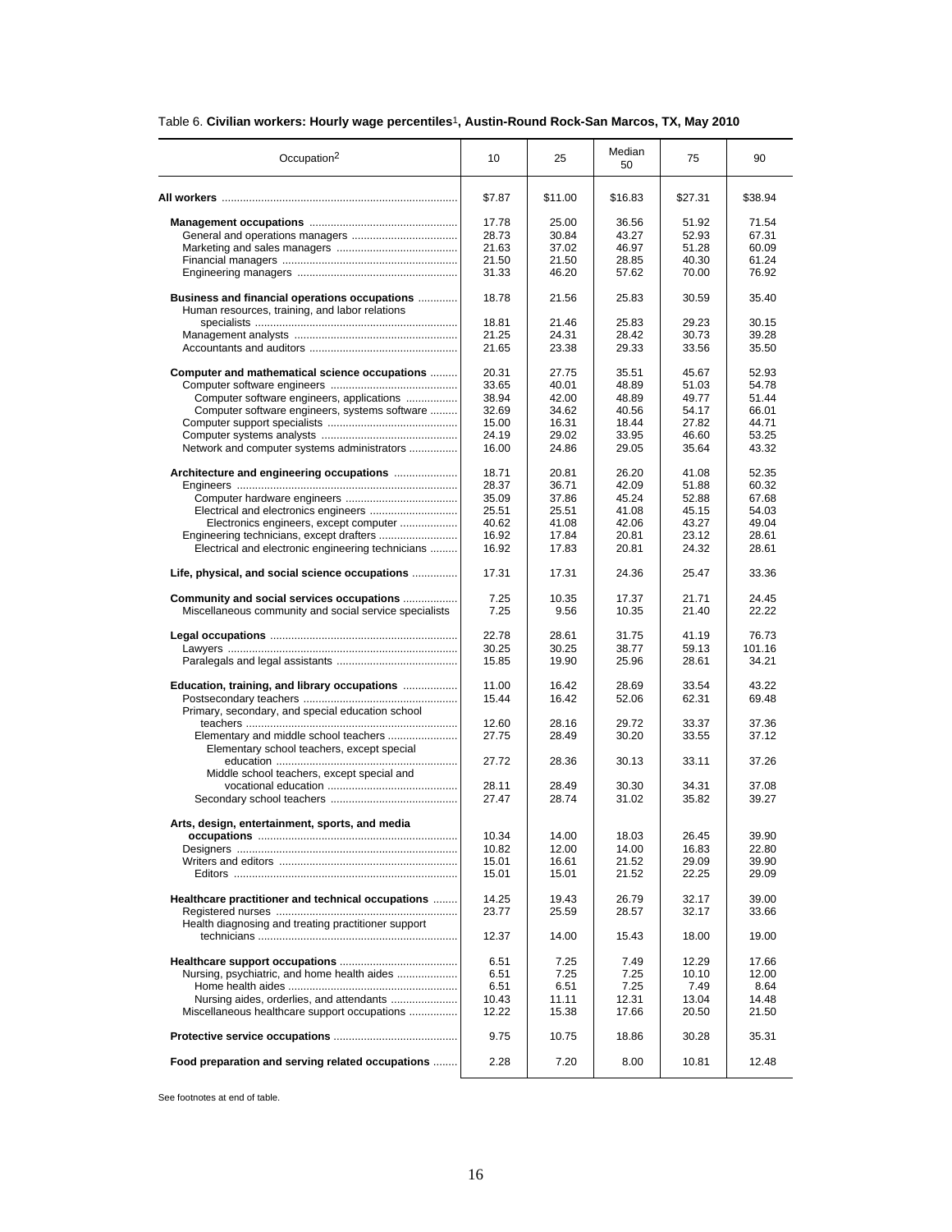Table 6. **Civilian workers: Hourly wage percentiles[1], Austin-Round Rock-San Marcos, TX, May 2010**

| Occupation[2] | 10 | 25 | Median 50 | 75 | 90 |
|---|---|---|---|---|---|
| **All workers** | $7.87 | $11.00 | $16.83 | $27.31 | $38.94 |
| **Management occupations** | 17.78 | 25.00 | 36.56 | 51.92 | 71.54 |
| General and operations managers | 28.73 | 30.84 | 43.27 | 52.93 | 67.31 |
| Marketing and sales managers | 21.63 | 37.02 | 46.97 | 51.28 | 60.09 |
| Financial managers | 21.50 | 21.50 | 28.85 | 40.30 | 61.24 |
| Engineering managers | 31.33 | 46.20 | 57.62 | 70.00 | 76.92 |
| **Business and financial operations occupations** | 18.78 | 21.56 | 25.83 | 30.59 | 35.40 |
| Human resources, training, and labor relations specialists | 18.81 | 21.46 | 25.83 | 29.23 | 30.15 |
| Management analysts | 21.25 | 24.31 | 28.42 | 30.73 | 39.28 |
| Accountants and auditors | 21.65 | 23.38 | 29.33 | 33.56 | 35.50 |
| **Computer and mathematical science occupations** | 20.31 | 27.75 | 35.51 | 45.67 | 52.93 |
| Computer software engineers | 33.65 | 40.01 | 48.89 | 51.03 | 54.78 |
| Computer software engineers, applications | 38.94 | 42.00 | 48.89 | 49.77 | 51.44 |
| Computer software engineers, systems software | 32.69 | 34.62 | 40.56 | 54.17 | 66.01 |
| Computer support specialists | 15.00 | 16.31 | 18.44 | 27.82 | 44.71 |
| Computer systems analysts | 24.19 | 29.02 | 33.95 | 46.60 | 53.25 |
| Network and computer systems administrators | 16.00 | 24.86 | 29.05 | 35.64 | 43.32 |
| **Architecture and engineering occupations** | 18.71 | 20.81 | 26.20 | 41.08 | 52.35 |
| Engineers | 28.37 | 36.71 | 42.09 | 51.88 | 60.32 |
| Computer hardware engineers | 35.09 | 37.86 | 45.24 | 52.88 | 67.68 |
| Electrical and electronics engineers | 25.51 | 25.51 | 41.08 | 45.15 | 54.03 |
| Electronics engineers, except computer | 40.62 | 41.08 | 42.06 | 43.27 | 49.04 |
| Engineering technicians, except drafters | 16.92 | 17.84 | 20.81 | 23.12 | 28.61 |
| Electrical and electronic engineering technicians | 16.92 | 17.83 | 20.81 | 24.32 | 28.61 |
| **Life, physical, and social science occupations** | 17.31 | 17.31 | 24.36 | 25.47 | 33.36 |
| **Community and social services occupations** | 7.25 | 10.35 | 17.37 | 21.71 | 24.45 |
| Miscellaneous community and social service specialists | 7.25 | 9.56 | 10.35 | 21.40 | 22.22 |
| **Legal occupations** | 22.78 | 28.61 | 31.75 | 41.19 | 76.73 |
| Lawyers | 30.25 | 30.25 | 38.77 | 59.13 | 101.16 |
| Paralegals and legal assistants | 15.85 | 19.90 | 25.96 | 28.61 | 34.21 |
| **Education, training, and library occupations** | 11.00 | 16.42 | 28.69 | 33.54 | 43.22 |
| Postsecondary teachers | 15.44 | 16.42 | 52.06 | 62.31 | 69.48 |
| Primary, secondary, and special education school teachers | 12.60 | 28.16 | 29.72 | 33.37 | 37.36 |
| Elementary and middle school teachers | 27.75 | 28.49 | 30.20 | 33.55 | 37.12 |
| Elementary school teachers, except special education | 27.72 | 28.36 | 30.13 | 33.11 | 37.26 |
| Middle school teachers, except special and vocational education | 28.11 | 28.49 | 30.30 | 34.31 | 37.08 |
| Secondary school teachers | 27.47 | 28.74 | 31.02 | 35.82 | 39.27 |
| **Arts, design, entertainment, sports, and media occupations** | 10.34 | 14.00 | 18.03 | 26.45 | 39.90 |
| Designers | 10.82 | 12.00 | 14.00 | 16.83 | 22.80 |
| Writers and editors | 15.01 | 16.61 | 21.52 | 29.09 | 39.90 |
| Editors | 15.01 | 15.01 | 21.52 | 22.25 | 29.09 |
| **Healthcare practitioner and technical occupations** | 14.25 | 19.43 | 26.79 | 32.17 | 39.00 |
| Registered nurses | 23.77 | 25.59 | 28.57 | 32.17 | 33.66 |
| Health diagnosing and treating practitioner support technicians | 12.37 | 14.00 | 15.43 | 18.00 | 19.00 |
| **Healthcare support occupations** | 6.51 | 7.25 | 7.49 | 12.29 | 17.66 |
| Nursing, psychiatric, and home health aides | 6.51 | 7.25 | 7.25 | 10.10 | 12.00 |
| Home health aides | 6.51 | 6.51 | 7.25 | 7.49 | 8.64 |
| Nursing aides, orderlies, and attendants | 10.43 | 11.11 | 12.31 | 13.04 | 14.48 |
| Miscellaneous healthcare support occupations | 12.22 | 15.38 | 17.66 | 20.50 | 21.50 |
| **Protective service occupations** | 9.75 | 10.75 | 18.86 | 30.28 | 35.31 |
| **Food preparation and serving related occupations** | 2.28 | 7.20 | 8.00 | 10.81 | 12.48 |

See footnotes at end of table.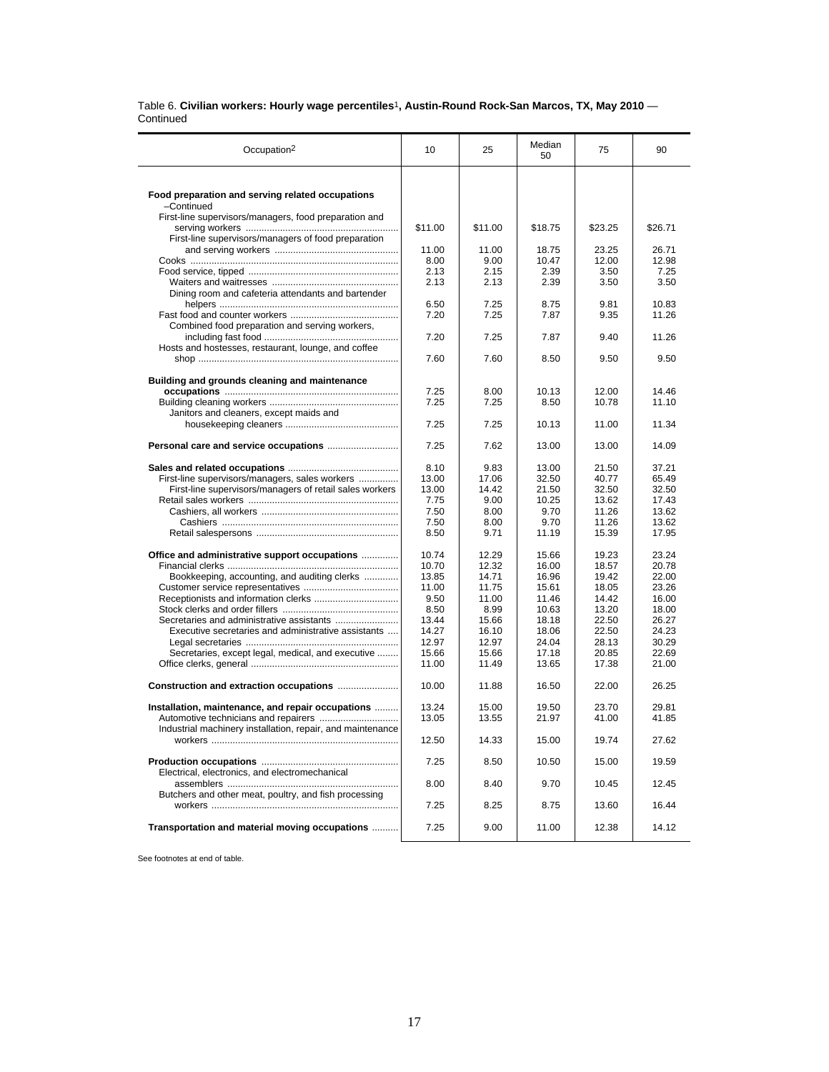Table 6. **Civilian workers: Hourly wage percentiles[1], Austin-Round Rock-San Marcos, TX, May 2010** — Continued

| Occupation[2] | 10 | 25 | Median 50 | 75 | 90 |
|---|---|---|---|---|---|
| **Food preparation and serving related occupations** –Continued | | | | | |
| First-line supervisors/managers, food preparation and serving workers | $11.00 | $11.00 | $18.75 | $23.25 | $26.71 |
| First-line supervisors/managers of food preparation and serving workers | 11.00 | 11.00 | 18.75 | 23.25 | 26.71 |
| Cooks | 8.00 | 9.00 | 10.47 | 12.00 | 12.98 |
| Food service, tipped | 2.13 | 2.15 | 2.39 | 3.50 | 7.25 |
| Waiters and waitresses | 2.13 | 2.13 | 2.39 | 3.50 | 3.50 |
| Dining room and cafeteria attendants and bartender helpers | 6.50 | 7.25 | 8.75 | 9.81 | 10.83 |
| Fast food and counter workers | 7.20 | 7.25 | 7.87 | 9.35 | 11.26 |
| Combined food preparation and serving workers, including fast food | 7.20 | 7.25 | 7.87 | 9.40 | 11.26 |
| Hosts and hostesses, restaurant, lounge, and coffee shop | 7.60 | 7.60 | 8.50 | 9.50 | 9.50 |
| **Building and grounds cleaning and maintenance occupations** | 7.25 | 8.00 | 10.13 | 12.00 | 14.46 |
| Building cleaning workers | 7.25 | 7.25 | 8.50 | 10.78 | 11.10 |
| Janitors and cleaners, except maids and housekeeping cleaners | 7.25 | 7.25 | 10.13 | 11.00 | 11.34 |
| **Personal care and service occupations** | 7.25 | 7.62 | 13.00 | 13.00 | 14.09 |
| **Sales and related occupations** | 8.10 | 9.83 | 13.00 | 21.50 | 37.21 |
| First-line supervisors/managers, sales workers | 13.00 | 17.06 | 32.50 | 40.77 | 65.49 |
| First-line supervisors/managers of retail sales workers | 13.00 | 14.42 | 21.50 | 32.50 | 32.50 |
| Retail sales workers | 7.75 | 9.00 | 10.25 | 13.62 | 17.43 |
| Cashiers, all workers | 7.50 | 8.00 | 9.70 | 11.26 | 13.62 |
| Cashiers | 7.50 | 8.00 | 9.70 | 11.26 | 13.62 |
| Retail salespersons | 8.50 | 9.71 | 11.19 | 15.39 | 17.95 |
| **Office and administrative support occupations** | 10.74 | 12.29 | 15.66 | 19.23 | 23.24 |
| Financial clerks | 10.70 | 12.32 | 16.00 | 18.57 | 20.78 |
| Bookkeeping, accounting, and auditing clerks | 13.85 | 14.71 | 16.96 | 19.42 | 22.00 |
| Customer service representatives | 11.00 | 11.75 | 15.61 | 18.05 | 23.26 |
| Receptionists and information clerks | 9.50 | 11.00 | 11.46 | 14.42 | 16.00 |
| Stock clerks and order fillers | 8.50 | 8.99 | 10.63 | 13.20 | 18.00 |
| Secretaries and administrative assistants | 13.44 | 15.66 | 18.18 | 22.50 | 26.27 |
| Executive secretaries and administrative assistants | 14.27 | 16.10 | 18.06 | 22.50 | 24.23 |
| Legal secretaries | 12.97 | 12.97 | 24.04 | 28.13 | 30.29 |
| Secretaries, except legal, medical, and executive | 15.66 | 15.66 | 17.18 | 20.85 | 22.69 |
| Office clerks, general | 11.00 | 11.49 | 13.65 | 17.38 | 21.00 |
| **Construction and extraction occupations** | 10.00 | 11.88 | 16.50 | 22.00 | 26.25 |
| **Installation, maintenance, and repair occupations** | 13.24 | 15.00 | 19.50 | 23.70 | 29.81 |
| Automotive technicians and repairers | 13.05 | 13.55 | 21.97 | 41.00 | 41.85 |
| Industrial machinery installation, repair, and maintenance workers | 12.50 | 14.33 | 15.00 | 19.74 | 27.62 |
| **Production occupations** | 7.25 | 8.50 | 10.50 | 15.00 | 19.59 |
| Electrical, electronics, and electromechanical assemblers | 8.00 | 8.40 | 9.70 | 10.45 | 12.45 |
| Butchers and other meat, poultry, and fish processing workers | 7.25 | 8.25 | 8.75 | 13.60 | 16.44 |
| **Transportation and material moving occupations** | 7.25 | 9.00 | 11.00 | 12.38 | 14.12 |

See footnotes at end of table.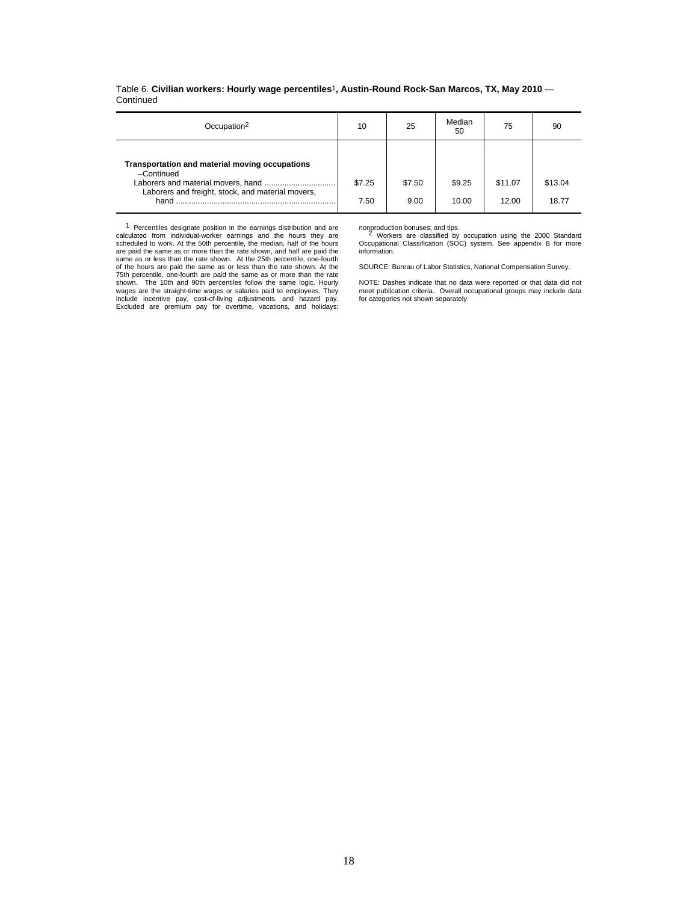Table 6. **Civilian workers: Hourly wage percentiles**[1]**, Austin-Round Rock-San Marcos, TX, May 2010** — Continued

| Occupation[2] | 10 | 25 | Median 50 | 75 | 90 |
|---|---|---|---|---|---|
| **Transportation and material moving occupations –Continued** | | | | | |
| Laborers and material movers, hand | $7.25 | $7.50 | $9.25 | $11.07 | $13.04 |
| Laborers and freight, stock, and material movers, hand | 7.50 | 9.00 | 10.00 | 12.00 | 18.77 |

[1] Percentiles designate position in the earnings distribution and are calculated from individual-worker earnings and the hours they are scheduled to work. At the 50th percentile, the median, half of the hours are paid the same as or more than the rate shown, and half are paid the same as or less than the rate shown. At the 25th percentile, one-fourth of the hours are paid the same as or less than the rate shown. At the 75th percentile, one-fourth are paid the same as or more than the rate shown. The 10th and 90th percentiles follow the same logic. Hourly wages are the straight-time wages or salaries paid to employees. They include incentive pay, cost-of-living adjustments, and hazard pay. Excluded are premium pay for overtime, vacations, and holidays; nonproduction bonuses; and tips.

[2] Workers are classified by occupation using the 2000 Standard Occupational Classification (SOC) system. See appendix B for more information.

SOURCE: Bureau of Labor Statistics, National Compensation Survey.

NOTE: Dashes indicate that no data were reported or that data did not meet publication criteria. Overall occupational groups may include data for categories not shown separately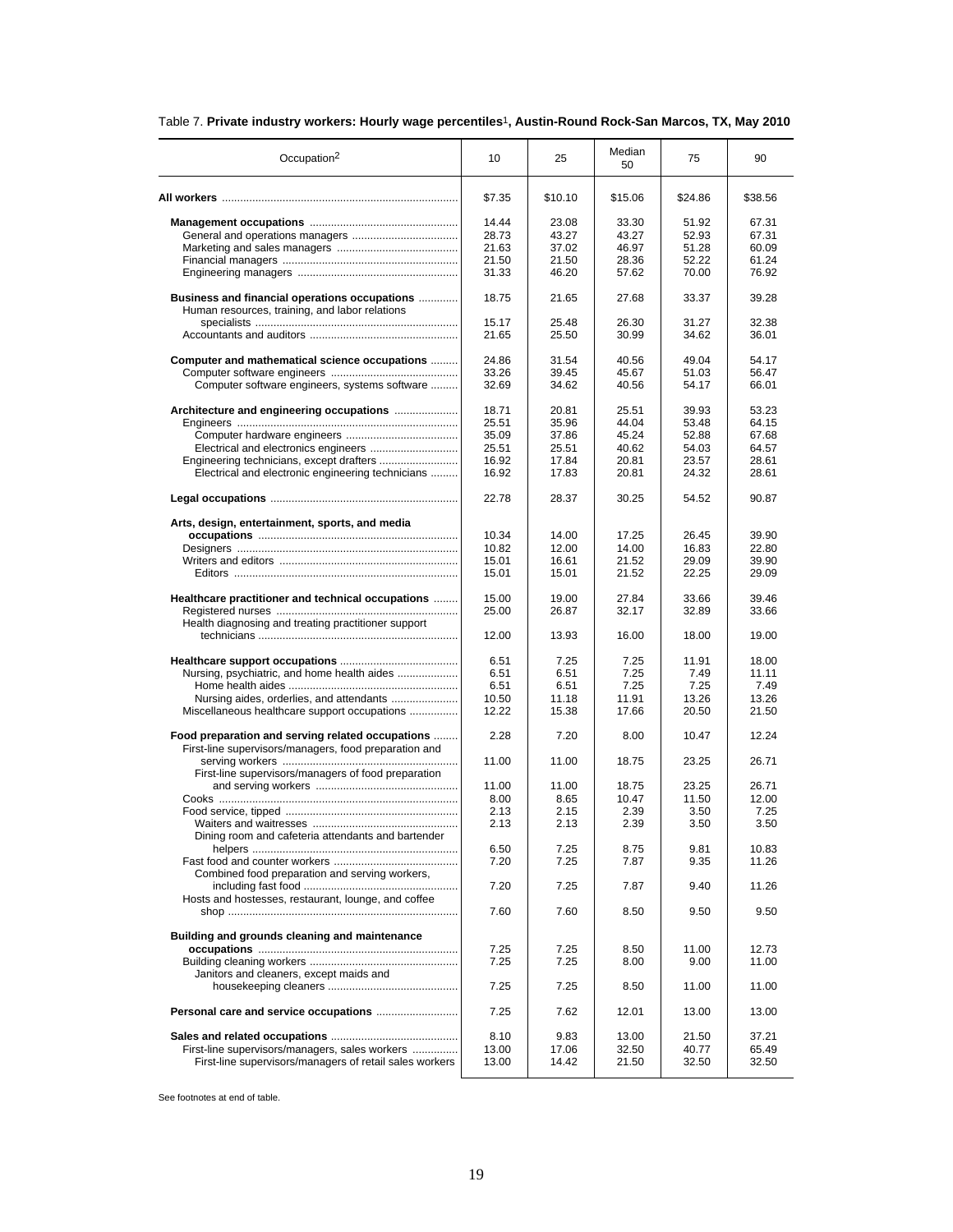Table 7. **Private industry workers: Hourly wage percentiles[1], Austin-Round Rock-San Marcos, TX, May 2010**

| Occupation[2] | 10 | 25 | Median 50 | 75 | 90 |
|---|---|---|---|---|---|
| **All workers** | $7.35 | $10.10 | $15.06 | $24.86 | $38.56 |
| **Management occupations** | 14.44 | 23.08 | 33.30 | 51.92 | 67.31 |
| General and operations managers | 28.73 | 43.27 | 43.27 | 52.93 | 67.31 |
| Marketing and sales managers | 21.63 | 37.02 | 46.97 | 51.28 | 60.09 |
| Financial managers | 21.50 | 21.50 | 28.36 | 52.22 | 61.24 |
| Engineering managers | 31.33 | 46.20 | 57.62 | 70.00 | 76.92 |
| **Business and financial operations occupations** | 18.75 | 21.65 | 27.68 | 33.37 | 39.28 |
| Human resources, training, and labor relations specialists | 15.17 | 25.48 | 26.30 | 31.27 | 32.38 |
| Accountants and auditors | 21.65 | 25.50 | 30.99 | 34.62 | 36.01 |
| **Computer and mathematical science occupations** | 24.86 | 31.54 | 40.56 | 49.04 | 54.17 |
| Computer software engineers | 33.26 | 39.45 | 45.67 | 51.03 | 56.47 |
| Computer software engineers, systems software | 32.69 | 34.62 | 40.56 | 54.17 | 66.01 |
| **Architecture and engineering occupations** | 18.71 | 20.81 | 25.51 | 39.93 | 53.23 |
| Engineers | 25.51 | 35.96 | 44.04 | 53.48 | 64.15 |
| Computer hardware engineers | 35.09 | 37.86 | 45.24 | 52.88 | 67.68 |
| Electrical and electronics engineers | 25.51 | 25.51 | 40.62 | 54.03 | 64.57 |
| Engineering technicians, except drafters | 16.92 | 17.84 | 20.81 | 23.57 | 28.61 |
| Electrical and electronic engineering technicians | 16.92 | 17.83 | 20.81 | 24.32 | 28.61 |
| **Legal occupations** | 22.78 | 28.37 | 30.25 | 54.52 | 90.87 |
| **Arts, design, entertainment, sports, and media occupations** | 10.34 | 14.00 | 17.25 | 26.45 | 39.90 |
| Designers | 10.82 | 12.00 | 14.00 | 16.83 | 22.80 |
| Writers and editors | 15.01 | 16.61 | 21.52 | 29.09 | 39.90 |
| Editors | 15.01 | 15.01 | 21.52 | 22.25 | 29.09 |
| **Healthcare practitioner and technical occupations** | 15.00 | 19.00 | 27.84 | 33.66 | 39.46 |
| Registered nurses | 25.00 | 26.87 | 32.17 | 32.89 | 33.66 |
| Health diagnosing and treating practitioner support technicians | 12.00 | 13.93 | 16.00 | 18.00 | 19.00 |
| **Healthcare support occupations** | 6.51 | 7.25 | 7.25 | 11.91 | 18.00 |
| Nursing, psychiatric, and home health aides | 6.51 | 6.51 | 7.25 | 7.49 | 11.11 |
| Home health aides | 6.51 | 6.51 | 7.25 | 7.25 | 7.49 |
| Nursing aides, orderlies, and attendants | 10.50 | 11.18 | 11.91 | 13.26 | 13.26 |
| Miscellaneous healthcare support occupations | 12.22 | 15.38 | 17.66 | 20.50 | 21.50 |
| **Food preparation and serving related occupations** | 2.28 | 7.20 | 8.00 | 10.47 | 12.24 |
| First-line supervisors/managers, food preparation and serving workers | 11.00 | 11.00 | 18.75 | 23.25 | 26.71 |
| First-line supervisors/managers of food preparation and serving workers | 11.00 | 11.00 | 18.75 | 23.25 | 26.71 |
| Cooks | 8.00 | 8.65 | 10.47 | 11.50 | 12.00 |
| Food service, tipped | 2.13 | 2.15 | 2.39 | 3.50 | 7.25 |
| Waiters and waitresses | 2.13 | 2.13 | 2.39 | 3.50 | 3.50 |
| Dining room and cafeteria attendants and bartender helpers | 6.50 | 7.25 | 8.75 | 9.81 | 10.83 |
| Fast food and counter workers | 7.20 | 7.25 | 7.87 | 9.35 | 11.26 |
| Combined food preparation and serving workers, including fast food | 7.20 | 7.25 | 7.87 | 9.40 | 11.26 |
| Hosts and hostesses, restaurant, lounge, and coffee shop | 7.60 | 7.60 | 8.50 | 9.50 | 9.50 |
| **Building and grounds cleaning and maintenance occupations** | 7.25 | 7.25 | 8.50 | 11.00 | 12.73 |
| Building cleaning workers | 7.25 | 7.25 | 8.00 | 9.00 | 11.00 |
| Janitors and cleaners, except maids and housekeeping cleaners | 7.25 | 7.25 | 8.50 | 11.00 | 11.00 |
| **Personal care and service occupations** | 7.25 | 7.62 | 12.01 | 13.00 | 13.00 |
| **Sales and related occupations** | 8.10 | 9.83 | 13.00 | 21.50 | 37.21 |
| First-line supervisors/managers, sales workers | 13.00 | 17.06 | 32.50 | 40.77 | 65.49 |
| First-line supervisors/managers of retail sales workers | 13.00 | 14.42 | 21.50 | 32.50 | 32.50 |

See footnotes at end of table.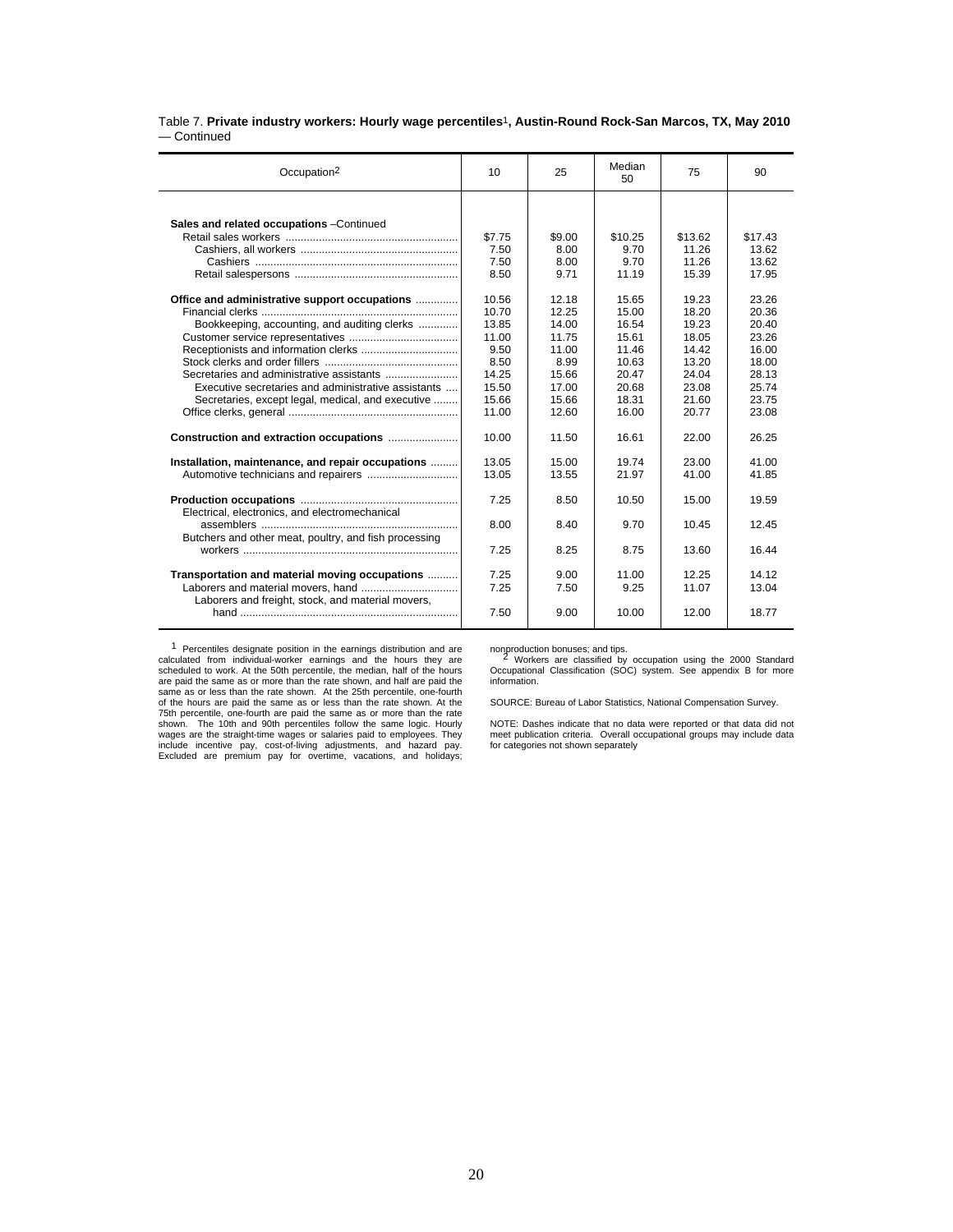Table 7. **Private industry workers: Hourly wage percentiles[1], Austin-Round Rock-San Marcos, TX, May 2010** — Continued

| Occupation[2] | 10 | 25 | Median 50 | 75 | 90 |
|---|---|---|---|---|---|
| **Sales and related occupations** –Continued | | | | | |
| Retail sales workers | $7.75 | $9.00 | $10.25 | $13.62 | $17.43 |
| Cashiers, all workers | 7.50 | 8.00 | 9.70 | 11.26 | 13.62 |
| Cashiers | 7.50 | 8.00 | 9.70 | 11.26 | 13.62 |
| Retail salespersons | 8.50 | 9.71 | 11.19 | 15.39 | 17.95 |
| **Office and administrative support occupations** | 10.56 | 12.18 | 15.65 | 19.23 | 23.26 |
| Financial clerks | 10.70 | 12.25 | 15.00 | 18.20 | 20.36 |
| Bookkeeping, accounting, and auditing clerks | 13.85 | 14.00 | 16.54 | 19.23 | 20.40 |
| Customer service representatives | 11.00 | 11.75 | 15.61 | 18.05 | 23.26 |
| Receptionists and information clerks | 9.50 | 11.00 | 11.46 | 14.42 | 16.00 |
| Stock clerks and order fillers | 8.50 | 8.99 | 10.63 | 13.20 | 18.00 |
| Secretaries and administrative assistants | 14.25 | 15.66 | 20.47 | 24.04 | 28.13 |
| Executive secretaries and administrative assistants | 15.50 | 17.00 | 20.68 | 23.08 | 25.74 |
| Secretaries, except legal, medical, and executive | 15.66 | 15.66 | 18.31 | 21.60 | 23.75 |
| Office clerks, general | 11.00 | 12.60 | 16.00 | 20.77 | 23.08 |
| **Construction and extraction occupations** | 10.00 | 11.50 | 16.61 | 22.00 | 26.25 |
| **Installation, maintenance, and repair occupations** | 13.05 | 15.00 | 19.74 | 23.00 | 41.00 |
| Automotive technicians and repairers | 13.05 | 13.55 | 21.97 | 41.00 | 41.85 |
| **Production occupations** | 7.25 | 8.50 | 10.50 | 15.00 | 19.59 |
| Electrical, electronics, and electromechanical assemblers | 8.00 | 8.40 | 9.70 | 10.45 | 12.45 |
| Butchers and other meat, poultry, and fish processing workers | 7.25 | 8.25 | 8.75 | 13.60 | 16.44 |
| **Transportation and material moving occupations** | 7.25 | 9.00 | 11.00 | 12.25 | 14.12 |
| Laborers and material movers, hand | 7.25 | 7.50 | 9.25 | 11.07 | 13.04 |
| Laborers and freight, stock, and material movers, hand | 7.50 | 9.00 | 10.00 | 12.00 | 18.77 |

[1] Percentiles designate position in the earnings distribution and are calculated from individual-worker earnings and the hours they are scheduled to work. At the 50th percentile, the median, half of the hours are paid the same as or more than the rate shown, and half are paid the same as or less than the rate shown. At the 25th percentile, one-fourth of the hours are paid the same as or less than the rate shown. At the 75th percentile, one-fourth are paid the same as or more than the rate shown. The 10th and 90th percentiles follow the same logic. Hourly wages are the straight-time wages or salaries paid to employees. They include incentive pay, cost-of-living adjustments, and hazard pay. Excluded are premium pay for overtime, vacations, and holidays; nonproduction bonuses; and tips.

[2] Workers are classified by occupation using the 2000 Standard Occupational Classification (SOC) system. See appendix B for more information.

SOURCE: Bureau of Labor Statistics, National Compensation Survey.

NOTE: Dashes indicate that no data were reported or that data did not meet publication criteria. Overall occupational groups may include data for categories not shown separately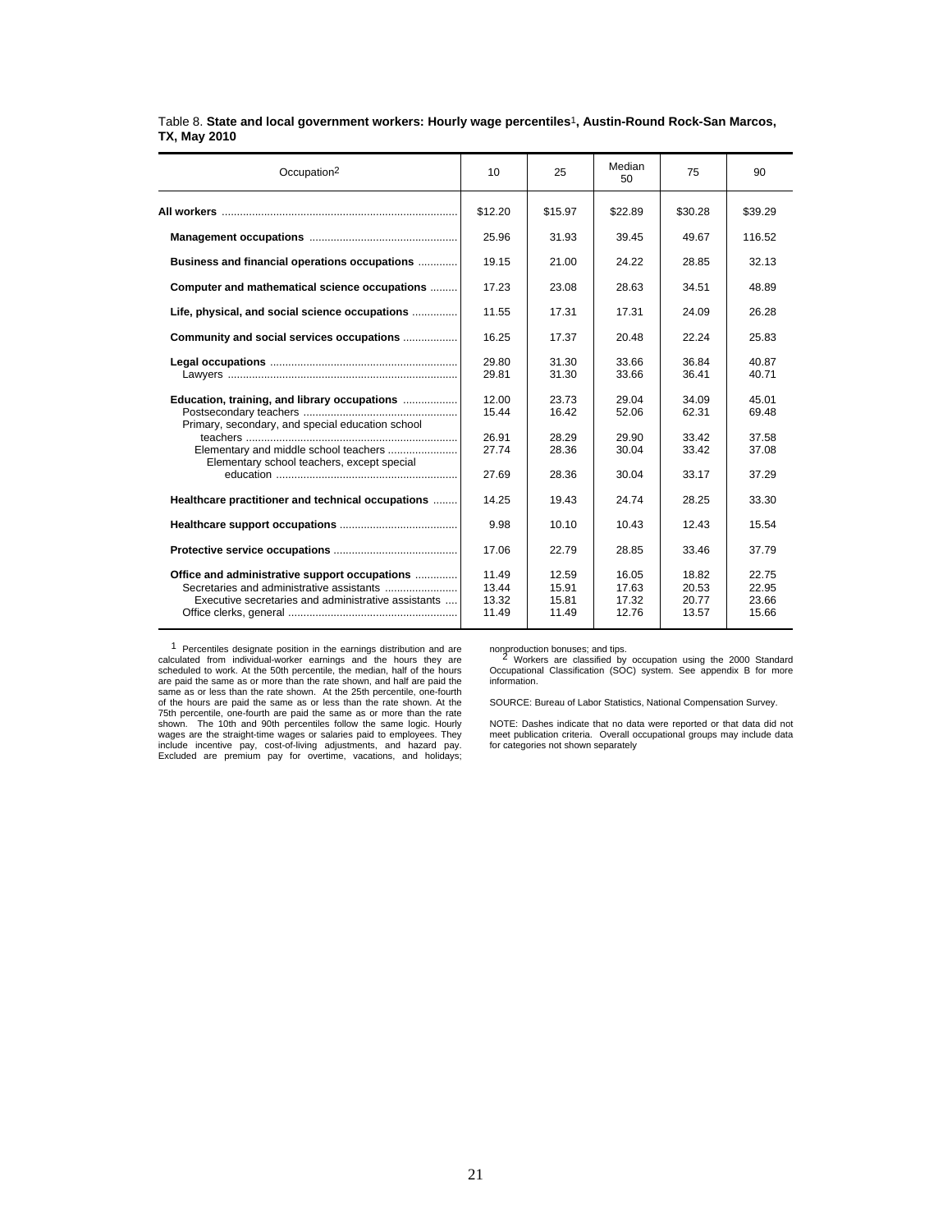Table 8. **State and local government workers: Hourly wage percentiles[1], Austin-Round Rock-San Marcos, TX, May 2010**

| Occupation[2] | 10 | 25 | Median 50 | 75 | 90 |
|---|---|---|---|---|---|
| **All workers** | $12.20 | $15.97 | $22.89 | $30.28 | $39.29 |
| **Management occupations** | 25.96 | 31.93 | 39.45 | 49.67 | 116.52 |
| **Business and financial operations occupations** | 19.15 | 21.00 | 24.22 | 28.85 | 32.13 |
| **Computer and mathematical science occupations** | 17.23 | 23.08 | 28.63 | 34.51 | 48.89 |
| **Life, physical, and social science occupations** | 11.55 | 17.31 | 17.31 | 24.09 | 26.28 |
| **Community and social services occupations** | 16.25 | 17.37 | 20.48 | 22.24 | 25.83 |
| **Legal occupations** | 29.80 | 31.30 | 33.66 | 36.84 | 40.87 |
| Lawyers | 29.81 | 31.30 | 33.66 | 36.41 | 40.71 |
| **Education, training, and library occupations** | 12.00 | 23.73 | 29.04 | 34.09 | 45.01 |
| Postsecondary teachers | 15.44 | 16.42 | 52.06 | 62.31 | 69.48 |
| Primary, secondary, and special education school teachers | 26.91 | 28.29 | 29.90 | 33.42 | 37.58 |
| Elementary and middle school teachers | 27.74 | 28.36 | 30.04 | 33.42 | 37.08 |
| Elementary school teachers, except special education | 27.69 | 28.36 | 30.04 | 33.17 | 37.29 |
| **Healthcare practitioner and technical occupations** | 14.25 | 19.43 | 24.74 | 28.25 | 33.30 |
| **Healthcare support occupations** | 9.98 | 10.10 | 10.43 | 12.43 | 15.54 |
| **Protective service occupations** | 17.06 | 22.79 | 28.85 | 33.46 | 37.79 |
| **Office and administrative support occupations** | 11.49 | 12.59 | 16.05 | 18.82 | 22.75 |
| Secretaries and administrative assistants | 13.44 | 15.91 | 17.63 | 20.53 | 22.95 |
| Executive secretaries and administrative assistants | 13.32 | 15.81 | 17.32 | 20.77 | 23.66 |
| Office clerks, general | 11.49 | 11.49 | 12.76 | 13.57 | 15.66 |

[1] Percentiles designate position in the earnings distribution and are calculated from individual-worker earnings and the hours they are scheduled to work. At the 50th percentile, the median, half of the hours are paid the same as or more than the rate shown, and half are paid the same as or less than the rate shown. At the 25th percentile, one-fourth of the hours are paid the same as or less than the rate shown. At the 75th percentile, one-fourth are paid the same as or more than the rate shown. The 10th and 90th percentiles follow the same logic. Hourly wages are the straight-time wages or salaries paid to employees. They include incentive pay, cost-of-living adjustments, and hazard pay. Excluded are premium pay for overtime, vacations, and holidays; nonproduction bonuses; and tips.

[2] Workers are classified by occupation using the 2000 Standard Occupational Classification (SOC) system. See appendix B for more information.

SOURCE: Bureau of Labor Statistics, National Compensation Survey.

NOTE: Dashes indicate that no data were reported or that data did not meet publication criteria. Overall occupational groups may include data for categories not shown separately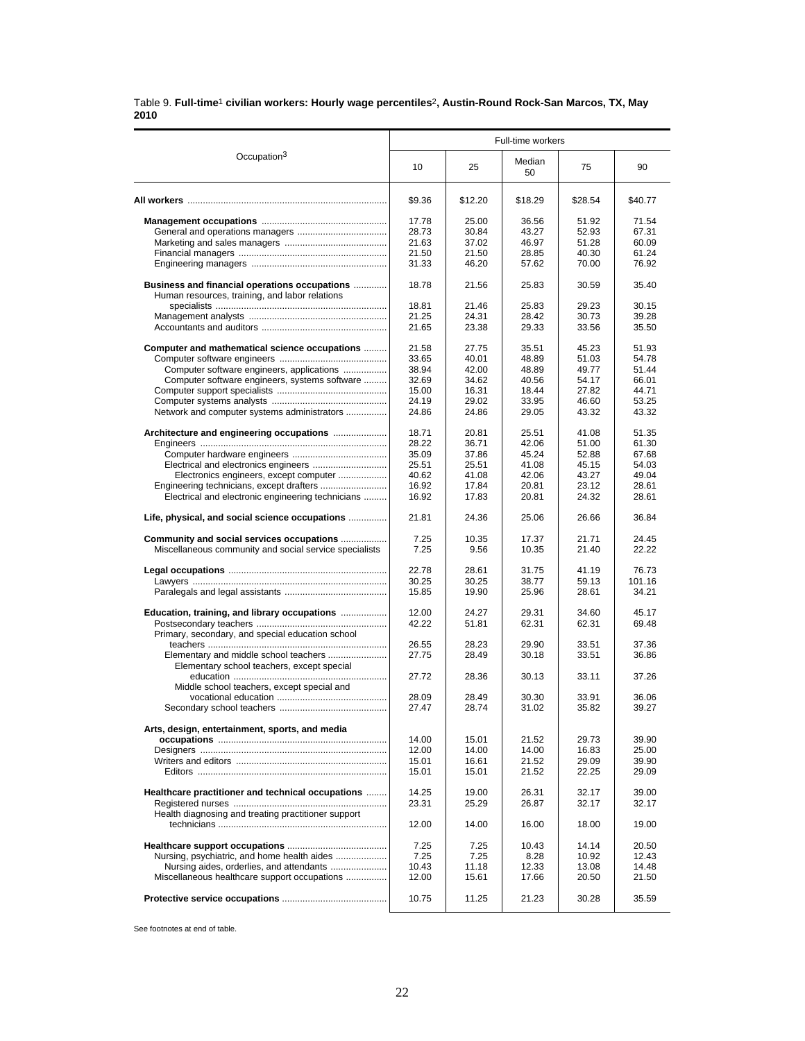Table 9. **Full-time**[1] **civilian workers: Hourly wage percentiles**[2]**, Austin-Round Rock-San Marcos, TX, May 2010**

| Occupation[3] | Full-time workers | | | | |
|---|---|---|---|---|---|
| | 10 | 25 | Median 50 | 75 | 90 |
| **All workers** | $9.36 | $12.20 | $18.29 | $28.54 | $40.77 |
| **Management occupations** | 17.78 | 25.00 | 36.56 | 51.92 | 71.54 |
| General and operations managers | 28.73 | 30.84 | 43.27 | 52.93 | 67.31 |
| Marketing and sales managers | 21.63 | 37.02 | 46.97 | 51.28 | 60.09 |
| Financial managers | 21.50 | 21.50 | 28.85 | 40.30 | 61.24 |
| Engineering managers | 31.33 | 46.20 | 57.62 | 70.00 | 76.92 |
| **Business and financial operations occupations** | 18.78 | 21.56 | 25.83 | 30.59 | 35.40 |
| Human resources, training, and labor relations specialists | 18.81 | 21.46 | 25.83 | 29.23 | 30.15 |
| Management analysts | 21.25 | 24.31 | 28.42 | 30.73 | 39.28 |
| Accountants and auditors | 21.65 | 23.38 | 29.33 | 33.56 | 35.50 |
| **Computer and mathematical science occupations** | 21.58 | 27.75 | 35.51 | 45.23 | 51.93 |
| Computer software engineers | 33.65 | 40.01 | 48.89 | 51.03 | 54.78 |
| Computer software engineers, applications | 38.94 | 42.00 | 48.89 | 49.77 | 51.44 |
| Computer software engineers, systems software | 32.69 | 34.62 | 40.56 | 54.17 | 66.01 |
| Computer support specialists | 15.00 | 16.31 | 18.44 | 27.82 | 44.71 |
| Computer systems analysts | 24.19 | 29.02 | 33.95 | 46.60 | 53.25 |
| Network and computer systems administrators | 24.86 | 24.86 | 29.05 | 43.32 | 43.32 |
| **Architecture and engineering occupations** | 18.71 | 20.81 | 25.51 | 41.08 | 51.35 |
| Engineers | 28.22 | 36.71 | 42.06 | 51.00 | 61.30 |
| Computer hardware engineers | 35.09 | 37.86 | 45.24 | 52.88 | 67.68 |
| Electrical and electronics engineers | 25.51 | 25.51 | 41.08 | 45.15 | 54.03 |
| Electronics engineers, except computer | 40.62 | 41.08 | 42.06 | 43.27 | 49.04 |
| Engineering technicians, except drafters | 16.92 | 17.84 | 20.81 | 23.12 | 28.61 |
| Electrical and electronic engineering technicians | 16.92 | 17.83 | 20.81 | 24.32 | 28.61 |
| **Life, physical, and social science occupations** | 21.81 | 24.36 | 25.06 | 26.66 | 36.84 |
| **Community and social services occupations** | 7.25 | 10.35 | 17.37 | 21.71 | 24.45 |
| Miscellaneous community and social service specialists | 7.25 | 9.56 | 10.35 | 21.40 | 22.22 |
| **Legal occupations** | 22.78 | 28.61 | 31.75 | 41.19 | 76.73 |
| Lawyers | 30.25 | 30.25 | 38.77 | 59.13 | 101.16 |
| Paralegals and legal assistants | 15.85 | 19.90 | 25.96 | 28.61 | 34.21 |
| **Education, training, and library occupations** | 12.00 | 24.27 | 29.31 | 34.60 | 45.17 |
| Postsecondary teachers | 42.22 | 51.81 | 62.31 | 62.31 | 69.48 |
| Primary, secondary, and special education school teachers | 26.55 | 28.23 | 29.90 | 33.51 | 37.36 |
| Elementary and middle school teachers | 27.75 | 28.49 | 30.18 | 33.51 | 36.86 |
| Elementary school teachers, except special education | 27.72 | 28.36 | 30.13 | 33.11 | 37.26 |
| Middle school teachers, except special and vocational education | 28.09 | 28.49 | 30.30 | 33.91 | 36.06 |
| Secondary school teachers | 27.47 | 28.74 | 31.02 | 35.82 | 39.27 |
| **Arts, design, entertainment, sports, and media occupations** | 14.00 | 15.01 | 21.52 | 29.73 | 39.90 |
| Designers | 12.00 | 14.00 | 14.00 | 16.83 | 25.00 |
| Writers and editors | 15.01 | 16.61 | 21.52 | 29.09 | 39.90 |
| Editors | 15.01 | 15.01 | 21.52 | 22.25 | 29.09 |
| **Healthcare practitioner and technical occupations** | 14.25 | 19.00 | 26.31 | 32.17 | 39.00 |
| Registered nurses | 23.31 | 25.29 | 26.87 | 32.17 | 32.17 |
| Health diagnosing and treating practitioner support technicians | 12.00 | 14.00 | 16.00 | 18.00 | 19.00 |
| **Healthcare support occupations** | 7.25 | 7.25 | 10.43 | 14.14 | 20.50 |
| Nursing, psychiatric, and home health aides | 7.25 | 7.25 | 8.28 | 10.92 | 12.43 |
| Nursing aides, orderlies, and attendants | 10.43 | 11.18 | 12.33 | 13.08 | 14.48 |
| Miscellaneous healthcare support occupations | 12.00 | 15.61 | 17.66 | 20.50 | 21.50 |
| **Protective service occupations** | 10.75 | 11.25 | 21.23 | 30.28 | 35.59 |

See footnotes at end of table.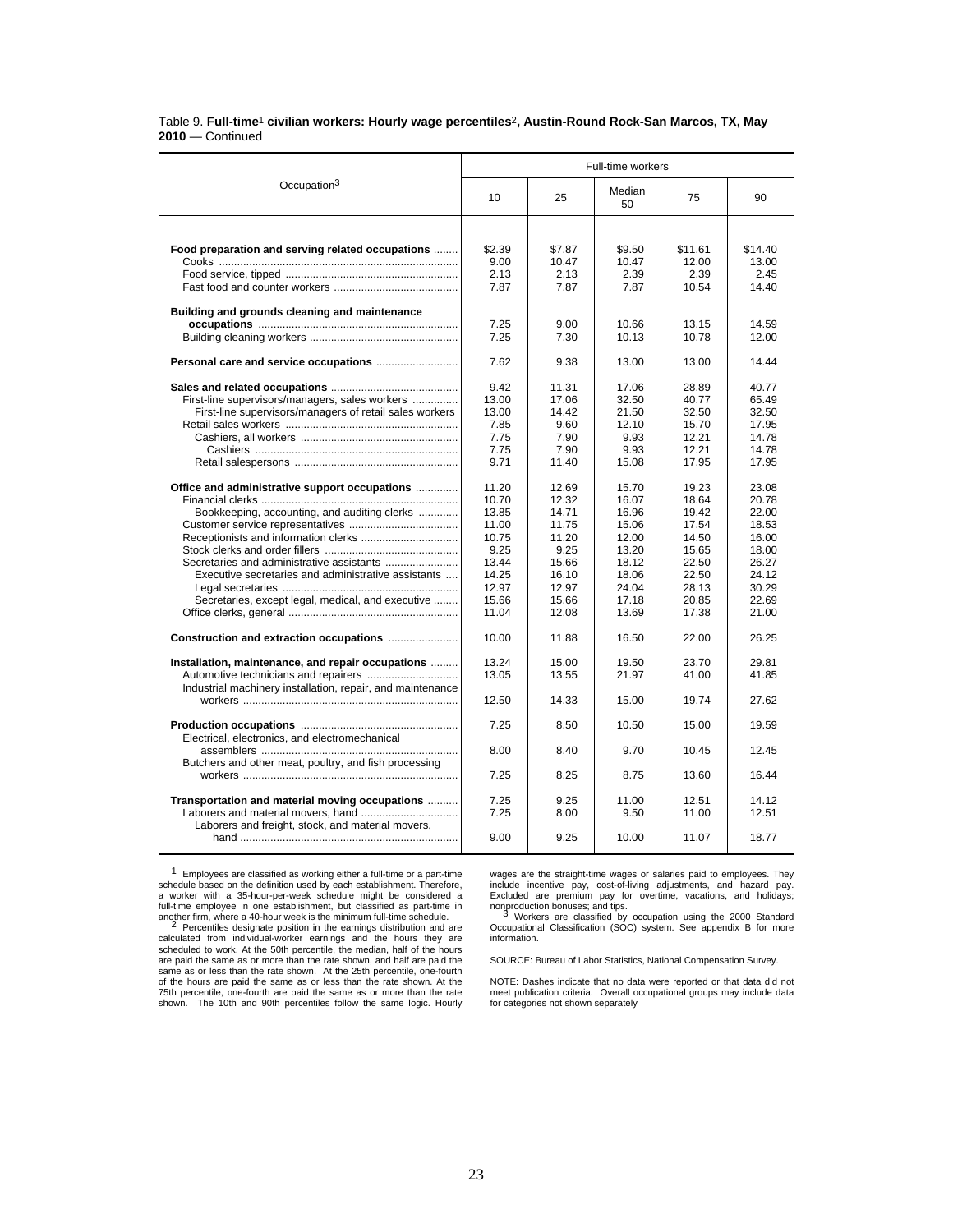Table 9. **Full-time**[1] **civilian workers: Hourly wage percentiles**[2]**, Austin-Round Rock-San Marcos, TX, May 2010** — Continued

| Occupation[3] | Full-time workers | | | | |
|---|---|---|---|---|---|
| | 10 | 25 | Median 50 | 75 | 90 |
| **Food preparation and serving related occupations** | $2.39 | $7.87 | $9.50 | $11.61 | $14.40 |
| Cooks | 9.00 | 10.47 | 10.47 | 12.00 | 13.00 |
| Food service, tipped | 2.13 | 2.13 | 2.39 | 2.39 | 2.45 |
| Fast food and counter workers | 7.87 | 7.87 | 7.87 | 10.54 | 14.40 |
| **Building and grounds cleaning and maintenance occupations** | 7.25 | 9.00 | 10.66 | 13.15 | 14.59 |
| Building cleaning workers | 7.25 | 7.30 | 10.13 | 10.78 | 12.00 |
| **Personal care and service occupations** | 7.62 | 9.38 | 13.00 | 13.00 | 14.44 |
| **Sales and related occupations** | 9.42 | 11.31 | 17.06 | 28.89 | 40.77 |
| First-line supervisors/managers, sales workers | 13.00 | 17.06 | 32.50 | 40.77 | 65.49 |
| First-line supervisors/managers of retail sales workers | 13.00 | 14.42 | 21.50 | 32.50 | 32.50 |
| Retail sales workers | 7.85 | 9.60 | 12.10 | 15.70 | 17.95 |
| Cashiers, all workers | 7.75 | 7.90 | 9.93 | 12.21 | 14.78 |
| Cashiers | 7.75 | 7.90 | 9.93 | 12.21 | 14.78 |
| Retail salespersons | 9.71 | 11.40 | 15.08 | 17.95 | 17.95 |
| **Office and administrative support occupations** | 11.20 | 12.69 | 15.70 | 19.23 | 23.08 |
| Financial clerks | 10.70 | 12.32 | 16.07 | 18.64 | 20.78 |
| Bookkeeping, accounting, and auditing clerks | 13.85 | 14.71 | 16.96 | 19.42 | 22.00 |
| Customer service representatives | 11.00 | 11.75 | 15.06 | 17.54 | 18.53 |
| Receptionists and information clerks | 10.75 | 11.20 | 12.00 | 14.50 | 16.00 |
| Stock clerks and order fillers | 9.25 | 9.25 | 13.20 | 15.65 | 18.00 |
| Secretaries and administrative assistants | 13.44 | 15.66 | 18.12 | 22.50 | 26.27 |
| Executive secretaries and administrative assistants | 14.25 | 16.10 | 18.06 | 22.50 | 24.12 |
| Legal secretaries | 12.97 | 12.97 | 24.04 | 28.13 | 30.29 |
| Secretaries, except legal, medical, and executive | 15.66 | 15.66 | 17.18 | 20.85 | 22.69 |
| Office clerks, general | 11.04 | 12.08 | 13.69 | 17.38 | 21.00 |
| **Construction and extraction occupations** | 10.00 | 11.88 | 16.50 | 22.00 | 26.25 |
| **Installation, maintenance, and repair occupations** | 13.24 | 15.00 | 19.50 | 23.70 | 29.81 |
| Automotive technicians and repairers | 13.05 | 13.55 | 21.97 | 41.00 | 41.85 |
| Industrial machinery installation, repair, and maintenance workers | 12.50 | 14.33 | 15.00 | 19.74 | 27.62 |
| **Production occupations** | 7.25 | 8.50 | 10.50 | 15.00 | 19.59 |
| Electrical, electronics, and electromechanical assemblers | 8.00 | 8.40 | 9.70 | 10.45 | 12.45 |
| Butchers and other meat, poultry, and fish processing workers | 7.25 | 8.25 | 8.75 | 13.60 | 16.44 |
| **Transportation and material moving occupations** | 7.25 | 9.25 | 11.00 | 12.51 | 14.12 |
| Laborers and material movers, hand | 7.25 | 8.00 | 9.50 | 11.00 | 12.51 |
| Laborers and freight, stock, and material movers, hand | 9.00 | 9.25 | 10.00 | 11.07 | 18.77 |

[1] Employees are classified as working either a full-time or a part-time schedule based on the definition used by each establishment. Therefore, a worker with a 35-hour-per-week schedule might be considered a full-time employee in one establishment, but classified as part-time in another firm, where a 40-hour week is the minimum full-time schedule.

[2] Percentiles designate position in the earnings distribution and are calculated from individual-worker earnings and the hours they are scheduled to work. At the 50th percentile, the median, half of the hours are paid the same as or more than the rate shown, and half are paid the same as or less than the rate shown. At the 25th percentile, one-fourth of the hours are paid the same as or less than the rate shown. At the 75th percentile, one-fourth are paid the same as or more than the rate shown. The 10th and 90th percentiles follow the same logic. Hourly wages are the straight-time wages or salaries paid to employees. They include incentive pay, cost-of-living adjustments, and hazard pay. Excluded are premium pay for overtime, vacations, and holidays; nonproduction bonuses; and tips.

[3] Workers are classified by occupation using the 2000 Standard Occupational Classification (SOC) system. See appendix B for more information.

SOURCE: Bureau of Labor Statistics, National Compensation Survey.

NOTE: Dashes indicate that no data were reported or that data did not meet publication criteria. Overall occupational groups may include data for categories not shown separately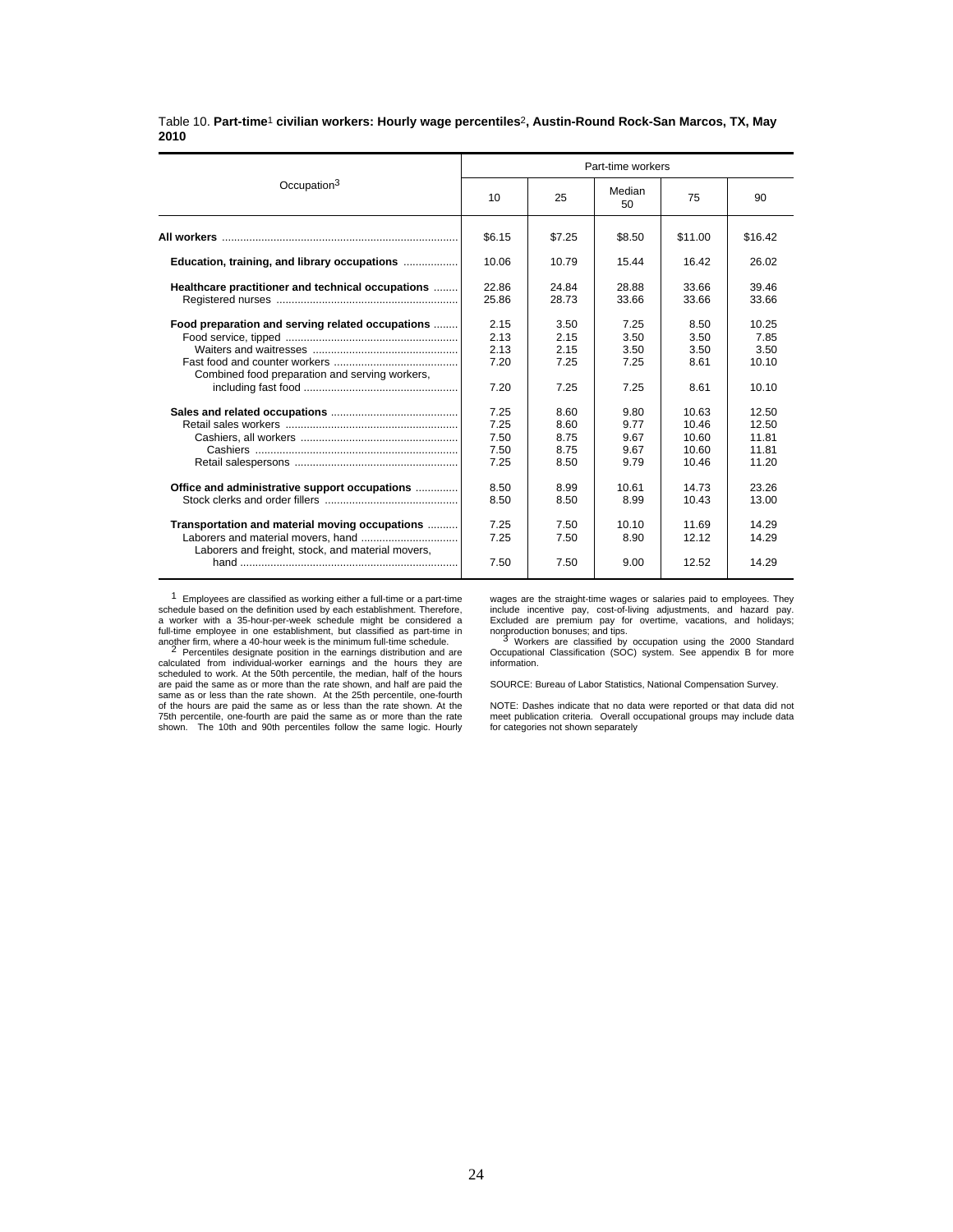Table 10. **Part-time**[1] **civilian workers: Hourly wage percentiles**[2]**, Austin-Round Rock-San Marcos, TX, May 2010**

| Occupation[3] | Part-time workers | | | | |
|---|---|---|---|---|---|
| | 10 | 25 | Median 50 | 75 | 90 |
| **All workers** | $6.15 | $7.25 | $8.50 | $11.00 | $16.42 |
| **Education, training, and library occupations** | 10.06 | 10.79 | 15.44 | 16.42 | 26.02 |
| **Healthcare practitioner and technical occupations** | 22.86 | 24.84 | 28.88 | 33.66 | 39.46 |
| Registered nurses | 25.86 | 28.73 | 33.66 | 33.66 | 33.66 |
| **Food preparation and serving related occupations** | 2.15 | 3.50 | 7.25 | 8.50 | 10.25 |
| Food service, tipped | 2.13 | 2.15 | 3.50 | 3.50 | 7.85 |
| Waiters and waitresses | 2.13 | 2.15 | 3.50 | 3.50 | 3.50 |
| Fast food and counter workers | 7.20 | 7.25 | 7.25 | 8.61 | 10.10 |
| Combined food preparation and serving workers, including fast food | 7.20 | 7.25 | 7.25 | 8.61 | 10.10 |
| **Sales and related occupations** | 7.25 | 8.60 | 9.80 | 10.63 | 12.50 |
| Retail sales workers | 7.25 | 8.60 | 9.77 | 10.46 | 12.50 |
| Cashiers, all workers | 7.50 | 8.75 | 9.67 | 10.60 | 11.81 |
| Cashiers | 7.50 | 8.75 | 9.67 | 10.60 | 11.81 |
| Retail salespersons | 7.25 | 8.50 | 9.79 | 10.46 | 11.20 |
| **Office and administrative support occupations** | 8.50 | 8.99 | 10.61 | 14.73 | 23.26 |
| Stock clerks and order fillers | 8.50 | 8.50 | 8.99 | 10.43 | 13.00 |
| **Transportation and material moving occupations** | 7.25 | 7.50 | 10.10 | 11.69 | 14.29 |
| Laborers and material movers, hand | 7.25 | 7.50 | 8.90 | 12.12 | 14.29 |
| Laborers and freight, stock, and material movers, hand | 7.50 | 7.50 | 9.00 | 12.52 | 14.29 |

[1] Employees are classified as working either a full-time or a part-time schedule based on the definition used by each establishment. Therefore, a worker with a 35-hour-per-week schedule might be considered a full-time employee in one establishment, but classified as part-time in another firm, where a 40-hour week is the minimum full-time schedule.

[2] Percentiles designate position in the earnings distribution and are calculated from individual-worker earnings and the hours they are scheduled to work. At the 50th percentile, the median, half of the hours are paid the same as or more than the rate shown, and half are paid the same as or less than the rate shown. At the 25th percentile, one-fourth of the hours are paid the same as or less than the rate shown. At the 75th percentile, one-fourth are paid the same as or more than the rate shown. The 10th and 90th percentiles follow the same logic. Hourly wages are the straight-time wages or salaries paid to employees. They include incentive pay, cost-of-living adjustments, and hazard pay. Excluded are premium pay for overtime, vacations, and holidays; nonproduction bonuses; and tips.

[3] Workers are classified by occupation using the 2000 Standard Occupational Classification (SOC) system. See appendix B for more information.

SOURCE: Bureau of Labor Statistics, National Compensation Survey.

NOTE: Dashes indicate that no data were reported or that data did not meet publication criteria. Overall occupational groups may include data for categories not shown separately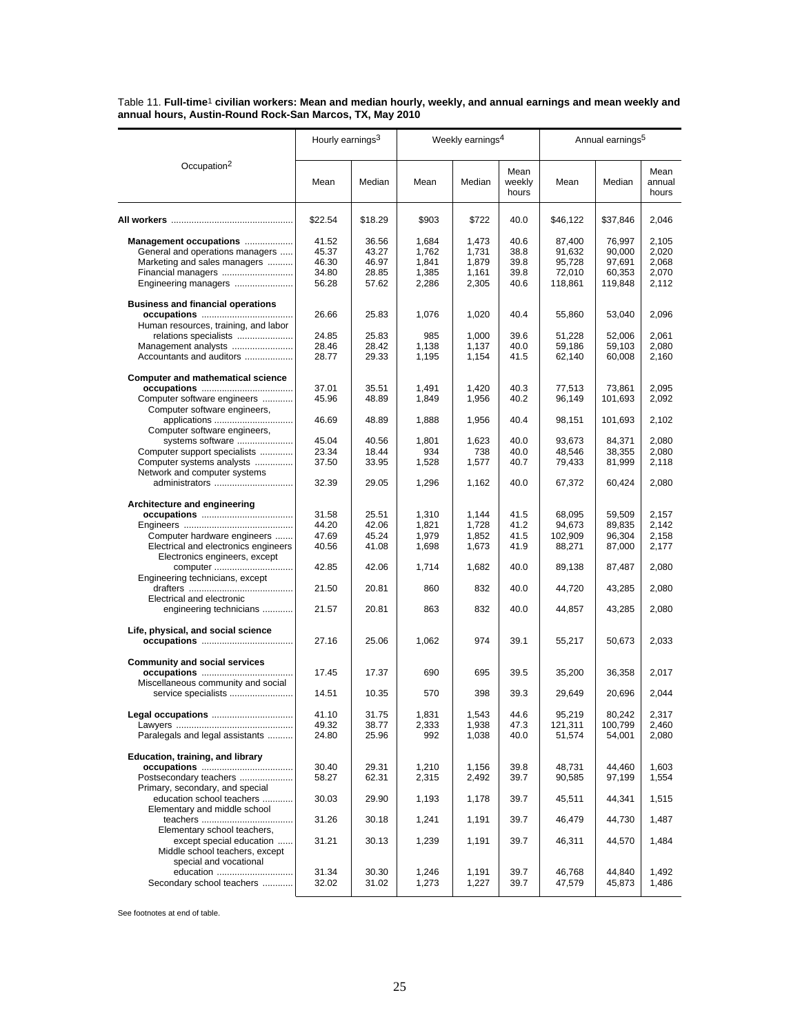Table 11. **Full-time**[1] **civilian workers: Mean and median hourly, weekly, and annual earnings and mean weekly and annual hours, Austin-Round Rock-San Marcos, TX, May 2010**

| Occupation[2] | Hourly earnings[3] | | Weekly earnings[4] | | | Annual earnings[5] | | |
|---|---|---|---|---|---|---|---|---|
| | Mean | Median | Mean | Median | Mean weekly hours | Mean | Median | Mean annual hours |
| **All workers** | $22.54 | $18.29 | $903 | $722 | 40.0 | $46,122 | $37,846 | 2,046 |
| **Management occupations** | 41.52 | 36.56 | 1,684 | 1,473 | 40.6 | 87,400 | 76,997 | 2,105 |
| General and operations managers | 45.37 | 43.27 | 1,762 | 1,731 | 38.8 | 91,632 | 90,000 | 2,020 |
| Marketing and sales managers | 46.30 | 46.97 | 1,841 | 1,879 | 39.8 | 95,728 | 97,691 | 2,068 |
| Financial managers | 34.80 | 28.85 | 1,385 | 1,161 | 39.8 | 72,010 | 60,353 | 2,070 |
| Engineering managers | 56.28 | 57.62 | 2,286 | 2,305 | 40.6 | 118,861 | 119,848 | 2,112 |
| **Business and financial operations occupations** | 26.66 | 25.83 | 1,076 | 1,020 | 40.4 | 55,860 | 53,040 | 2,096 |
| Human resources, training, and labor relations specialists | 24.85 | 25.83 | 985 | 1,000 | 39.6 | 51,228 | 52,006 | 2,061 |
| Management analysts | 28.46 | 28.42 | 1,138 | 1,137 | 40.0 | 59,186 | 59,103 | 2,080 |
| Accountants and auditors | 28.77 | 29.33 | 1,195 | 1,154 | 41.5 | 62,140 | 60,008 | 2,160 |
| **Computer and mathematical science occupations** | 37.01 | 35.51 | 1,491 | 1,420 | 40.3 | 77,513 | 73,861 | 2,095 |
| Computer software engineers | 45.96 | 48.89 | 1,849 | 1,956 | 40.2 | 96,149 | 101,693 | 2,092 |
| Computer software engineers, applications | 46.69 | 48.89 | 1,888 | 1,956 | 40.4 | 98,151 | 101,693 | 2,102 |
| Computer software engineers, systems software | 45.04 | 40.56 | 1,801 | 1,623 | 40.0 | 93,673 | 84,371 | 2,080 |
| Computer support specialists | 23.34 | 18.44 | 934 | 738 | 40.0 | 48,546 | 38,355 | 2,080 |
| Computer systems analysts | 37.50 | 33.95 | 1,528 | 1,577 | 40.7 | 79,433 | 81,999 | 2,118 |
| Network and computer systems administrators | 32.39 | 29.05 | 1,296 | 1,162 | 40.0 | 67,372 | 60,424 | 2,080 |
| **Architecture and engineering occupations** | 31.58 | 25.51 | 1,310 | 1,144 | 41.5 | 68,095 | 59,509 | 2,157 |
| Engineers | 44.20 | 42.06 | 1,821 | 1,728 | 41.2 | 94,673 | 89,835 | 2,142 |
| Computer hardware engineers | 47.69 | 45.24 | 1,979 | 1,852 | 41.5 | 102,909 | 96,304 | 2,158 |
| Electrical and electronics engineers | 40.56 | 41.08 | 1,698 | 1,673 | 41.9 | 88,271 | 87,000 | 2,177 |
| Electronics engineers, except computer | 42.85 | 42.06 | 1,714 | 1,682 | 40.0 | 89,138 | 87,487 | 2,080 |
| Engineering technicians, except drafters | 21.50 | 20.81 | 860 | 832 | 40.0 | 44,720 | 43,285 | 2,080 |
| Electrical and electronic engineering technicians | 21.57 | 20.81 | 863 | 832 | 40.0 | 44,857 | 43,285 | 2,080 |
| **Life, physical, and social science occupations** | 27.16 | 25.06 | 1,062 | 974 | 39.1 | 55,217 | 50,673 | 2,033 |
| **Community and social services occupations** | 17.45 | 17.37 | 690 | 695 | 39.5 | 35,200 | 36,358 | 2,017 |
| Miscellaneous community and social service specialists | 14.51 | 10.35 | 570 | 398 | 39.3 | 29,649 | 20,696 | 2,044 |
| **Legal occupations** | 41.10 | 31.75 | 1,831 | 1,543 | 44.6 | 95,219 | 80,242 | 2,317 |
| Lawyers | 49.32 | 38.77 | 2,333 | 1,938 | 47.3 | 121,311 | 100,799 | 2,460 |
| Paralegals and legal assistants | 24.80 | 25.96 | 992 | 1,038 | 40.0 | 51,574 | 54,001 | 2,080 |
| **Education, training, and library occupations** | 30.40 | 29.31 | 1,210 | 1,156 | 39.8 | 48,731 | 44,460 | 1,603 |
| Postsecondary teachers | 58.27 | 62.31 | 2,315 | 2,492 | 39.7 | 90,585 | 97,199 | 1,554 |
| Primary, secondary, and special education school teachers | 30.03 | 29.90 | 1,193 | 1,178 | 39.7 | 45,511 | 44,341 | 1,515 |
| Elementary and middle school teachers | 31.26 | 30.18 | 1,241 | 1,191 | 39.7 | 46,479 | 44,730 | 1,487 |
| Elementary school teachers, except special education | 31.21 | 30.13 | 1,239 | 1,191 | 39.7 | 46,311 | 44,570 | 1,484 |
| Middle school teachers, except special and vocational education | 31.34 | 30.30 | 1,246 | 1,191 | 39.7 | 46,768 | 44,840 | 1,492 |
| Secondary school teachers | 32.02 | 31.02 | 1,273 | 1,227 | 39.7 | 47,579 | 45,873 | 1,486 |

See footnotes at end of table.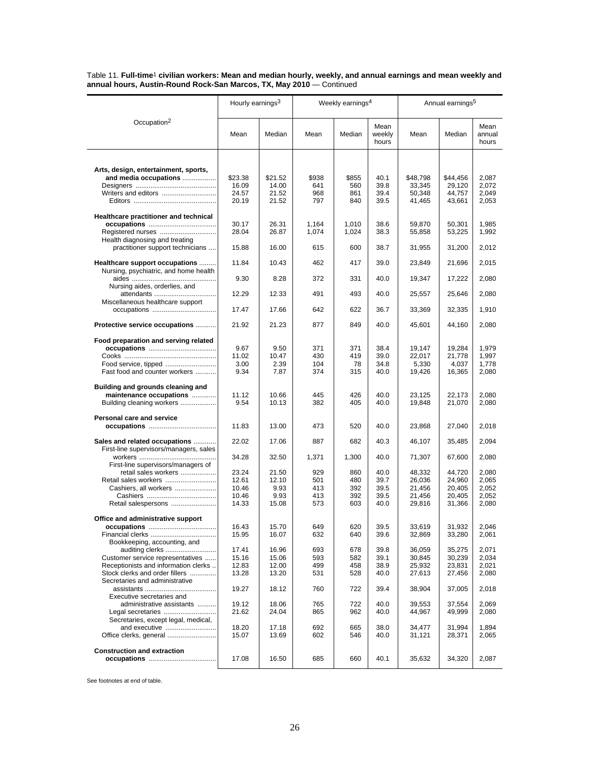Table 11. **Full-time[1] civilian workers: Mean and median hourly, weekly, and annual earnings and mean weekly and annual hours, Austin-Round Rock-San Marcos, TX, May 2010** — Continued

| Occupation[2] | Hourly earnings[3] | | Weekly earnings[4] | | | Annual earnings[5] | | |
|---|---|---|---|---|---|---|---|---|
| | Mean | Median | Mean | Median | Mean weekly hours | Mean | Median | Mean annual hours |
| **Arts, design, entertainment, sports, and media occupations** | $23.38 | $21.52 | $938 | $855 | 40.1 | $48,798 | $44,456 | 2,087 |
| Designers | 16.09 | 14.00 | 641 | 560 | 39.8 | 33,345 | 29,120 | 2,072 |
| Writers and editors | 24.57 | 21.52 | 968 | 861 | 39.4 | 50,348 | 44,757 | 2,049 |
| Editors | 20.19 | 21.52 | 797 | 840 | 39.5 | 41,465 | 43,661 | 2,053 |
| **Healthcare practitioner and technical occupations** | 30.17 | 26.31 | 1,164 | 1,010 | 38.6 | 59,870 | 50,301 | 1,985 |
| Registered nurses | 28.04 | 26.87 | 1,074 | 1,024 | 38.3 | 55,858 | 53,225 | 1,992 |
| Health diagnosing and treating practitioner support technicians | 15.88 | 16.00 | 615 | 600 | 38.7 | 31,955 | 31,200 | 2,012 |
| **Healthcare support occupations** | 11.84 | 10.43 | 462 | 417 | 39.0 | 23,849 | 21,696 | 2,015 |
| Nursing, psychiatric, and home health aides | 9.30 | 8.28 | 372 | 331 | 40.0 | 19,347 | 17,222 | 2,080 |
| Nursing aides, orderlies, and attendants | 12.29 | 12.33 | 491 | 493 | 40.0 | 25,557 | 25,646 | 2,080 |
| Miscellaneous healthcare support occupations | 17.47 | 17.66 | 642 | 622 | 36.7 | 33,369 | 32,335 | 1,910 |
| **Protective service occupations** | 21.92 | 21.23 | 877 | 849 | 40.0 | 45,601 | 44,160 | 2,080 |
| **Food preparation and serving related occupations** | 9.67 | 9.50 | 371 | 371 | 38.4 | 19,147 | 19,284 | 1,979 |
| Cooks | 11.02 | 10.47 | 430 | 419 | 39.0 | 22,017 | 21,778 | 1,997 |
| Food service, tipped | 3.00 | 2.39 | 104 | 78 | 34.8 | 5,330 | 4,037 | 1,778 |
| Fast food and counter workers | 9.34 | 7.87 | 374 | 315 | 40.0 | 19,426 | 16,365 | 2,080 |
| **Building and grounds cleaning and maintenance occupations** | 11.12 | 10.66 | 445 | 426 | 40.0 | 23,125 | 22,173 | 2,080 |
| Building cleaning workers | 9.54 | 10.13 | 382 | 405 | 40.0 | 19,848 | 21,070 | 2,080 |
| **Personal care and service occupations** | 11.83 | 13.00 | 473 | 520 | 40.0 | 23,868 | 27,040 | 2,018 |
| **Sales and related occupations** | 22.02 | 17.06 | 887 | 682 | 40.3 | 46,107 | 35,485 | 2,094 |
| First-line supervisors/managers, sales workers | 34.28 | 32.50 | 1,371 | 1,300 | 40.0 | 71,307 | 67,600 | 2,080 |
| First-line supervisors/managers of retail sales workers | 23.24 | 21.50 | 929 | 860 | 40.0 | 48,332 | 44,720 | 2,080 |
| Retail sales workers | 12.61 | 12.10 | 501 | 480 | 39.7 | 26,036 | 24,960 | 2,065 |
| Cashiers, all workers | 10.46 | 9.93 | 413 | 392 | 39.5 | 21,456 | 20,405 | 2,052 |
| Cashiers | 10.46 | 9.93 | 413 | 392 | 39.5 | 21,456 | 20,405 | 2,052 |
| Retail salespersons | 14.33 | 15.08 | 573 | 603 | 40.0 | 29,816 | 31,366 | 2,080 |
| **Office and administrative support occupations** | 16.43 | 15.70 | 649 | 620 | 39.5 | 33,619 | 31,932 | 2,046 |
| Financial clerks | 15.95 | 16.07 | 632 | 640 | 39.6 | 32,869 | 33,280 | 2,061 |
| Bookkeeping, accounting, and auditing clerks | 17.41 | 16.96 | 693 | 678 | 39.8 | 36,059 | 35,275 | 2,071 |
| Customer service representatives | 15.16 | 15.06 | 593 | 582 | 39.1 | 30,845 | 30,239 | 2,034 |
| Receptionists and information clerks | 12.83 | 12.00 | 499 | 458 | 38.9 | 25,932 | 23,831 | 2,021 |
| Stock clerks and order fillers | 13.28 | 13.20 | 531 | 528 | 40.0 | 27,613 | 27,456 | 2,080 |
| Secretaries and administrative assistants | 19.27 | 18.12 | 760 | 722 | 39.4 | 38,904 | 37,005 | 2,018 |
| Executive secretaries and administrative assistants | 19.12 | 18.06 | 765 | 722 | 40.0 | 39,553 | 37,554 | 2,069 |
| Legal secretaries | 21.62 | 24.04 | 865 | 962 | 40.0 | 44,967 | 49,999 | 2,080 |
| Secretaries, except legal, medical, and executive | 18.20 | 17.18 | 692 | 665 | 38.0 | 34,477 | 31,994 | 1,894 |
| Office clerks, general | 15.07 | 13.69 | 602 | 546 | 40.0 | 31,121 | 28,371 | 2,065 |
| **Construction and extraction occupations** | 17.08 | 16.50 | 685 | 660 | 40.1 | 35,632 | 34,320 | 2,087 |

See footnotes at end of table.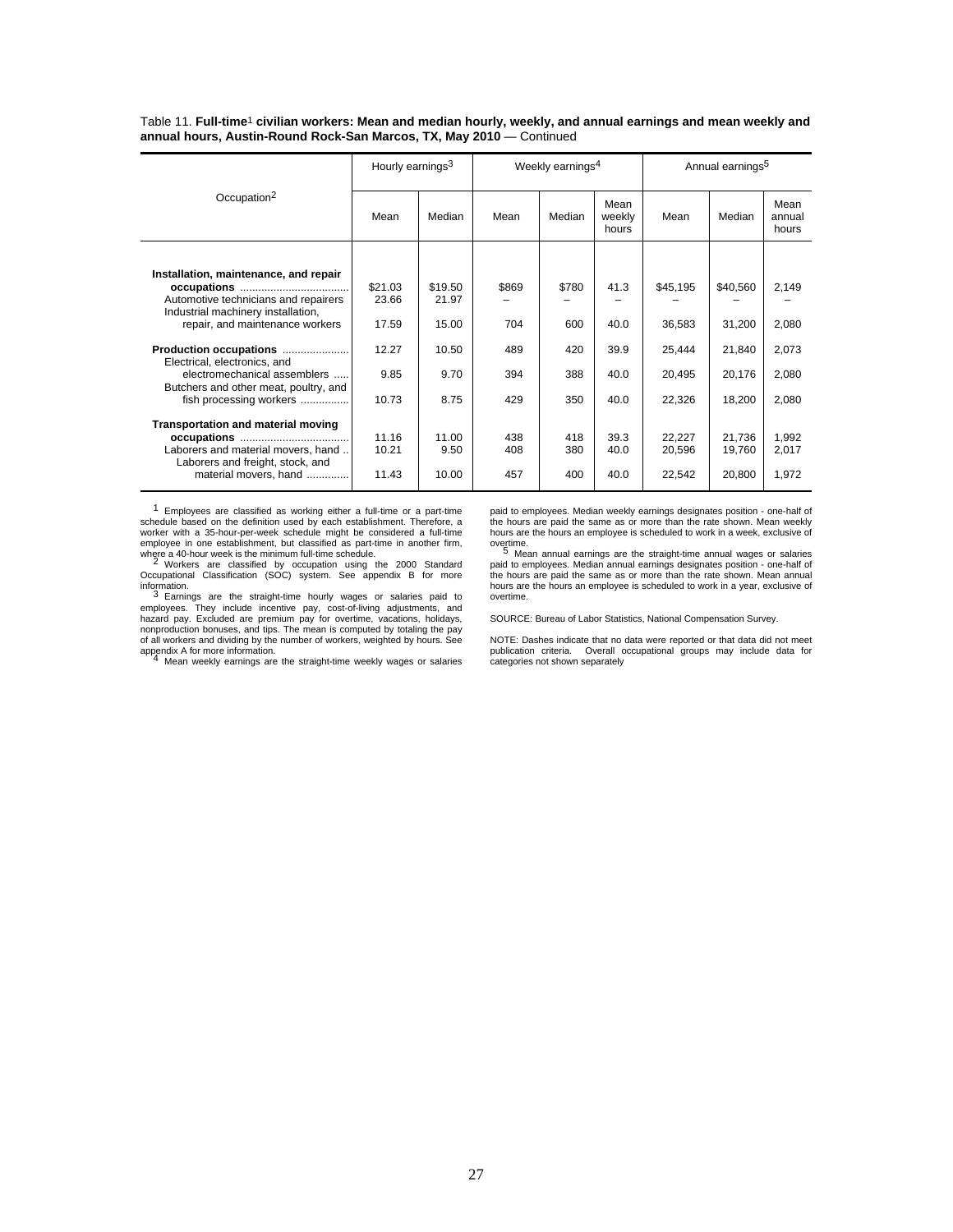Table 11. **Full-time**[1] **civilian workers: Mean and median hourly, weekly, and annual earnings and mean weekly and annual hours, Austin-Round Rock-San Marcos, TX, May 2010** — Continued

| Occupation[2] | Hourly earnings[3] | | Weekly earnings[4] | | | Annual earnings[5] | | |
|---|---|---|---|---|---|---|---|---|
| | Mean | Median | Mean | Median | Mean weekly hours | Mean | Median | Mean annual hours |
| **Installation, maintenance, and repair occupations** | $21.03 | $19.50 | $869 | $780 | 41.3 | $45,195 | $40,560 | 2,149 |
| Automotive technicians and repairers | 23.66 | 21.97 | – | – | – | – | – | – |
| Industrial machinery installation, repair, and maintenance workers | 17.59 | 15.00 | 704 | 600 | 40.0 | 36,583 | 31,200 | 2,080 |
| **Production occupations** | 12.27 | 10.50 | 489 | 420 | 39.9 | 25,444 | 21,840 | 2,073 |
| Electrical, electronics, and electromechanical assemblers | 9.85 | 9.70 | 394 | 388 | 40.0 | 20,495 | 20,176 | 2,080 |
| Butchers and other meat, poultry, and fish processing workers | 10.73 | 8.75 | 429 | 350 | 40.0 | 22,326 | 18,200 | 2,080 |
| **Transportation and material moving occupations** | 11.16 | 11.00 | 438 | 418 | 39.3 | 22,227 | 21,736 | 1,992 |
| Laborers and material movers, hand | 10.21 | 9.50 | 408 | 380 | 40.0 | 20,596 | 19,760 | 2,017 |
| Laborers and freight, stock, and material movers, hand | 11.43 | 10.00 | 457 | 400 | 40.0 | 22,542 | 20,800 | 1,972 |

[1] Employees are classified as working either a full-time or a part-time schedule based on the definition used by each establishment. Therefore, a worker with a 35-hour-per-week schedule might be considered a full-time employee in one establishment, but classified as part-time in another firm, where a 40-hour week is the minimum full-time schedule.

[2] Workers are classified by occupation using the 2000 Standard Occupational Classification (SOC) system. See appendix B for more information.

[3] Earnings are the straight-time hourly wages or salaries paid to employees. They include incentive pay, cost-of-living adjustments, and hazard pay. Excluded are premium pay for overtime, vacations, holidays, nonproduction bonuses, and tips. The mean is computed by totaling the pay of all workers and dividing by the number of workers, weighted by hours. See appendix A for more information.

[4] Mean weekly earnings are the straight-time weekly wages or salaries paid to employees. Median weekly earnings designates position - one-half of the hours are paid the same as or more than the rate shown. Mean weekly hours are the hours an employee is scheduled to work in a week, exclusive of overtime.

[5] Mean annual earnings are the straight-time annual wages or salaries paid to employees. Median annual earnings designates position - one-half of the hours are paid the same as or more than the rate shown. Mean annual hours are the hours an employee is scheduled to work in a year, exclusive of overtime.

SOURCE: Bureau of Labor Statistics, National Compensation Survey.

NOTE: Dashes indicate that no data were reported or that data did not meet publication criteria. Overall occupational groups may include data for categories not shown separately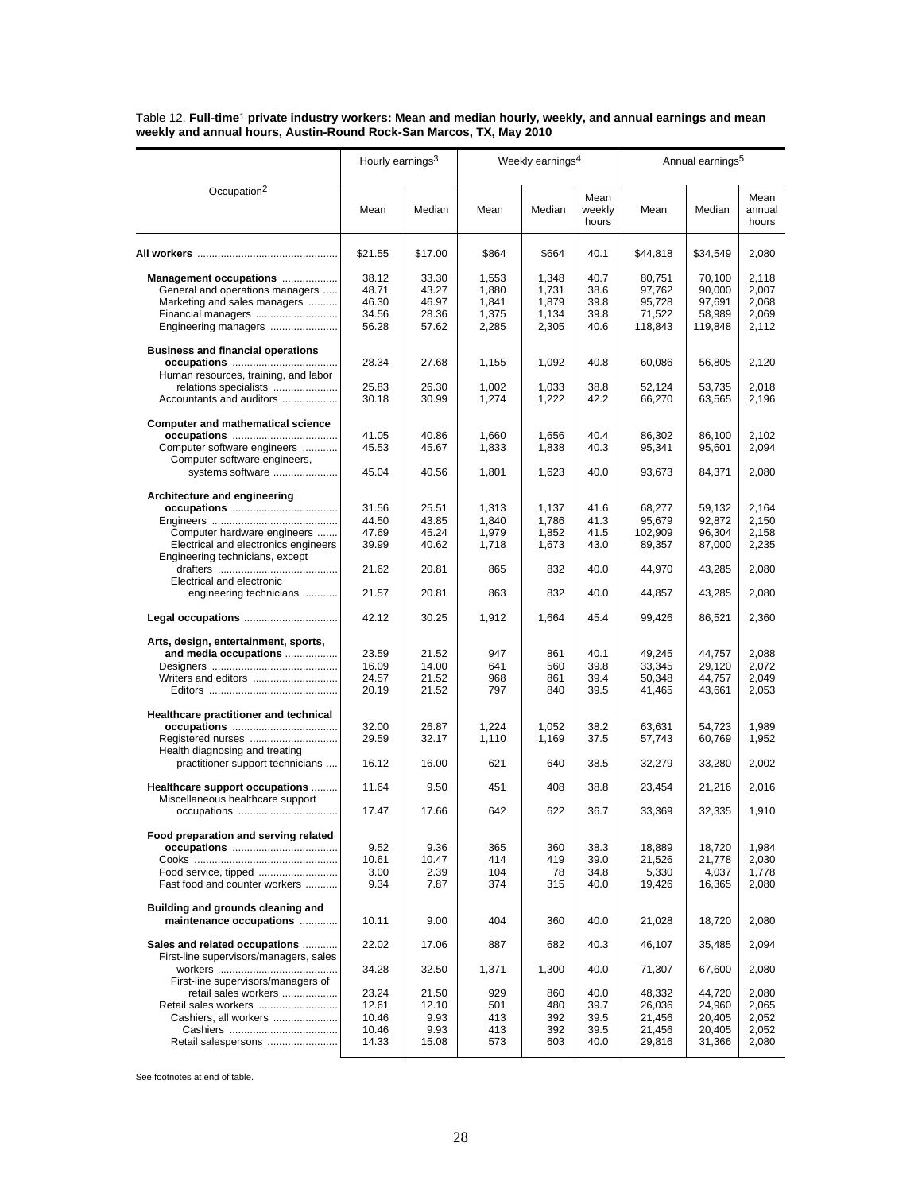Table 12. **Full-time[1] private industry workers: Mean and median hourly, weekly, and annual earnings and mean weekly and annual hours, Austin-Round Rock-San Marcos, TX, May 2010**

| Occupation[2] | Hourly earnings[3] | | Weekly earnings[4] | | | Annual earnings[5] | | |
|---|---|---|---|---|---|---|---|---|
| | Mean | Median | Mean | Median | Mean weekly hours | Mean | Median | Mean annual hours |
| **All workers** | $21.55 | $17.00 | $864 | $664 | 40.1 | $44,818 | $34,549 | 2,080 |
| **Management occupations** | 38.12 | 33.30 | 1,553 | 1,348 | 40.7 | 80,751 | 70,100 | 2,118 |
| General and operations managers | 48.71 | 43.27 | 1,880 | 1,731 | 38.6 | 97,762 | 90,000 | 2,007 |
| Marketing and sales managers | 46.30 | 46.97 | 1,841 | 1,879 | 39.8 | 95,728 | 97,691 | 2,068 |
| Financial managers | 34.56 | 28.36 | 1,375 | 1,134 | 39.8 | 71,522 | 58,989 | 2,069 |
| Engineering managers | 56.28 | 57.62 | 2,285 | 2,305 | 40.6 | 118,843 | 119,848 | 2,112 |
| **Business and financial operations occupations** | 28.34 | 27.68 | 1,155 | 1,092 | 40.8 | 60,086 | 56,805 | 2,120 |
| Human resources, training, and labor relations specialists | 25.83 | 26.30 | 1,002 | 1,033 | 38.8 | 52,124 | 53,735 | 2,018 |
| Accountants and auditors | 30.18 | 30.99 | 1,274 | 1,222 | 42.2 | 66,270 | 63,565 | 2,196 |
| **Computer and mathematical science occupations** | 41.05 | 40.86 | 1,660 | 1,656 | 40.4 | 86,302 | 86,100 | 2,102 |
| Computer software engineers | 45.53 | 45.67 | 1,833 | 1,838 | 40.3 | 95,341 | 95,601 | 2,094 |
| Computer software engineers, systems software | 45.04 | 40.56 | 1,801 | 1,623 | 40.0 | 93,673 | 84,371 | 2,080 |
| **Architecture and engineering occupations** | 31.56 | 25.51 | 1,313 | 1,137 | 41.6 | 68,277 | 59,132 | 2,164 |
| Engineers | 44.50 | 43.85 | 1,840 | 1,786 | 41.3 | 95,679 | 92,872 | 2,150 |
| Computer hardware engineers | 47.69 | 45.24 | 1,979 | 1,852 | 41.5 | 102,909 | 96,304 | 2,158 |
| Electrical and electronics engineers | 39.99 | 40.62 | 1,718 | 1,673 | 43.0 | 89,357 | 87,000 | 2,235 |
| Engineering technicians, except drafters | 21.62 | 20.81 | 865 | 832 | 40.0 | 44,970 | 43,285 | 2,080 |
| Electrical and electronic engineering technicians | 21.57 | 20.81 | 863 | 832 | 40.0 | 44,857 | 43,285 | 2,080 |
| **Legal occupations** | 42.12 | 30.25 | 1,912 | 1,664 | 45.4 | 99,426 | 86,521 | 2,360 |
| **Arts, design, entertainment, sports, and media occupations** | 23.59 | 21.52 | 947 | 861 | 40.1 | 49,245 | 44,757 | 2,088 |
| Designers | 16.09 | 14.00 | 641 | 560 | 39.8 | 33,345 | 29,120 | 2,072 |
| Writers and editors | 24.57 | 21.52 | 968 | 861 | 39.4 | 50,348 | 44,757 | 2,049 |
| Editors | 20.19 | 21.52 | 797 | 840 | 39.5 | 41,465 | 43,661 | 2,053 |
| **Healthcare practitioner and technical occupations** | 32.00 | 26.87 | 1,224 | 1,052 | 38.2 | 63,631 | 54,723 | 1,989 |
| Registered nurses | 29.59 | 32.17 | 1,110 | 1,169 | 37.5 | 57,743 | 60,769 | 1,952 |
| Health diagnosing and treating practitioner support technicians | 16.12 | 16.00 | 621 | 640 | 38.5 | 32,279 | 33,280 | 2,002 |
| **Healthcare support occupations** | 11.64 | 9.50 | 451 | 408 | 38.8 | 23,454 | 21,216 | 2,016 |
| Miscellaneous healthcare support occupations | 17.47 | 17.66 | 642 | 622 | 36.7 | 33,369 | 32,335 | 1,910 |
| **Food preparation and serving related occupations** | 9.52 | 9.36 | 365 | 360 | 38.3 | 18,889 | 18,720 | 1,984 |
| Cooks | 10.61 | 10.47 | 414 | 419 | 39.0 | 21,526 | 21,778 | 2,030 |
| Food service, tipped | 3.00 | 2.39 | 104 | 78 | 34.8 | 5,330 | 4,037 | 1,778 |
| Fast food and counter workers | 9.34 | 7.87 | 374 | 315 | 40.0 | 19,426 | 16,365 | 2,080 |
| **Building and grounds cleaning and maintenance occupations** | 10.11 | 9.00 | 404 | 360 | 40.0 | 21,028 | 18,720 | 2,080 |
| **Sales and related occupations** | 22.02 | 17.06 | 887 | 682 | 40.3 | 46,107 | 35,485 | 2,094 |
| First-line supervisors/managers, sales workers | 34.28 | 32.50 | 1,371 | 1,300 | 40.0 | 71,307 | 67,600 | 2,080 |
| First-line supervisors/managers of retail sales workers | 23.24 | 21.50 | 929 | 860 | 40.0 | 48,332 | 44,720 | 2,080 |
| Retail sales workers | 12.61 | 12.10 | 501 | 480 | 39.7 | 26,036 | 24,960 | 2,065 |
| Cashiers, all workers | 10.46 | 9.93 | 413 | 392 | 39.5 | 21,456 | 20,405 | 2,052 |
| Cashiers | 10.46 | 9.93 | 413 | 392 | 39.5 | 21,456 | 20,405 | 2,052 |
| Retail salespersons | 14.33 | 15.08 | 573 | 603 | 40.0 | 29,816 | 31,366 | 2,080 |

See footnotes at end of table.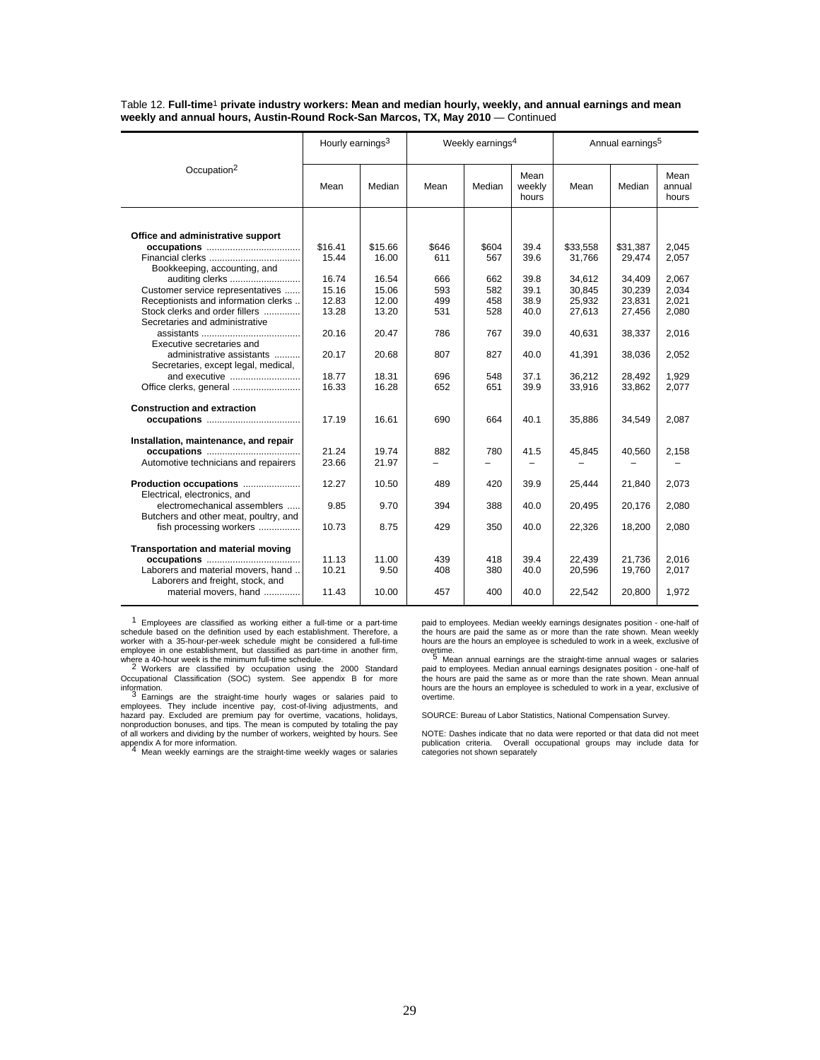Table 12. **Full-time**[1] **private industry workers: Mean and median hourly, weekly, and annual earnings and mean weekly and annual hours, Austin-Round Rock-San Marcos, TX, May 2010** — Continued

| Occupation[2] | Hourly earnings[3] | | Weekly earnings[4] | | | Annual earnings[5] | | |
|---|---|---|---|---|---|---|---|---|
| | Mean | Median | Mean | Median | Mean weekly hours | Mean | Median | Mean annual hours |
| **Office and administrative support occupations** | $16.41 | $15.66 | $646 | $604 | 39.4 | $33,558 | $31,387 | 2,045 |
| Financial clerks | 15.44 | 16.00 | 611 | 567 | 39.6 | 31,766 | 29,474 | 2,057 |
| Bookkeeping, accounting, and auditing clerks | 16.74 | 16.54 | 666 | 662 | 39.8 | 34,612 | 34,409 | 2,067 |
| Customer service representatives | 15.16 | 15.06 | 593 | 582 | 39.1 | 30,845 | 30,239 | 2,034 |
| Receptionists and information clerks | 12.83 | 12.00 | 499 | 458 | 38.9 | 25,932 | 23,831 | 2,021 |
| Stock clerks and order fillers | 13.28 | 13.20 | 531 | 528 | 40.0 | 27,613 | 27,456 | 2,080 |
| Secretaries and administrative assistants | 20.16 | 20.47 | 786 | 767 | 39.0 | 40,631 | 38,337 | 2,016 |
| Executive secretaries and administrative assistants | 20.17 | 20.68 | 807 | 827 | 40.0 | 41,391 | 38,036 | 2,052 |
| Secretaries, except legal, medical, and executive | 18.77 | 18.31 | 696 | 548 | 37.1 | 36,212 | 28,492 | 1,929 |
| Office clerks, general | 16.33 | 16.28 | 652 | 651 | 39.9 | 33,916 | 33,862 | 2,077 |
| **Construction and extraction occupations** | 17.19 | 16.61 | 690 | 664 | 40.1 | 35,886 | 34,549 | 2,087 |
| **Installation, maintenance, and repair occupations** | 21.24 | 19.74 | 882 | 780 | 41.5 | 45,845 | 40,560 | 2,158 |
| Automotive technicians and repairers | 23.66 | 21.97 | – | – | – | – | – | – |
| **Production occupations** | 12.27 | 10.50 | 489 | 420 | 39.9 | 25,444 | 21,840 | 2,073 |
| Electrical, electronics, and electromechanical assemblers | 9.85 | 9.70 | 394 | 388 | 40.0 | 20,495 | 20,176 | 2,080 |
| Butchers and other meat, poultry, and fish processing workers | 10.73 | 8.75 | 429 | 350 | 40.0 | 22,326 | 18,200 | 2,080 |
| **Transportation and material moving occupations** | 11.13 | 11.00 | 439 | 418 | 39.4 | 22,439 | 21,736 | 2,016 |
| Laborers and material movers, hand | 10.21 | 9.50 | 408 | 380 | 40.0 | 20,596 | 19,760 | 2,017 |
| Laborers and freight, stock, and material movers, hand | 11.43 | 10.00 | 457 | 400 | 40.0 | 22,542 | 20,800 | 1,972 |

[1] Employees are classified as working either a full-time or a part-time schedule based on the definition used by each establishment. Therefore, a worker with a 35-hour-per-week schedule might be considered a full-time employee in one establishment, but classified as part-time in another firm, where a 40-hour week is the minimum full-time schedule.

[2] Workers are classified by occupation using the 2000 Standard Occupational Classification (SOC) system. See appendix B for more information.

[3] Earnings are the straight-time hourly wages or salaries paid to employees. They include incentive pay, cost-of-living adjustments, and hazard pay. Excluded are premium pay for overtime, vacations, holidays, nonproduction bonuses, and tips. The mean is computed by totaling the pay of all workers and dividing by the number of workers, weighted by hours. See appendix A for more information.

[4] Mean weekly earnings are the straight-time weekly wages or salaries paid to employees. Median weekly earnings designates position - one-half of the hours are paid the same as or more than the rate shown. Mean weekly hours are the hours an employee is scheduled to work in a week, exclusive of overtime.

[5] Mean annual earnings are the straight-time annual wages or salaries paid to employees. Median annual earnings designates position - one-half of the hours are paid the same as or more than the rate shown. Mean annual hours are the hours an employee is scheduled to work in a year, exclusive of overtime.

SOURCE: Bureau of Labor Statistics, National Compensation Survey.

NOTE: Dashes indicate that no data were reported or that data did not meet publication criteria. Overall occupational groups may include data for categories not shown separately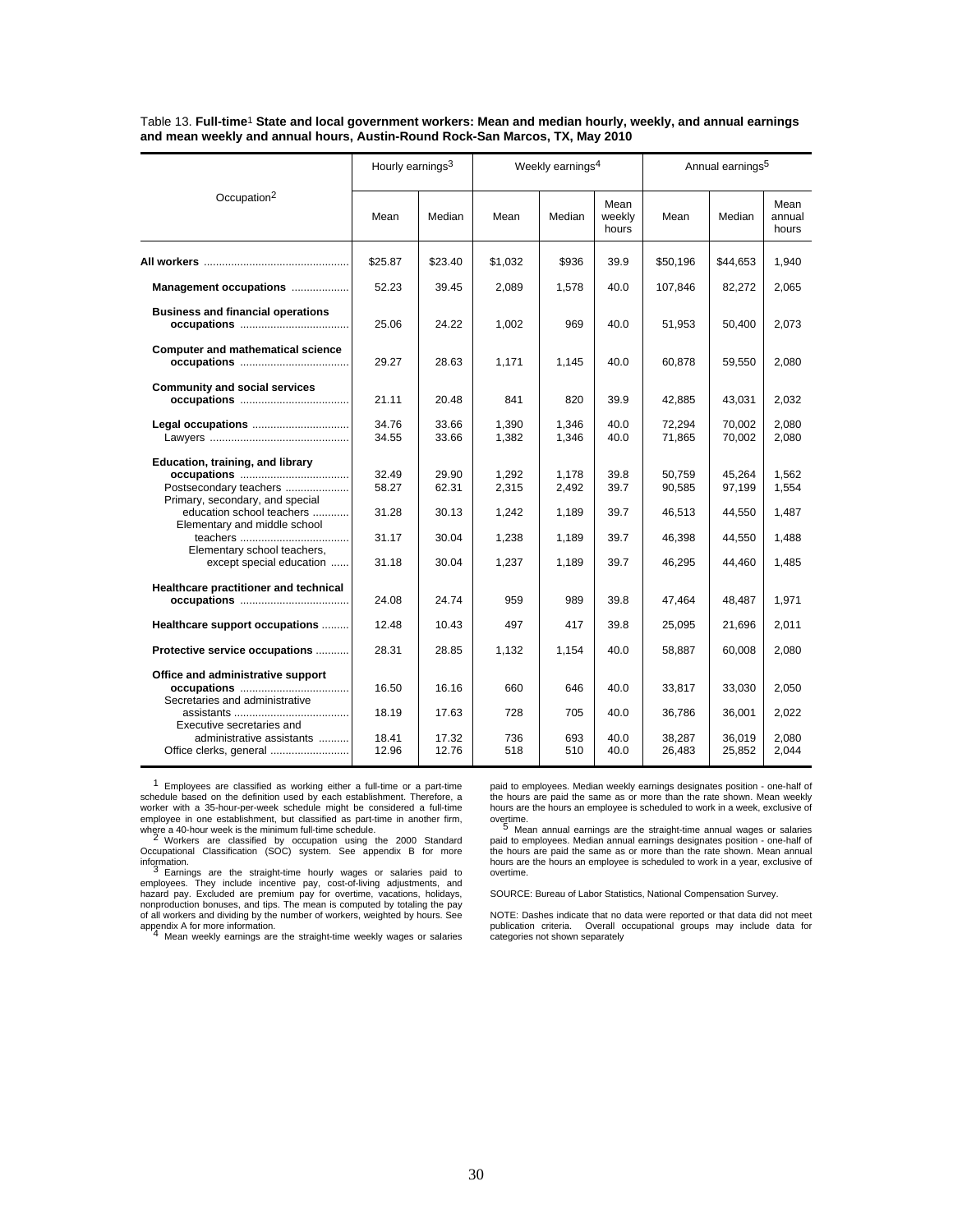Table 13. **Full-time**[1] **State and local government workers: Mean and median hourly, weekly, and annual earnings and mean weekly and annual hours, Austin-Round Rock-San Marcos, TX, May 2010**

| Occupation[2] | Hourly earnings[3] | | Weekly earnings[4] | | | Annual earnings[5] | | |
|---|---|---|---|---|---|---|---|---|
| | Mean | Median | Mean | Median | Mean weekly hours | Mean | Median | Mean annual hours |
| **All workers** | $25.87 | $23.40 | $1,032 | $936 | 39.9 | $50,196 | $44,653 | 1,940 |
| **Management occupations** | 52.23 | 39.45 | 2,089 | 1,578 | 40.0 | 107,846 | 82,272 | 2,065 |
| **Business and financial operations occupations** | 25.06 | 24.22 | 1,002 | 969 | 40.0 | 51,953 | 50,400 | 2,073 |
| **Computer and mathematical science occupations** | 29.27 | 28.63 | 1,171 | 1,145 | 40.0 | 60,878 | 59,550 | 2,080 |
| **Community and social services occupations** | 21.11 | 20.48 | 841 | 820 | 39.9 | 42,885 | 43,031 | 2,032 |
| **Legal occupations** | 34.76 | 33.66 | 1,390 | 1,346 | 40.0 | 72,294 | 70,002 | 2,080 |
| Lawyers | 34.55 | 33.66 | 1,382 | 1,346 | 40.0 | 71,865 | 70,002 | 2,080 |
| **Education, training, and library occupations** | 32.49 | 29.90 | 1,292 | 1,178 | 39.8 | 50,759 | 45,264 | 1,562 |
| Postsecondary teachers | 58.27 | 62.31 | 2,315 | 2,492 | 39.7 | 90,585 | 97,199 | 1,554 |
| Primary, secondary, and special education school teachers | 31.28 | 30.13 | 1,242 | 1,189 | 39.7 | 46,513 | 44,550 | 1,487 |
| Elementary and middle school teachers | 31.17 | 30.04 | 1,238 | 1,189 | 39.7 | 46,398 | 44,550 | 1,488 |
| Elementary school teachers, except special education | 31.18 | 30.04 | 1,237 | 1,189 | 39.7 | 46,295 | 44,460 | 1,485 |
| **Healthcare practitioner and technical occupations** | 24.08 | 24.74 | 959 | 989 | 39.8 | 47,464 | 48,487 | 1,971 |
| **Healthcare support occupations** | 12.48 | 10.43 | 497 | 417 | 39.8 | 25,095 | 21,696 | 2,011 |
| **Protective service occupations** | 28.31 | 28.85 | 1,132 | 1,154 | 40.0 | 58,887 | 60,008 | 2,080 |
| **Office and administrative support occupations** | 16.50 | 16.16 | 660 | 646 | 40.0 | 33,817 | 33,030 | 2,050 |
| Secretaries and administrative assistants | 18.19 | 17.63 | 728 | 705 | 40.0 | 36,786 | 36,001 | 2,022 |
| Executive secretaries and administrative assistants | 18.41 | 17.32 | 736 | 693 | 40.0 | 38,287 | 36,019 | 2,080 |
| Office clerks, general | 12.96 | 12.76 | 518 | 510 | 40.0 | 26,483 | 25,852 | 2,044 |

[1] Employees are classified as working either a full-time or a part-time schedule based on the definition used by each establishment. Therefore, a worker with a 35-hour-per-week schedule might be considered a full-time employee in one establishment, but classified as part-time in another firm, where a 40-hour week is the minimum full-time schedule.

[2] Workers are classified by occupation using the 2000 Standard Occupational Classification (SOC) system. See appendix B for more information.

[3] Earnings are the straight-time hourly wages or salaries paid to employees. They include incentive pay, cost-of-living adjustments, and hazard pay. Excluded are premium pay for overtime, vacations, holidays, nonproduction bonuses, and tips. The mean is computed by totaling the pay of all workers and dividing by the number of workers, weighted by hours. See appendix A for more information.

[4] Mean weekly earnings are the straight-time weekly wages or salaries paid to employees. Median weekly earnings designates position - one-half of the hours are paid the same as or more than the rate shown. Mean weekly hours are the hours an employee is scheduled to work in a week, exclusive of overtime.

[5] Mean annual earnings are the straight-time annual wages or salaries paid to employees. Median annual earnings designates position - one-half of the hours are paid the same as or more than the rate shown. Mean annual hours are the hours an employee is scheduled to work in a year, exclusive of overtime.

SOURCE: Bureau of Labor Statistics, National Compensation Survey.

NOTE: Dashes indicate that no data were reported or that data did not meet publication criteria. Overall occupational groups may include data for categories not shown separately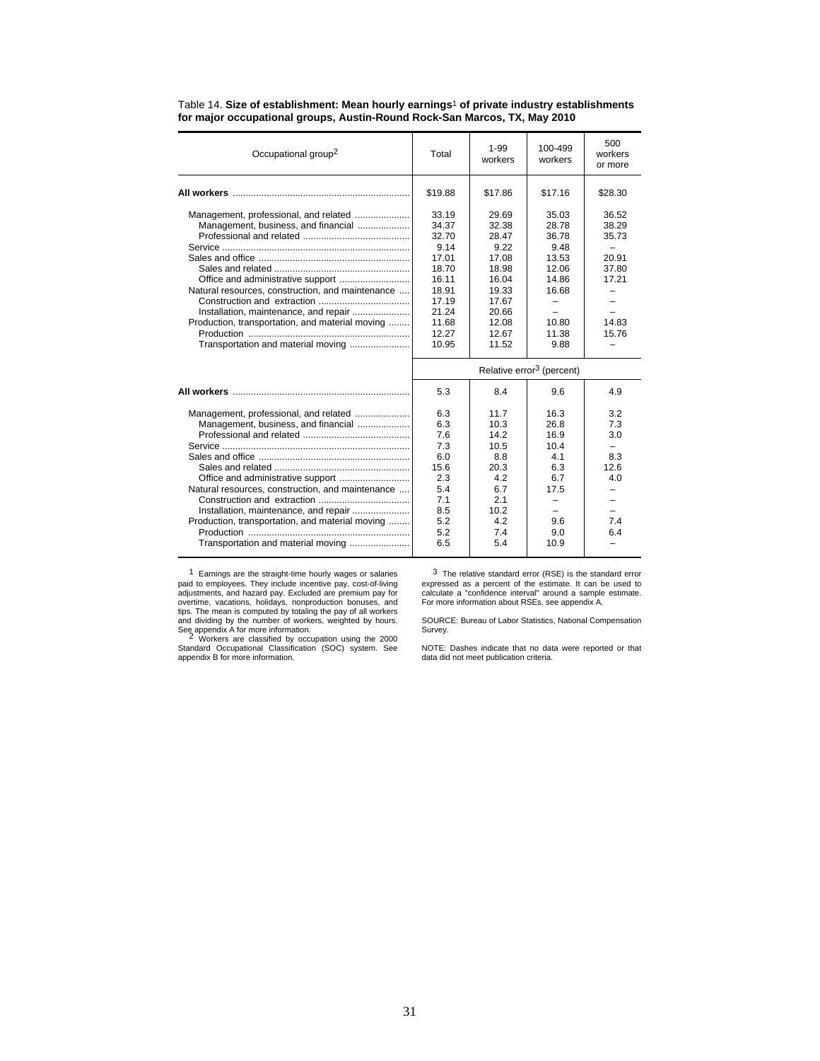Table 14. **Size of establishment: Mean hourly earnings[1] of private industry establishments for major occupational groups, Austin-Round Rock-San Marcos, TX, May 2010**

| Occupational group[2] | Total | 1-99 workers | 100-499 workers | 500 workers or more |
|---|---|---|---|---|
| **All workers** | $19.88 | $17.86 | $17.16 | $28.30 |
| Management, professional, and related | 33.19 | 29.69 | 35.03 | 36.52 |
| Management, business, and financial | 34.37 | 32.38 | 28.78 | 38.29 |
| Professional and related | 32.70 | 28.47 | 36.78 | 35.73 |
| Service | 9.14 | 9.22 | 9.48 | – |
| Sales and office | 17.01 | 17.08 | 13.53 | 20.91 |
| Sales and related | 18.70 | 18.98 | 12.06 | 37.80 |
| Office and administrative support | 16.11 | 16.04 | 14.86 | 17.21 |
| Natural resources, construction, and maintenance | 18.91 | 19.33 | 16.68 | – |
| Construction and extraction | 17.19 | 17.67 | – | – |
| Installation, maintenance, and repair | 21.24 | 20.66 | – | – |
| Production, transportation, and material moving | 11.68 | 12.08 | 10.80 | 14.83 |
| Production | 12.27 | 12.67 | 11.38 | 15.76 |
| Transportation and material moving | 10.95 | 11.52 | 9.88 | – |
| | Relative error[3] (percent) | | | |
| **All workers** | 5.3 | 8.4 | 9.6 | 4.9 |
| Management, professional, and related | 6.3 | 11.7 | 16.3 | 3.2 |
| Management, business, and financial | 6.3 | 10.3 | 26.8 | 7.3 |
| Professional and related | 7.6 | 14.2 | 16.9 | 3.0 |
| Service | 7.3 | 10.5 | 10.4 | – |
| Sales and office | 6.0 | 8.8 | 4.1 | 8.3 |
| Sales and related | 15.6 | 20.3 | 6.3 | 12.6 |
| Office and administrative support | 2.3 | 4.2 | 6.7 | 4.0 |
| Natural resources, construction, and maintenance | 5.4 | 6.7 | 17.5 | – |
| Construction and extraction | 7.1 | 2.1 | – | – |
| Installation, maintenance, and repair | 8.5 | 10.2 | – | – |
| Production, transportation, and material moving | 5.2 | 4.2 | 9.6 | 7.4 |
| Production | 5.2 | 7.4 | 9.0 | 6.4 |
| Transportation and material moving | 6.5 | 5.4 | 10.9 | – |

[1] Earnings are the straight-time hourly wages or salaries paid to employees. They include incentive pay, cost-of-living adjustments, and hazard pay. Excluded are premium pay for overtime, vacations, holidays, nonproduction bonuses, and tips. The mean is computed by totaling the pay of all workers and dividing by the number of workers, weighted by hours. See appendix A for more information.

[2] Workers are classified by occupation using the 2000 Standard Occupational Classification (SOC) system. See appendix B for more information.

[3] The relative standard error (RSE) is the standard error expressed as a percent of the estimate. It can be used to calculate a "confidence interval" around a sample estimate. For more information about RSEs, see appendix A.

SOURCE: Bureau of Labor Statistics, National Compensation Survey.

NOTE: Dashes indicate that no data were reported or that data did not meet publication criteria.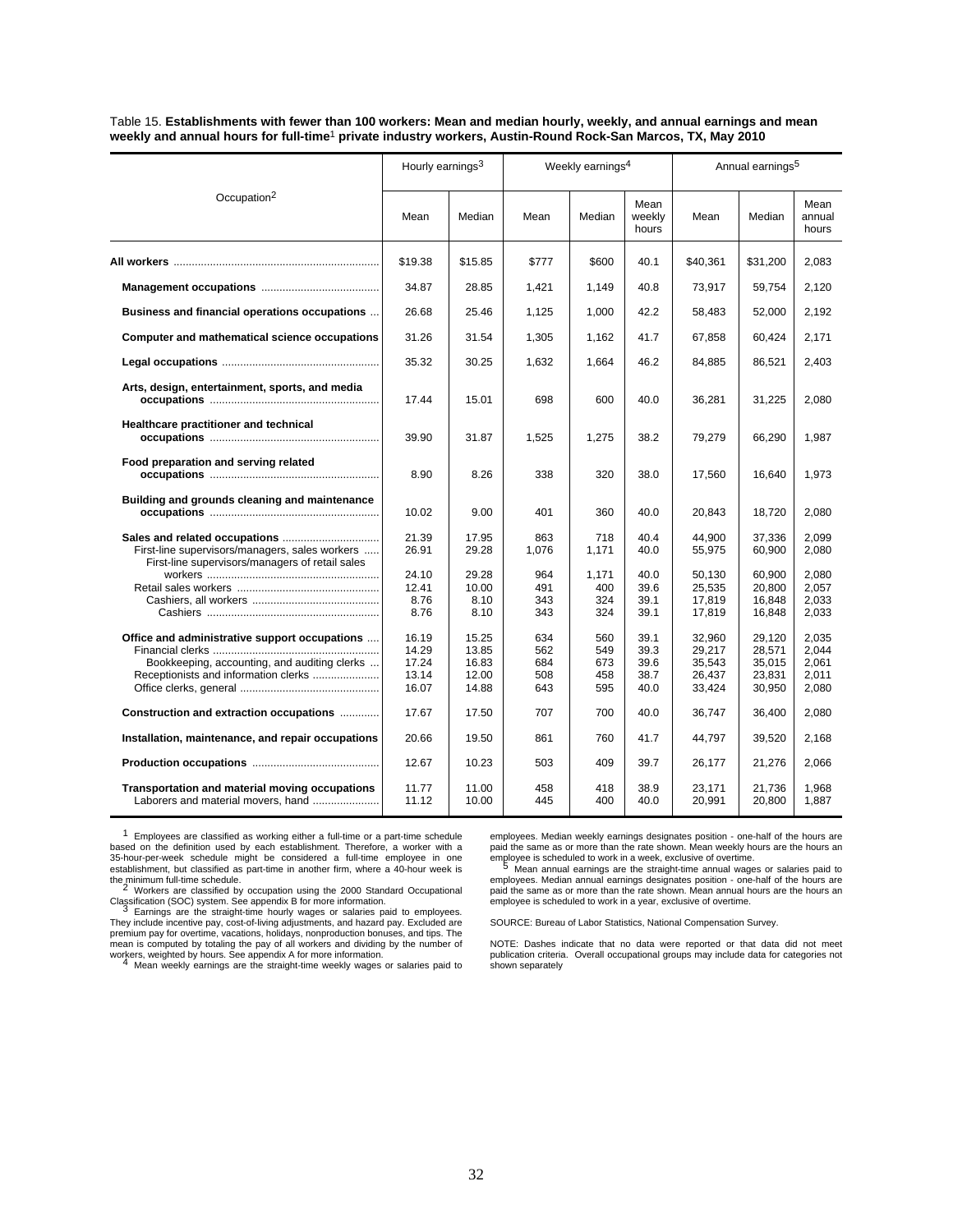Table 15. **Establishments with fewer than 100 workers: Mean and median hourly, weekly, and annual earnings and mean weekly and annual hours for full-time[1] private industry workers, Austin-Round Rock-San Marcos, TX, May 2010**

| Occupation[2] | Hourly earnings[3] | | Weekly earnings[4] | | | Annual earnings[5] | | |
|---|---|---|---|---|---|---|---|---|
| | Mean | Median | Mean | Median | Mean weekly hours | Mean | Median | Mean annual hours |
| **All workers** | $19.38 | $15.85 | $777 | $600 | 40.1 | $40,361 | $31,200 | 2,083 |
| **Management occupations** | 34.87 | 28.85 | 1,421 | 1,149 | 40.8 | 73,917 | 59,754 | 2,120 |
| **Business and financial operations occupations** | 26.68 | 25.46 | 1,125 | 1,000 | 42.2 | 58,483 | 52,000 | 2,192 |
| **Computer and mathematical science occupations** | 31.26 | 31.54 | 1,305 | 1,162 | 41.7 | 67,858 | 60,424 | 2,171 |
| **Legal occupations** | 35.32 | 30.25 | 1,632 | 1,664 | 46.2 | 84,885 | 86,521 | 2,403 |
| **Arts, design, entertainment, sports, and media occupations** | 17.44 | 15.01 | 698 | 600 | 40.0 | 36,281 | 31,225 | 2,080 |
| **Healthcare practitioner and technical occupations** | 39.90 | 31.87 | 1,525 | 1,275 | 38.2 | 79,279 | 66,290 | 1,987 |
| **Food preparation and serving related occupations** | 8.90 | 8.26 | 338 | 320 | 38.0 | 17,560 | 16,640 | 1,973 |
| **Building and grounds cleaning and maintenance occupations** | 10.02 | 9.00 | 401 | 360 | 40.0 | 20,843 | 18,720 | 2,080 |
| **Sales and related occupations** | 21.39 | 17.95 | 863 | 718 | 40.4 | 44,900 | 37,336 | 2,099 |
| First-line supervisors/managers, sales workers | 26.91 | 29.28 | 1,076 | 1,171 | 40.0 | 55,975 | 60,900 | 2,080 |
| First-line supervisors/managers of retail sales workers | 24.10 | 29.28 | 964 | 1,171 | 40.0 | 50,130 | 60,900 | 2,080 |
| Retail sales workers | 12.41 | 10.00 | 491 | 400 | 39.6 | 25,535 | 20,800 | 2,057 |
| Cashiers, all workers | 8.76 | 8.10 | 343 | 324 | 39.1 | 17,819 | 16,848 | 2,033 |
| Cashiers | 8.76 | 8.10 | 343 | 324 | 39.1 | 17,819 | 16,848 | 2,033 |
| **Office and administrative support occupations** | 16.19 | 15.25 | 634 | 560 | 39.1 | 32,960 | 29,120 | 2,035 |
| Financial clerks | 14.29 | 13.85 | 562 | 549 | 39.3 | 29,217 | 28,571 | 2,044 |
| Bookkeeping, accounting, and auditing clerks | 17.24 | 16.83 | 684 | 673 | 39.6 | 35,543 | 35,015 | 2,061 |
| Receptionists and information clerks | 13.14 | 12.00 | 508 | 458 | 38.7 | 26,437 | 23,831 | 2,011 |
| Office clerks, general | 16.07 | 14.88 | 643 | 595 | 40.0 | 33,424 | 30,950 | 2,080 |
| **Construction and extraction occupations** | 17.67 | 17.50 | 707 | 700 | 40.0 | 36,747 | 36,400 | 2,080 |
| **Installation, maintenance, and repair occupations** | 20.66 | 19.50 | 861 | 760 | 41.7 | 44,797 | 39,520 | 2,168 |
| **Production occupations** | 12.67 | 10.23 | 503 | 409 | 39.7 | 26,177 | 21,276 | 2,066 |
| **Transportation and material moving occupations** | 11.77 | 11.00 | 458 | 418 | 38.9 | 23,171 | 21,736 | 1,968 |
| Laborers and material movers, hand | 11.12 | 10.00 | 445 | 400 | 40.0 | 20,991 | 20,800 | 1,887 |

[1] Employees are classified as working either a full-time or a part-time schedule based on the definition used by each establishment. Therefore, a worker with a 35-hour-per-week schedule might be considered a full-time employee in one establishment, but classified as part-time in another firm, where a 40-hour week is the minimum full-time schedule.

[2] Workers are classified by occupation using the 2000 Standard Occupational Classification (SOC) system. See appendix B for more information.

[3] Earnings are the straight-time hourly wages or salaries paid to employees. They include incentive pay, cost-of-living adjustments, and hazard pay. Excluded are premium pay for overtime, vacations, holidays, nonproduction bonuses, and tips. The mean is computed by totaling the pay of all workers and dividing by the number of workers, weighted by hours. See appendix A for more information.

[4] Mean weekly earnings are the straight-time weekly wages or salaries paid to employees. Median weekly earnings designates position - one-half of the hours are paid the same as or more than the rate shown. Mean weekly hours are the hours an employee is scheduled to work in a week, exclusive of overtime.

[5] Mean annual earnings are the straight-time annual wages or salaries paid to employees. Median annual earnings designates position - one-half of the hours are paid the same as or more than the rate shown. Mean annual hours are the hours an employee is scheduled to work in a year, exclusive of overtime.

SOURCE: Bureau of Labor Statistics, National Compensation Survey.

NOTE: Dashes indicate that no data were reported or that data did not meet publication criteria. Overall occupational groups may include data for categories not shown separately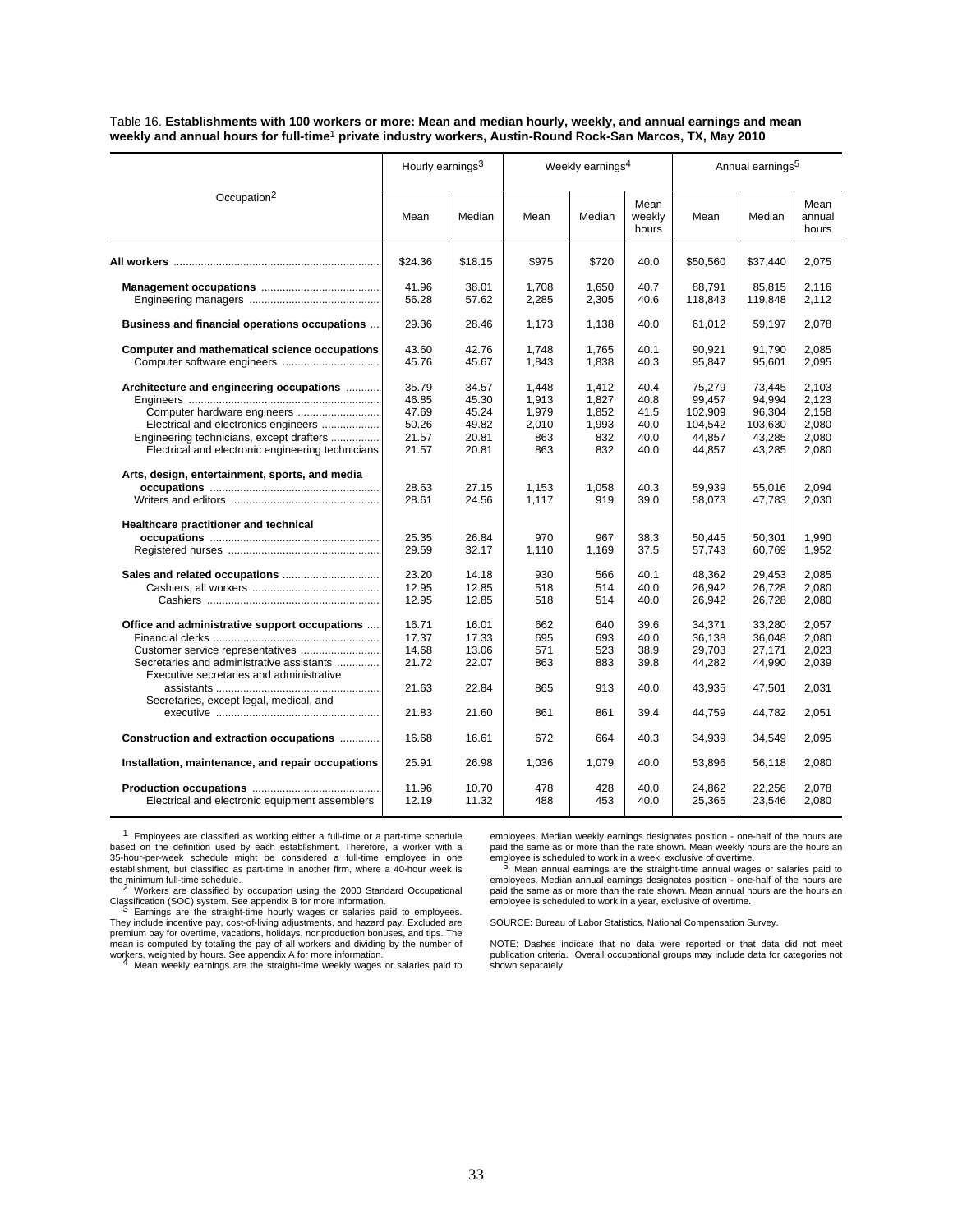Table 16. **Establishments with 100 workers or more: Mean and median hourly, weekly, and annual earnings and mean weekly and annual hours for full-time[1] private industry workers, Austin-Round Rock-San Marcos, TX, May 2010**

| Occupation[2] | Hourly earnings[3] | | Weekly earnings[4] | | | Annual earnings[5] | | |
|---|---|---|---|---|---|---|---|---|
| | Mean | Median | Mean | Median | Mean weekly hours | Mean | Median | Mean annual hours |
| **All workers** | $24.36 | $18.15 | $975 | $720 | 40.0 | $50,560 | $37,440 | 2,075 |
| **Management occupations** | 41.96 | 38.01 | 1,708 | 1,650 | 40.7 | 88,791 | 85,815 | 2,116 |
| Engineering managers | 56.28 | 57.62 | 2,285 | 2,305 | 40.6 | 118,843 | 119,848 | 2,112 |
| **Business and financial operations occupations** | 29.36 | 28.46 | 1,173 | 1,138 | 40.0 | 61,012 | 59,197 | 2,078 |
| **Computer and mathematical science occupations** | 43.60 | 42.76 | 1,748 | 1,765 | 40.1 | 90,921 | 91,790 | 2,085 |
| Computer software engineers | 45.76 | 45.67 | 1,843 | 1,838 | 40.3 | 95,847 | 95,601 | 2,095 |
| **Architecture and engineering occupations** | 35.79 | 34.57 | 1,448 | 1,412 | 40.4 | 75,279 | 73,445 | 2,103 |
| Engineers | 46.85 | 45.30 | 1,913 | 1,827 | 40.8 | 99,457 | 94,994 | 2,123 |
| Computer hardware engineers | 47.69 | 45.24 | 1,979 | 1,852 | 41.5 | 102,909 | 96,304 | 2,158 |
| Electrical and electronics engineers | 50.26 | 49.82 | 2,010 | 1,993 | 40.0 | 104,542 | 103,630 | 2,080 |
| Engineering technicians, except drafters | 21.57 | 20.81 | 863 | 832 | 40.0 | 44,857 | 43,285 | 2,080 |
| Electrical and electronic engineering technicians | 21.57 | 20.81 | 863 | 832 | 40.0 | 44,857 | 43,285 | 2,080 |
| **Arts, design, entertainment, sports, and media occupations** | 28.63 | 27.15 | 1,153 | 1,058 | 40.3 | 59,939 | 55,016 | 2,094 |
| Writers and editors | 28.61 | 24.56 | 1,117 | 919 | 39.0 | 58,073 | 47,783 | 2,030 |
| **Healthcare practitioner and technical occupations** | 25.35 | 26.84 | 970 | 967 | 38.3 | 50,445 | 50,301 | 1,990 |
| Registered nurses | 29.59 | 32.17 | 1,110 | 1,169 | 37.5 | 57,743 | 60,769 | 1,952 |
| **Sales and related occupations** | 23.20 | 14.18 | 930 | 566 | 40.1 | 48,362 | 29,453 | 2,085 |
| Cashiers, all workers | 12.95 | 12.85 | 518 | 514 | 40.0 | 26,942 | 26,728 | 2,080 |
| Cashiers | 12.95 | 12.85 | 518 | 514 | 40.0 | 26,942 | 26,728 | 2,080 |
| **Office and administrative support occupations** | 16.71 | 16.01 | 662 | 640 | 39.6 | 34,371 | 33,280 | 2,057 |
| Financial clerks | 17.37 | 17.33 | 695 | 693 | 40.0 | 36,138 | 36,048 | 2,080 |
| Customer service representatives | 14.68 | 13.06 | 571 | 523 | 38.9 | 29,703 | 27,171 | 2,023 |
| Secretaries and administrative assistants | 21.72 | 22.07 | 863 | 883 | 39.8 | 44,282 | 44,990 | 2,039 |
| Executive secretaries and administrative assistants | 21.63 | 22.84 | 865 | 913 | 40.0 | 43,935 | 47,501 | 2,031 |
| Secretaries, except legal, medical, and executive | 21.83 | 21.60 | 861 | 861 | 39.4 | 44,759 | 44,782 | 2,051 |
| **Construction and extraction occupations** | 16.68 | 16.61 | 672 | 664 | 40.3 | 34,939 | 34,549 | 2,095 |
| **Installation, maintenance, and repair occupations** | 25.91 | 26.98 | 1,036 | 1,079 | 40.0 | 53,896 | 56,118 | 2,080 |
| **Production occupations** | 11.96 | 10.70 | 478 | 428 | 40.0 | 24,862 | 22,256 | 2,078 |
| Electrical and electronic equipment assemblers | 12.19 | 11.32 | 488 | 453 | 40.0 | 25,365 | 23,546 | 2,080 |

[1] Employees are classified as working either a full-time or a part-time schedule based on the definition used by each establishment. Therefore, a worker with a 35-hour-per-week schedule might be considered a full-time employee in one establishment, but classified as part-time in another firm, where a 40-hour week is the minimum full-time schedule.

[2] Workers are classified by occupation using the 2000 Standard Occupational Classification (SOC) system. See appendix B for more information.

[3] Earnings are the straight-time hourly wages or salaries paid to employees. They include incentive pay, cost-of-living adjustments, and hazard pay. Excluded are premium pay for overtime, vacations, holidays, nonproduction bonuses, and tips. The mean is computed by totaling the pay of all workers and dividing by the number of workers, weighted by hours. See appendix A for more information.

[4] Mean weekly earnings are the straight-time weekly wages or salaries paid to employees. Median weekly earnings designates position - one-half of the hours are paid the same as or more than the rate shown. Mean weekly hours are the hours an employee is scheduled to work in a week, exclusive of overtime.

[5] Mean annual earnings are the straight-time annual wages or salaries paid to employees. Median annual earnings designates position - one-half of the hours are paid the same as or more than the rate shown. Mean annual hours are the hours an employee is scheduled to work in a year, exclusive of overtime.

SOURCE: Bureau of Labor Statistics, National Compensation Survey.

NOTE: Dashes indicate that no data were reported or that data did not meet publication criteria. Overall occupational groups may include data for categories not shown separately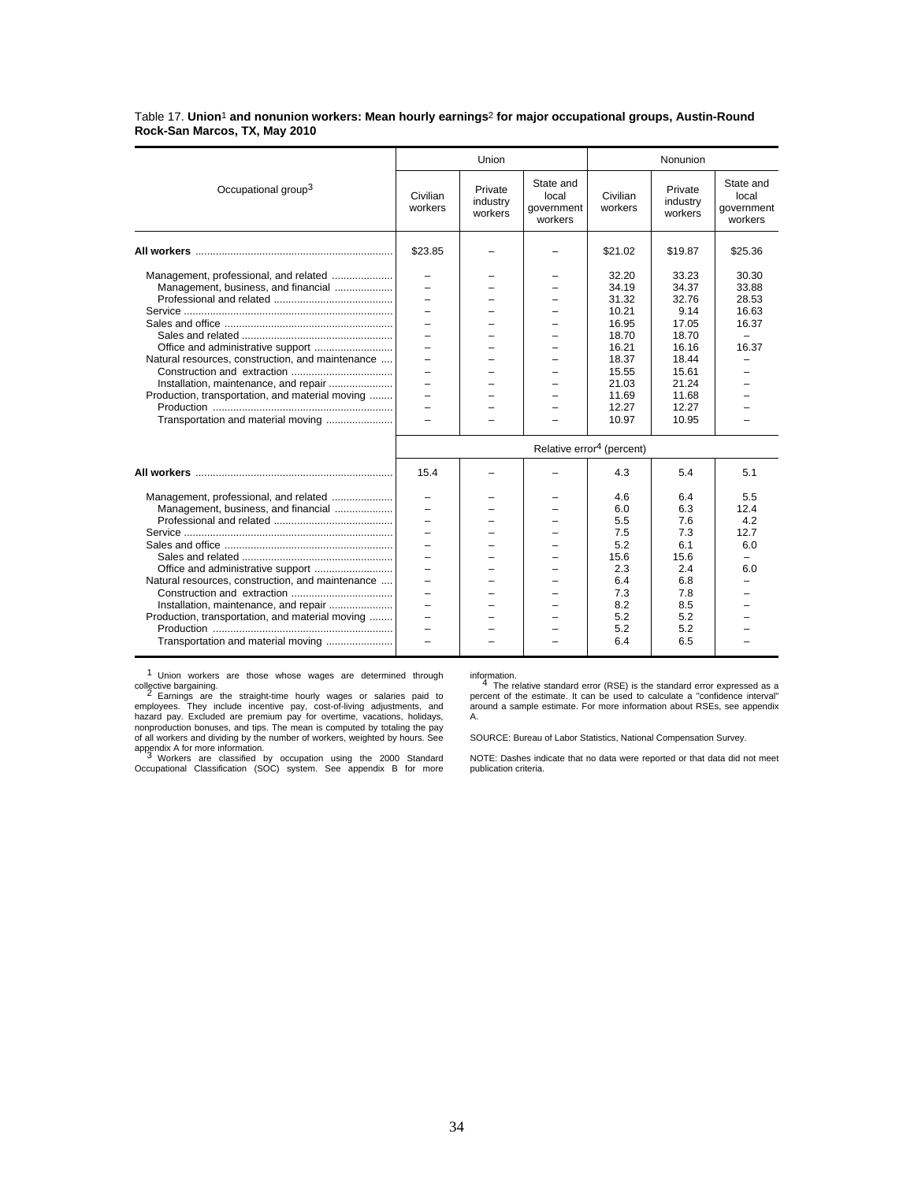Table 17. **Union**[1] **and nonunion workers: Mean hourly earnings**[2] **for major occupational groups, Austin-Round Rock-San Marcos, TX, May 2010**

| Occupational group[3] | Union | | | Nonunion | | |
|---|---|---|---|---|---|---|
| | Civilian workers | Private industry workers | State and local government workers | Civilian workers | Private industry workers | State and local government workers |
| **All workers** | $23.85 | – | – | $21.02 | $19.87 | $25.36 |
| Management, professional, and related | – | – | – | 32.20 | 33.23 | 30.30 |
| Management, business, and financial | – | – | – | 34.19 | 34.37 | 33.88 |
| Professional and related | – | – | – | 31.32 | 32.76 | 28.53 |
| Service | – | – | – | 10.21 | 9.14 | 16.63 |
| Sales and office | – | – | – | 16.95 | 17.05 | 16.37 |
| Sales and related | – | – | – | 18.70 | 18.70 | – |
| Office and administrative support | – | – | – | 16.21 | 16.16 | 16.37 |
| Natural resources, construction, and maintenance | – | – | – | 18.37 | 18.44 | – |
| Construction and extraction | – | – | – | 15.55 | 15.61 | – |
| Installation, maintenance, and repair | – | – | – | 21.03 | 21.24 | – |
| Production, transportation, and material moving | – | – | – | 11.69 | 11.68 | – |
| Production | – | – | – | 12.27 | 12.27 | – |
| Transportation and material moving | – | – | – | 10.97 | 10.95 | – |
| | Relative error[4] (percent) | | | | | |
| **All workers** | 15.4 | – | – | 4.3 | 5.4 | 5.1 |
| Management, professional, and related | – | – | – | 4.6 | 6.4 | 5.5 |
| Management, business, and financial | – | – | – | 6.0 | 6.3 | 12.4 |
| Professional and related | – | – | – | 5.5 | 7.6 | 4.2 |
| Service | – | – | – | 7.5 | 7.3 | 12.7 |
| Sales and office | – | – | – | 5.2 | 6.1 | 6.0 |
| Sales and related | – | – | – | 15.6 | 15.6 | – |
| Office and administrative support | – | – | – | 2.3 | 2.4 | 6.0 |
| Natural resources, construction, and maintenance | – | – | – | 6.4 | 6.8 | – |
| Construction and extraction | – | – | – | 7.3 | 7.8 | – |
| Installation, maintenance, and repair | – | – | – | 8.2 | 8.5 | – |
| Production, transportation, and material moving | – | – | – | 5.2 | 5.2 | – |
| Production | – | – | – | 5.2 | 5.2 | – |
| Transportation and material moving | – | – | – | 6.4 | 6.5 | – |

[1] Union workers are those whose wages are determined through collective bargaining.

[2] Earnings are the straight-time hourly wages or salaries paid to employees. They include incentive pay, cost-of-living adjustments, and hazard pay. Excluded are premium pay for overtime, vacations, holidays, nonproduction bonuses, and tips. The mean is computed by totaling the pay of all workers and dividing by the number of workers, weighted by hours. See appendix A for more information.

[3] Workers are classified by occupation using the 2000 Standard Occupational Classification (SOC) system. See appendix B for more information.

[4] The relative standard error (RSE) is the standard error expressed as a percent of the estimate. It can be used to calculate a "confidence interval" around a sample estimate. For more information about RSEs, see appendix A.

SOURCE: Bureau of Labor Statistics, National Compensation Survey.

NOTE: Dashes indicate that no data were reported or that data did not meet publication criteria.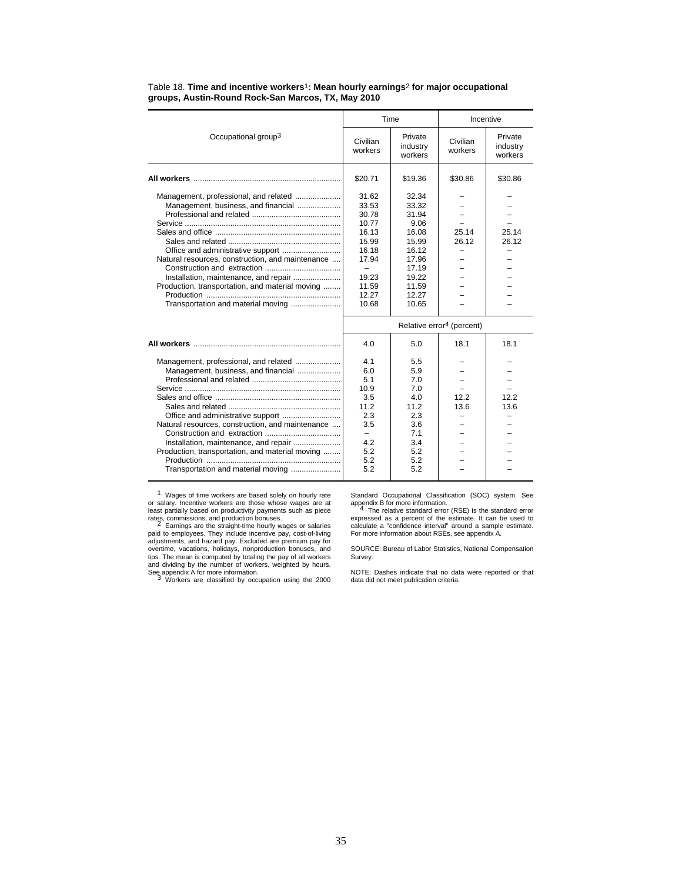Table 18. **Time and incentive workers**[1]**: Mean hourly earnings**[2] **for major occupational groups, Austin-Round Rock-San Marcos, TX, May 2010**

| Occupational group[3] | Time | | Incentive | |
|---|---|---|---|---|
| | Civilian workers | Private industry workers | Civilian workers | Private industry workers |
| **All workers** | $20.71 | $19.36 | $30.86 | $30.86 |
| Management, professional, and related | 31.62 | 32.34 | – | – |
| Management, business, and financial | 33.53 | 33.32 | – | – |
| Professional and related | 30.78 | 31.94 | – | – |
| Service | 10.77 | 9.06 | – | – |
| Sales and office | 16.13 | 16.08 | 25.14 | 25.14 |
| Sales and related | 15.99 | 15.99 | 26.12 | 26.12 |
| Office and administrative support | 16.18 | 16.12 | – | – |
| Natural resources, construction, and maintenance | 17.94 | 17.96 | – | – |
| Construction and extraction | – | 17.19 | – | – |
| Installation, maintenance, and repair | 19.23 | 19.22 | – | – |
| Production, transportation, and material moving | 11.59 | 11.59 | – | – |
| Production | 12.27 | 12.27 | – | – |
| Transportation and material moving | 10.68 | 10.65 | – | – |
| | Relative error[4] (percent) | | | |
| **All workers** | 4.0 | 5.0 | 18.1 | 18.1 |
| Management, professional, and related | 4.1 | 5.5 | – | – |
| Management, business, and financial | 6.0 | 5.9 | – | – |
| Professional and related | 5.1 | 7.0 | – | – |
| Service | 10.9 | 7.0 | – | – |
| Sales and office | 3.5 | 4.0 | 12.2 | 12.2 |
| Sales and related | 11.2 | 11.2 | 13.6 | 13.6 |
| Office and administrative support | 2.3 | 2.3 | – | – |
| Natural resources, construction, and maintenance | 3.5 | 3.6 | – | – |
| Construction and extraction | – | 7.1 | – | – |
| Installation, maintenance, and repair | 4.2 | 3.4 | – | – |
| Production, transportation, and material moving | 5.2 | 5.2 | – | – |
| Production | 5.2 | 5.2 | – | – |
| Transportation and material moving | 5.2 | 5.2 | – | – |

[1] Wages of time workers are based solely on hourly rate or salary. Incentive workers are those whose wages are at least partially based on productivity payments such as piece rates, commissions, and production bonuses.

[2] Earnings are the straight-time hourly wages or salaries paid to employees. They include incentive pay, cost-of-living adjustments, and hazard pay. Excluded are premium pay for overtime, vacations, holidays, nonproduction bonuses, and tips. The mean is computed by totaling the pay of all workers and dividing by the number of workers, weighted by hours. See appendix A for more information.

[3] Workers are classified by occupation using the 2000 Standard Occupational Classification (SOC) system. See appendix B for more information.

[4] The relative standard error (RSE) is the standard error expressed as a percent of the estimate. It can be used to calculate a "confidence interval" around a sample estimate. For more information about RSEs, see appendix A.

SOURCE: Bureau of Labor Statistics, National Compensation Survey.

NOTE: Dashes indicate that no data were reported or that data did not meet publication criteria.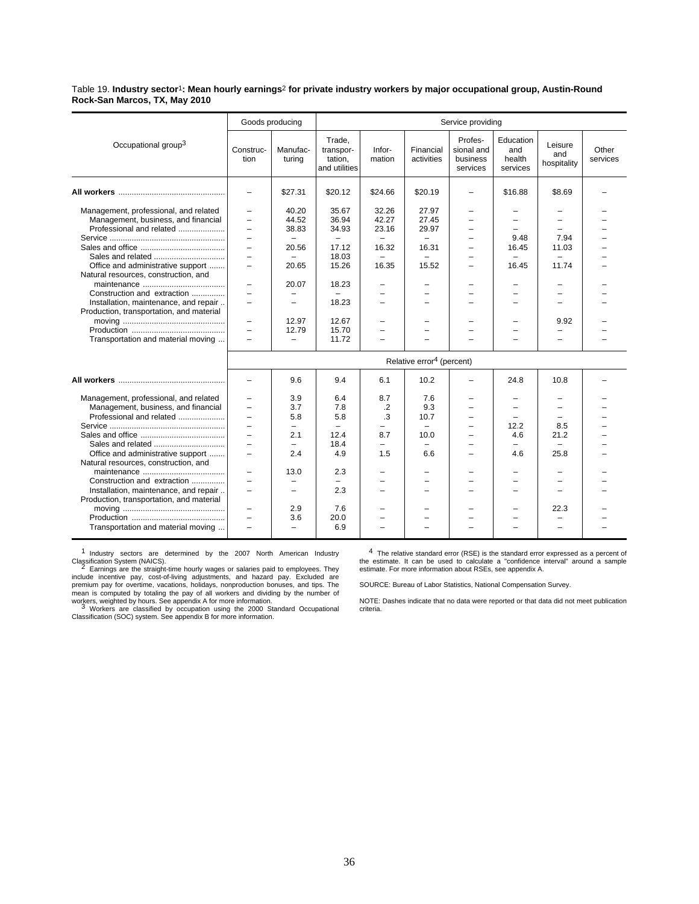Table 19. **Industry sector[1]: Mean hourly earnings[2] for private industry workers by major occupational group, Austin-Round Rock-San Marcos, TX, May 2010**

| Occupational group[3] | Goods producing | | Service providing | | | | | | |
|---|---|---|---|---|---|---|---|---|---|
| | Construction | Manufacturing | Trade, transportation, and utilities | Information | Financial activities | Professional and business services | Education and health services | Leisure and hospitality | Other services |
| **All workers** | – | $27.31 | $20.12 | $24.66 | $20.19 | – | $16.88 | $8.69 | – |
| Management, professional, and related | – | 40.20 | 35.67 | 32.26 | 27.97 | – | – | – | – |
| Management, business, and financial | – | 44.52 | 36.94 | 42.27 | 27.45 | – | – | – | – |
| Professional and related | – | 38.83 | 34.93 | 23.16 | 29.97 | – | – | – | – |
| Service | – | – | – | – | – | – | 9.48 | 7.94 | – |
| Sales and office | – | 20.56 | 17.12 | 16.32 | 16.31 | – | 16.45 | 11.03 | – |
| Sales and related | – | – | 18.03 | – | – | – | – | – | – |
| Office and administrative support | – | 20.65 | 15.26 | 16.35 | 15.52 | – | 16.45 | 11.74 | – |
| Natural resources, construction, and maintenance | – | 20.07 | 18.23 | – | – | – | – | – | – |
| Construction and extraction | – | – | – | – | – | – | – | – | – |
| Installation, maintenance, and repair | – | – | 18.23 | – | – | – | – | – | – |
| Production, transportation, and material moving | – | 12.97 | 12.67 | – | – | – | – | 9.92 | – |
| Production | – | 12.79 | 15.70 | – | – | – | – | – | – |
| Transportation and material moving | – | – | 11.72 | – | – | – | – | – | – |
| | Relative error[4] (percent) | | | | | | | | |
| **All workers** | – | 9.6 | 9.4 | 6.1 | 10.2 | – | 24.8 | 10.8 | – |
| Management, professional, and related | – | 3.9 | 6.4 | 8.7 | 7.6 | – | – | – | – |
| Management, business, and financial | – | 3.7 | 7.8 | .2 | 9.3 | – | – | – | – |
| Professional and related | – | 5.8 | 5.8 | .3 | 10.7 | – | – | – | – |
| Service | – | – | – | – | – | – | 12.2 | 8.5 | – |
| Sales and office | – | 2.1 | 12.4 | 8.7 | 10.0 | – | 4.6 | 21.2 | – |
| Sales and related | – | – | 18.4 | – | – | – | – | – | – |
| Office and administrative support | – | 2.4 | 4.9 | 1.5 | 6.6 | – | 4.6 | 25.8 | – |
| Natural resources, construction, and maintenance | – | 13.0 | 2.3 | – | – | – | – | – | – |
| Construction and extraction | – | – | – | – | – | – | – | – | – |
| Installation, maintenance, and repair | – | – | 2.3 | – | – | – | – | – | – |
| Production, transportation, and material moving | – | 2.9 | 7.6 | – | – | – | – | 22.3 | – |
| Production | – | 3.6 | 20.0 | – | – | – | – | – | – |
| Transportation and material moving | – | – | 6.9 | – | – | – | – | – | – |

[1] Industry sectors are determined by the 2007 North American Industry Classification System (NAICS).

[2] Earnings are the straight-time hourly wages or salaries paid to employees. They include incentive pay, cost-of-living adjustments, and hazard pay. Excluded are premium pay for overtime, vacations, holidays, nonproduction bonuses, and tips. The mean is computed by totaling the pay of all workers and dividing by the number of workers, weighted by hours. See appendix A for more information.

[3] Workers are classified by occupation using the 2000 Standard Occupational Classification (SOC) system. See appendix B for more information.

[4] The relative standard error (RSE) is the standard error expressed as a percent of the estimate. It can be used to calculate a "confidence interval" around a sample estimate. For more information about RSEs, see appendix A.

SOURCE: Bureau of Labor Statistics, National Compensation Survey.

NOTE: Dashes indicate that no data were reported or that data did not meet publication criteria.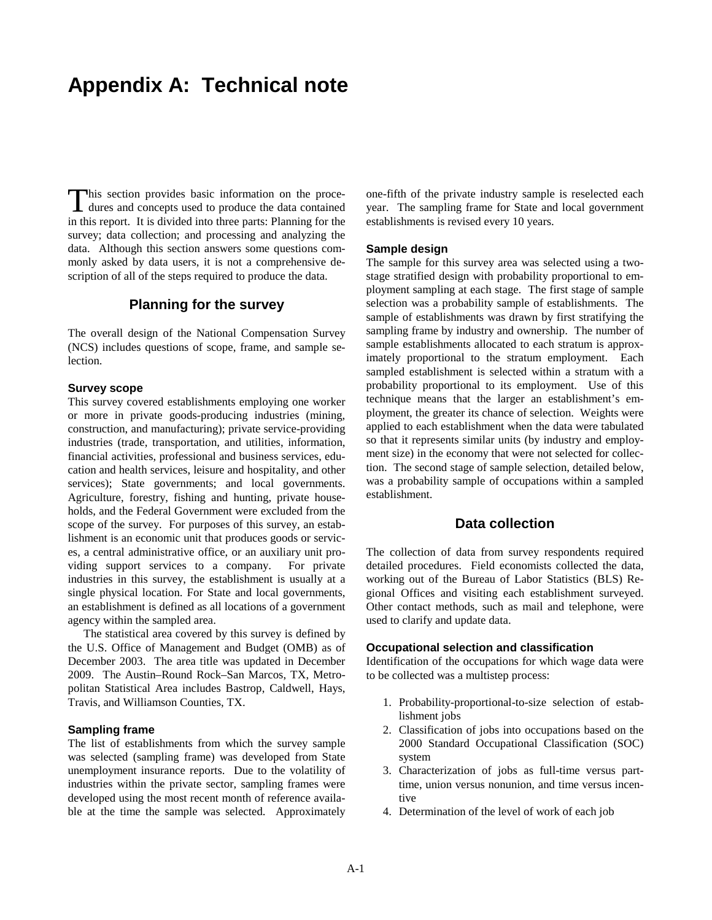# Appendix A: Technical note

This section provides basic information on the procedures and concepts used to produce the data contained in this report. It is divided into three parts: Planning for the survey; data collection; and processing and analyzing the data. Although this section answers some questions commonly asked by data users, it is not a comprehensive description of all of the steps required to produce the data.

## Planning for the survey

The overall design of the National Compensation Survey (NCS) includes questions of scope, frame, and sample selection.

### Survey scope

This survey covered establishments employing one worker or more in private goods-producing industries (mining, construction, and manufacturing); private service-providing industries (trade, transportation, and utilities, information, financial activities, professional and business services, education and health services, leisure and hospitality, and other services); State governments; and local governments. Agriculture, forestry, fishing and hunting, private households, and the Federal Government were excluded from the scope of the survey. For purposes of this survey, an establishment is an economic unit that produces goods or services, a central administrative office, or an auxiliary unit providing support services to a company. For private industries in this survey, the establishment is usually at a single physical location. For State and local governments, an establishment is defined as all locations of a government agency within the sampled area.

The statistical area covered by this survey is defined by the U.S. Office of Management and Budget (OMB) as of December 2003. The area title was updated in December 2009. The Austin–Round Rock–San Marcos, TX, Metropolitan Statistical Area includes Bastrop, Caldwell, Hays, Travis, and Williamson Counties, TX.

### Sampling frame

The list of establishments from which the survey sample was selected (sampling frame) was developed from State unemployment insurance reports. Due to the volatility of industries within the private sector, sampling frames were developed using the most recent month of reference available at the time the sample was selected. Approximately one-fifth of the private industry sample is reselected each year. The sampling frame for State and local government establishments is revised every 10 years.

### Sample design

The sample for this survey area was selected using a two-stage stratified design with probability proportional to employment sampling at each stage. The first stage of sample selection was a probability sample of establishments. The sample of establishments was drawn by first stratifying the sampling frame by industry and ownership. The number of sample establishments allocated to each stratum is approximately proportional to the stratum employment. Each sampled establishment is selected within a stratum with a probability proportional to its employment. Use of this technique means that the larger an establishment's employment, the greater its chance of selection. Weights were applied to each establishment when the data were tabulated so that it represents similar units (by industry and employment size) in the economy that were not selected for collection. The second stage of sample selection, detailed below, was a probability sample of occupations within a sampled establishment.

## Data collection

The collection of data from survey respondents required detailed procedures. Field economists collected the data, working out of the Bureau of Labor Statistics (BLS) Regional Offices and visiting each establishment surveyed. Other contact methods, such as mail and telephone, were used to clarify and update data.

### Occupational selection and classification

Identification of the occupations for which wage data were to be collected was a multistep process:

1. Probability-proportional-to-size selection of establishment jobs
2. Classification of jobs into occupations based on the 2000 Standard Occupational Classification (SOC) system
3. Characterization of jobs as full-time versus part-time, union versus nonunion, and time versus incentive
4. Determination of the level of work of each job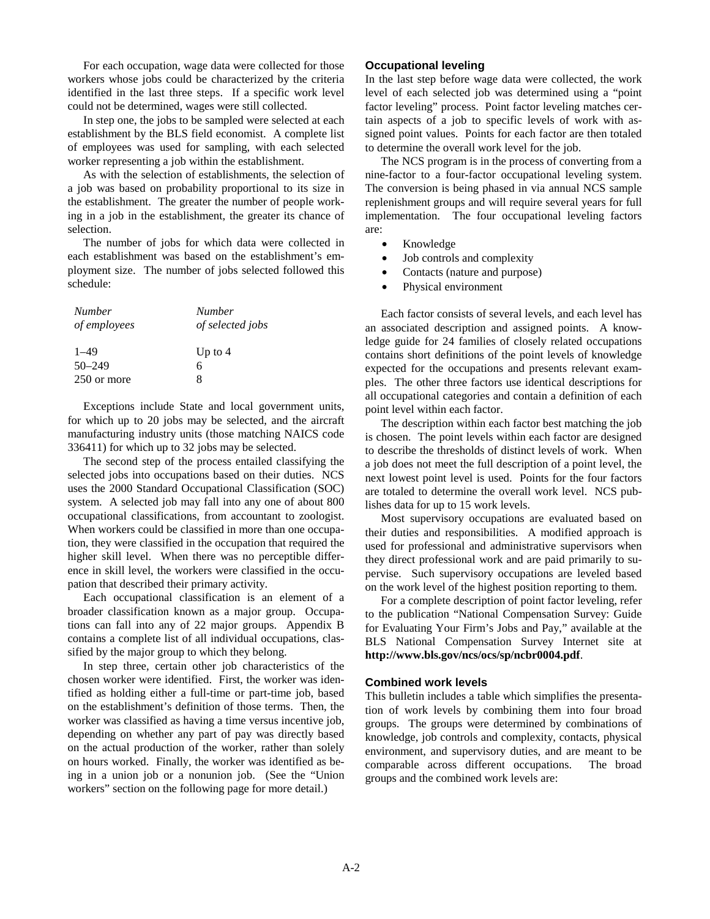For each occupation, wage data were collected for those workers whose jobs could be characterized by the criteria identified in the last three steps. If a specific work level could not be determined, wages were still collected.

In step one, the jobs to be sampled were selected at each establishment by the BLS field economist. A complete list of employees was used for sampling, with each selected worker representing a job within the establishment.

As with the selection of establishments, the selection of a job was based on probability proportional to its size in the establishment. The greater the number of people working in a job in the establishment, the greater its chance of selection.

The number of jobs for which data were collected in each establishment was based on the establishment's employment size. The number of jobs selected followed this schedule:

| *Number of employees* | *Number of selected jobs* |
|---|---|
| 1–49 | Up to 4 |
| 50–249 | 6 |
| 250 or more | 8 |

Exceptions include State and local government units, for which up to 20 jobs may be selected, and the aircraft manufacturing industry units (those matching NAICS code 336411) for which up to 32 jobs may be selected.

The second step of the process entailed classifying the selected jobs into occupations based on their duties. NCS uses the 2000 Standard Occupational Classification (SOC) system. A selected job may fall into any one of about 800 occupational classifications, from accountant to zoologist. When workers could be classified in more than one occupation, they were classified in the occupation that required the higher skill level. When there was no perceptible difference in skill level, the workers were classified in the occupation that described their primary activity.

Each occupational classification is an element of a broader classification known as a major group. Occupations can fall into any of 22 major groups. Appendix B contains a complete list of all individual occupations, classified by the major group to which they belong.

In step three, certain other job characteristics of the chosen worker were identified. First, the worker was identified as holding either a full-time or part-time job, based on the establishment's definition of those terms. Then, the worker was classified as having a time versus incentive job, depending on whether any part of pay was directly based on the actual production of the worker, rather than solely on hours worked. Finally, the worker was identified as being in a union job or a nonunion job. (See the "Union workers" section on the following page for more detail.)

## Occupational leveling

In the last step before wage data were collected, the work level of each selected job was determined using a "point factor leveling" process. Point factor leveling matches certain aspects of a job to specific levels of work with assigned point values. Points for each factor are then totaled to determine the overall work level for the job.

The NCS program is in the process of converting from a nine-factor to a four-factor occupational leveling system. The conversion is being phased in via annual NCS sample replenishment groups and will require several years for full implementation. The four occupational leveling factors are:

- Knowledge
- Job controls and complexity
- Contacts (nature and purpose)
- Physical environment

Each factor consists of several levels, and each level has an associated description and assigned points. A knowledge guide for 24 families of closely related occupations contains short definitions of the point levels of knowledge expected for the occupations and presents relevant examples. The other three factors use identical descriptions for all occupational categories and contain a definition of each point level within each factor.

The description within each factor best matching the job is chosen. The point levels within each factor are designed to describe the thresholds of distinct levels of work. When a job does not meet the full description of a point level, the next lowest point level is used. Points for the four factors are totaled to determine the overall work level. NCS publishes data for up to 15 work levels.

Most supervisory occupations are evaluated based on their duties and responsibilities. A modified approach is used for professional and administrative supervisors when they direct professional work and are paid primarily to supervise. Such supervisory occupations are leveled based on the work level of the highest position reporting to them.

For a complete description of point factor leveling, refer to the publication "National Compensation Survey: Guide for Evaluating Your Firm's Jobs and Pay," available at the BLS National Compensation Survey Internet site at **http://www.bls.gov/ncs/ocs/sp/ncbr0004.pdf**.

## Combined work levels

This bulletin includes a table which simplifies the presentation of work levels by combining them into four broad groups. The groups were determined by combinations of knowledge, job controls and complexity, contacts, physical environment, and supervisory duties, and are meant to be comparable across different occupations. The broad groups and the combined work levels are: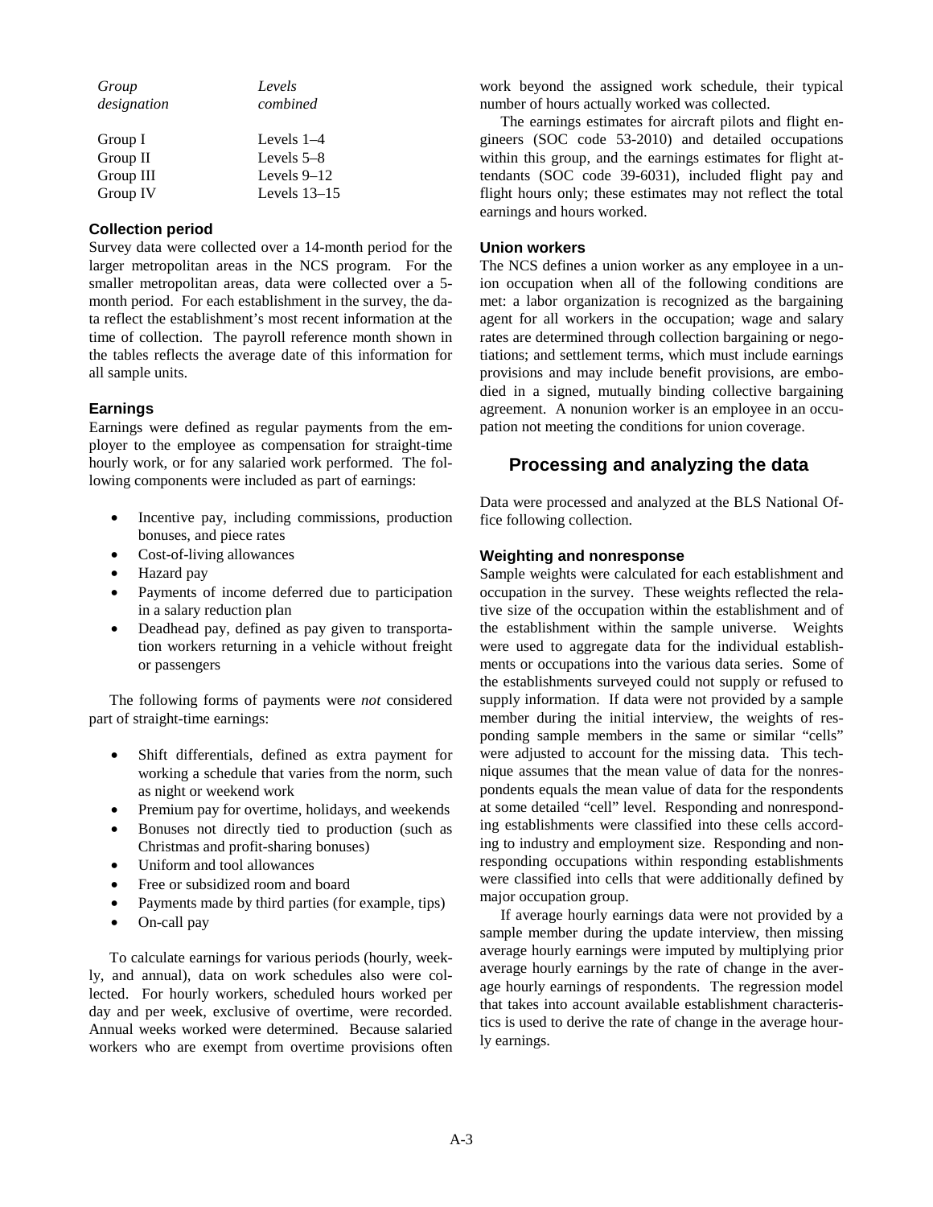| *Group designation* | *Levels combined* |
|---|---|
| Group I | Levels 1–4 |
| Group II | Levels 5–8 |
| Group III | Levels 9–12 |
| Group IV | Levels 13–15 |

### Collection period

Survey data were collected over a 14-month period for the larger metropolitan areas in the NCS program. For the smaller metropolitan areas, data were collected over a 5-month period. For each establishment in the survey, the data reflect the establishment's most recent information at the time of collection. The payroll reference month shown in the tables reflects the average date of this information for all sample units.

### Earnings

Earnings were defined as regular payments from the employer to the employee as compensation for straight-time hourly work, or for any salaried work performed. The following components were included as part of earnings:

- Incentive pay, including commissions, production bonuses, and piece rates
- Cost-of-living allowances
- Hazard pay
- Payments of income deferred due to participation in a salary reduction plan
- Deadhead pay, defined as pay given to transportation workers returning in a vehicle without freight or passengers

The following forms of payments were *not* considered part of straight-time earnings:

- Shift differentials, defined as extra payment for working a schedule that varies from the norm, such as night or weekend work
- Premium pay for overtime, holidays, and weekends
- Bonuses not directly tied to production (such as Christmas and profit-sharing bonuses)
- Uniform and tool allowances
- Free or subsidized room and board
- Payments made by third parties (for example, tips)
- On-call pay

To calculate earnings for various periods (hourly, weekly, and annual), data on work schedules also were collected. For hourly workers, scheduled hours worked per day and per week, exclusive of overtime, were recorded. Annual weeks worked were determined. Because salaried workers who are exempt from overtime provisions often work beyond the assigned work schedule, their typical number of hours actually worked was collected.

The earnings estimates for aircraft pilots and flight engineers (SOC code 53-2010) and detailed occupations within this group, and the earnings estimates for flight attendants (SOC code 39-6031), included flight pay and flight hours only; these estimates may not reflect the total earnings and hours worked.

### Union workers

The NCS defines a union worker as any employee in a union occupation when all of the following conditions are met: a labor organization is recognized as the bargaining agent for all workers in the occupation; wage and salary rates are determined through collection bargaining or negotiations; and settlement terms, which must include earnings provisions and may include benefit provisions, are embodied in a signed, mutually binding collective bargaining agreement. A nonunion worker is an employee in an occupation not meeting the conditions for union coverage.

## Processing and analyzing the data

Data were processed and analyzed at the BLS National Office following collection.

### Weighting and nonresponse

Sample weights were calculated for each establishment and occupation in the survey. These weights reflected the relative size of the occupation within the establishment and of the establishment within the sample universe. Weights were used to aggregate data for the individual establishments or occupations into the various data series. Some of the establishments surveyed could not supply or refused to supply information. If data were not provided by a sample member during the initial interview, the weights of responding sample members in the same or similar "cells" were adjusted to account for the missing data. This technique assumes that the mean value of data for the nonrespondents equals the mean value of data for the respondents at some detailed "cell" level. Responding and nonresponding establishments were classified into these cells according to industry and employment size. Responding and nonresponding occupations within responding establishments were classified into cells that were additionally defined by major occupation group.

If average hourly earnings data were not provided by a sample member during the update interview, then missing average hourly earnings were imputed by multiplying prior average hourly earnings by the rate of change in the average hourly earnings of respondents. The regression model that takes into account available establishment characteristics is used to derive the rate of change in the average hourly earnings.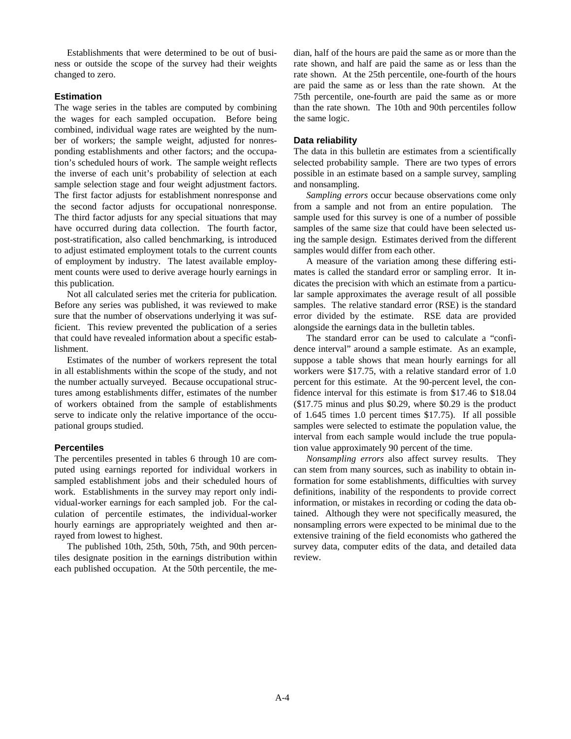Establishments that were determined to be out of business or outside the scope of the survey had their weights changed to zero.

### Estimation

The wage series in the tables are computed by combining the wages for each sampled occupation. Before being combined, individual wage rates are weighted by the number of workers; the sample weight, adjusted for nonresponding establishments and other factors; and the occupation's scheduled hours of work. The sample weight reflects the inverse of each unit's probability of selection at each sample selection stage and four weight adjustment factors. The first factor adjusts for establishment nonresponse and the second factor adjusts for occupational nonresponse. The third factor adjusts for any special situations that may have occurred during data collection. The fourth factor, post-stratification, also called benchmarking, is introduced to adjust estimated employment totals to the current counts of employment by industry. The latest available employment counts were used to derive average hourly earnings in this publication.

Not all calculated series met the criteria for publication. Before any series was published, it was reviewed to make sure that the number of observations underlying it was sufficient. This review prevented the publication of a series that could have revealed information about a specific establishment.

Estimates of the number of workers represent the total in all establishments within the scope of the study, and not the number actually surveyed. Because occupational structures among establishments differ, estimates of the number of workers obtained from the sample of establishments serve to indicate only the relative importance of the occupational groups studied.

### Percentiles

The percentiles presented in tables 6 through 10 are computed using earnings reported for individual workers in sampled establishment jobs and their scheduled hours of work. Establishments in the survey may report only individual-worker earnings for each sampled job. For the calculation of percentile estimates, the individual-worker hourly earnings are appropriately weighted and then arrayed from lowest to highest.

The published 10th, 25th, 50th, 75th, and 90th percentiles designate position in the earnings distribution within each published occupation. At the 50th percentile, the median, half of the hours are paid the same as or more than the rate shown, and half are paid the same as or less than the rate shown. At the 25th percentile, one-fourth of the hours are paid the same as or less than the rate shown. At the 75th percentile, one-fourth are paid the same as or more than the rate shown. The 10th and 90th percentiles follow the same logic.

### Data reliability

The data in this bulletin are estimates from a scientifically selected probability sample. There are two types of errors possible in an estimate based on a sample survey, sampling and nonsampling.

*Sampling errors* occur because observations come only from a sample and not from an entire population. The sample used for this survey is one of a number of possible samples of the same size that could have been selected using the sample design. Estimates derived from the different samples would differ from each other.

A measure of the variation among these differing estimates is called the standard error or sampling error. It indicates the precision with which an estimate from a particular sample approximates the average result of all possible samples. The relative standard error (RSE) is the standard error divided by the estimate. RSE data are provided alongside the earnings data in the bulletin tables.

The standard error can be used to calculate a "confidence interval" around a sample estimate. As an example, suppose a table shows that mean hourly earnings for all workers were $17.75, with a relative standard error of 1.0 percent for this estimate. At the 90-percent level, the confidence interval for this estimate is from $17.46 to $18.04 ($17.75 minus and plus $0.29, where $0.29 is the product of 1.645 times 1.0 percent times $17.75). If all possible samples were selected to estimate the population value, the interval from each sample would include the true population value approximately 90 percent of the time.

*Nonsampling errors* also affect survey results. They can stem from many sources, such as inability to obtain information for some establishments, difficulties with survey definitions, inability of the respondents to provide correct information, or mistakes in recording or coding the data obtained. Although they were not specifically measured, the nonsampling errors were expected to be minimal due to the extensive training of the field economists who gathered the survey data, computer edits of the data, and detailed data review.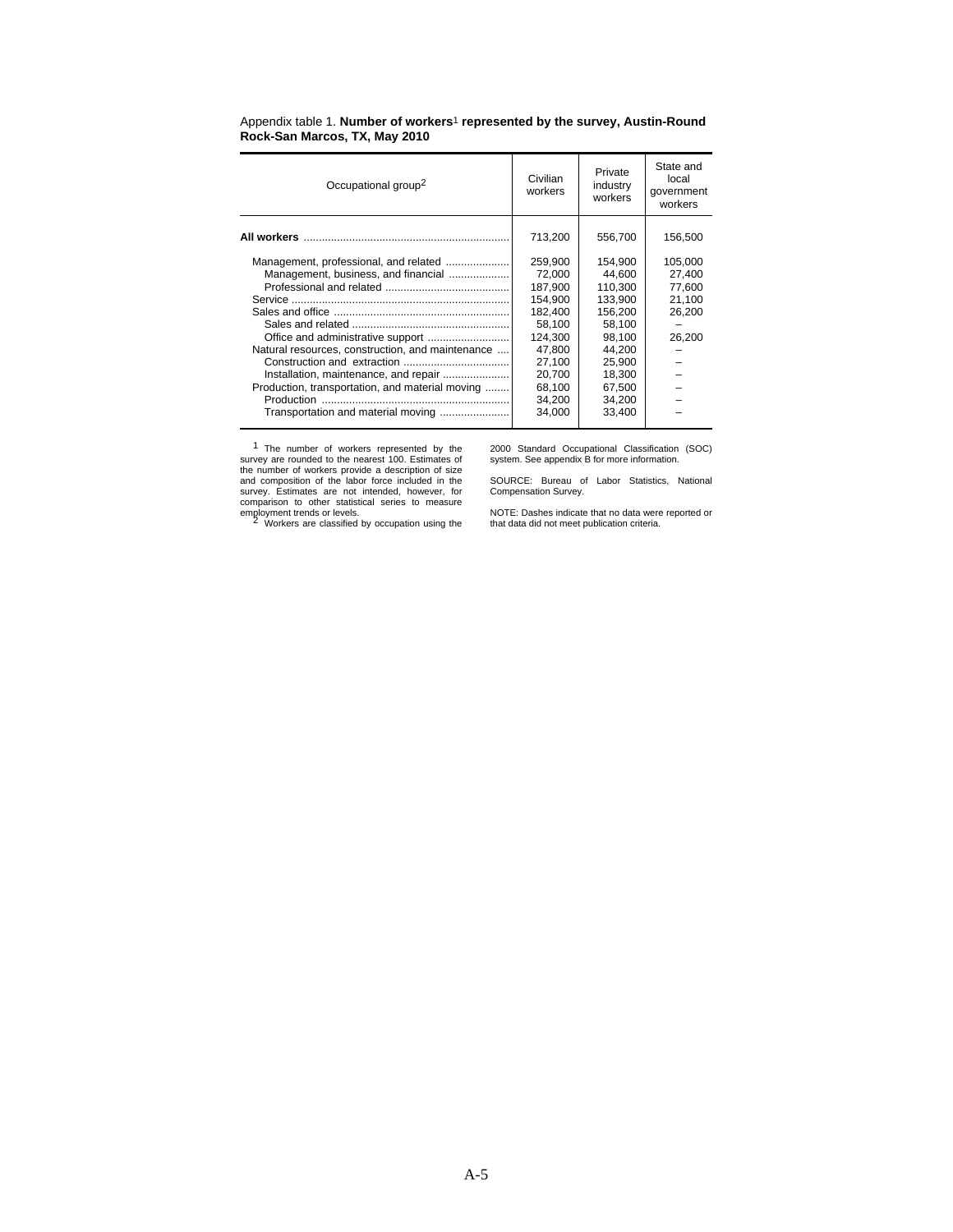Appendix table 1. **Number of workers[1] represented by the survey, Austin-Round Rock-San Marcos, TX, May 2010**

| Occupational group[2] | Civilian workers | Private industry workers | State and local government workers |
|---|---|---|---|
| **All workers** | 713,200 | 556,700 | 156,500 |
| Management, professional, and related | 259,900 | 154,900 | 105,000 |
| Management, business, and financial | 72,000 | 44,600 | 27,400 |
| Professional and related | 187,900 | 110,300 | 77,600 |
| Service | 154,900 | 133,900 | 21,100 |
| Sales and office | 182,400 | 156,200 | 26,200 |
| Sales and related | 58,100 | 58,100 | – |
| Office and administrative support | 124,300 | 98,100 | 26,200 |
| Natural resources, construction, and maintenance | 47,800 | 44,200 | – |
| Construction and extraction | 27,100 | 25,900 | – |
| Installation, maintenance, and repair | 20,700 | 18,300 | – |
| Production, transportation, and material moving | 68,100 | 67,500 | – |
| Production | 34,200 | 34,200 | – |
| Transportation and material moving | 34,000 | 33,400 | – |

[1] The number of workers represented by the survey are rounded to the nearest 100. Estimates of the number of workers provide a description of size and composition of the labor force included in the survey. Estimates are not intended, however, for comparison to other statistical series to measure employment trends or levels.

[2] Workers are classified by occupation using the 2000 Standard Occupational Classification (SOC) system. See appendix B for more information.

SOURCE: Bureau of Labor Statistics, National Compensation Survey.

NOTE: Dashes indicate that no data were reported or that data did not meet publication criteria.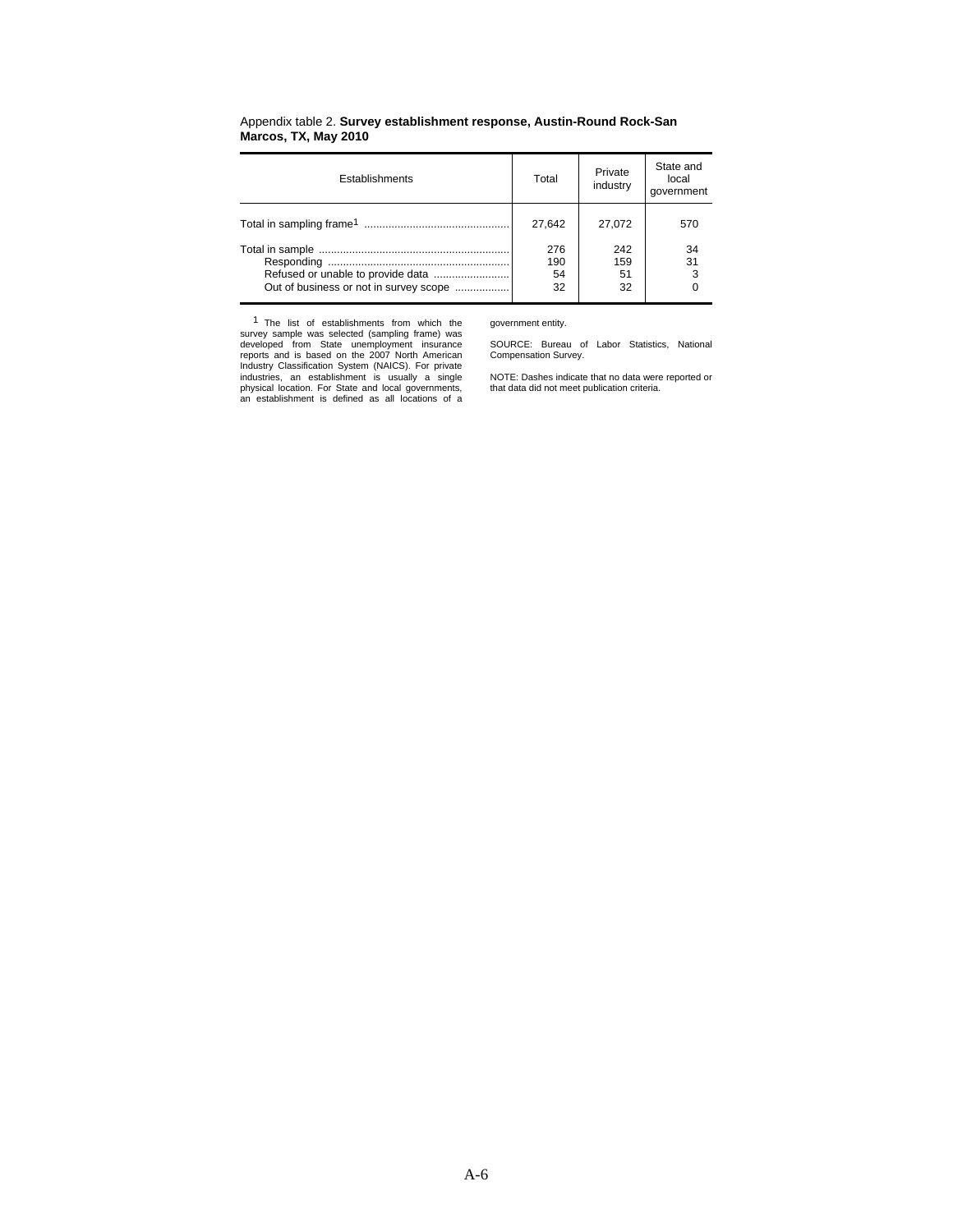Appendix table 2. **Survey establishment response, Austin-Round Rock-San Marcos, TX, May 2010**

| Establishments | Total | Private industry | State and local government |
|---|---|---|---|
| Total in sampling frame[1] | 27,642 | 27,072 | 570 |
| Total in sample | 276 | 242 | 34 |
| Responding | 190 | 159 | 31 |
| Refused or unable to provide data | 54 | 51 | 3 |
| Out of business or not in survey scope | 32 | 32 | 0 |

[1] The list of establishments from which the survey sample was selected (sampling frame) was developed from State unemployment insurance reports and is based on the 2007 North American Industry Classification System (NAICS). For private industries, an establishment is usually a single physical location. For State and local governments, an establishment is defined as all locations of a government entity.

SOURCE: Bureau of Labor Statistics, National Compensation Survey.

NOTE: Dashes indicate that no data were reported or that data did not meet publication criteria.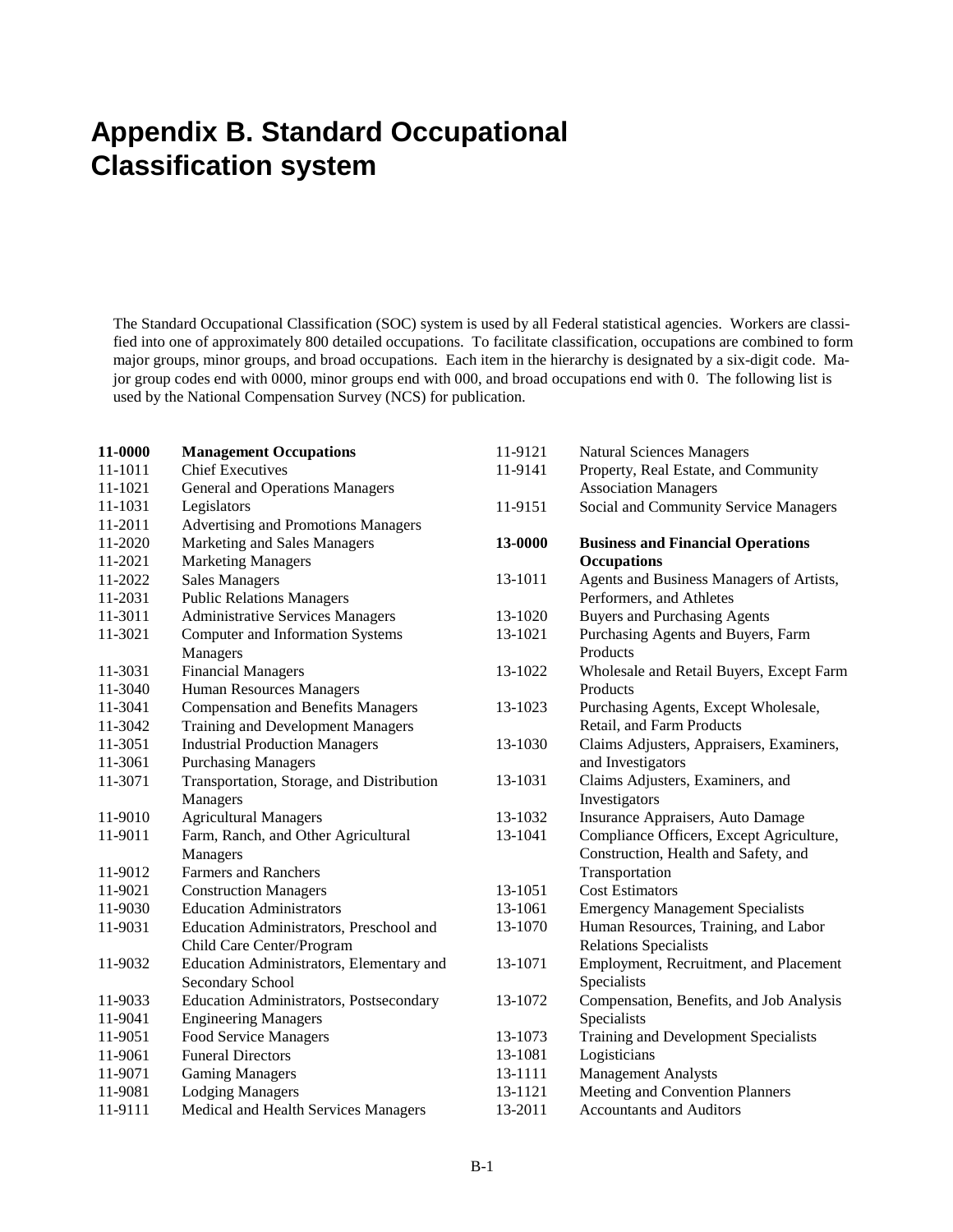# Appendix B. Standard Occupational Classification system

The Standard Occupational Classification (SOC) system is used by all Federal statistical agencies. Workers are classified into one of approximately 800 detailed occupations. To facilitate classification, occupations are combined to form major groups, minor groups, and broad occupations. Each item in the hierarchy is designated by a six-digit code. Major group codes end with 0000, minor groups end with 000, and broad occupations end with 0. The following list is used by the National Compensation Survey (NCS) for publication.

| Code | Occupation |
|---|---|
| **11-0000** | **Management Occupations** |
| 11-1011 | Chief Executives |
| 11-1021 | General and Operations Managers |
| 11-1031 | Legislators |
| 11-2011 | Advertising and Promotions Managers |
| 11-2020 | Marketing and Sales Managers |
| 11-2021 | Marketing Managers |
| 11-2022 | Sales Managers |
| 11-2031 | Public Relations Managers |
| 11-3011 | Administrative Services Managers |
| 11-3021 | Computer and Information Systems Managers |
| 11-3031 | Financial Managers |
| 11-3040 | Human Resources Managers |
| 11-3041 | Compensation and Benefits Managers |
| 11-3042 | Training and Development Managers |
| 11-3051 | Industrial Production Managers |
| 11-3061 | Purchasing Managers |
| 11-3071 | Transportation, Storage, and Distribution Managers |
| 11-9010 | Agricultural Managers |
| 11-9011 | Farm, Ranch, and Other Agricultural Managers |
| 11-9012 | Farmers and Ranchers |
| 11-9021 | Construction Managers |
| 11-9030 | Education Administrators |
| 11-9031 | Education Administrators, Preschool and Child Care Center/Program |
| 11-9032 | Education Administrators, Elementary and Secondary School |
| 11-9033 | Education Administrators, Postsecondary |
| 11-9041 | Engineering Managers |
| 11-9051 | Food Service Managers |
| 11-9061 | Funeral Directors |
| 11-9071 | Gaming Managers |
| 11-9081 | Lodging Managers |
| 11-9111 | Medical and Health Services Managers |
| 11-9121 | Natural Sciences Managers |
| 11-9141 | Property, Real Estate, and Community Association Managers |
| 11-9151 | Social and Community Service Managers |
| **13-0000** | **Business and Financial Operations Occupations** |
| 13-1011 | Agents and Business Managers of Artists, Performers, and Athletes |
| 13-1020 | Buyers and Purchasing Agents |
| 13-1021 | Purchasing Agents and Buyers, Farm Products |
| 13-1022 | Wholesale and Retail Buyers, Except Farm Products |
| 13-1023 | Purchasing Agents, Except Wholesale, Retail, and Farm Products |
| 13-1030 | Claims Adjusters, Appraisers, Examiners, and Investigators |
| 13-1031 | Claims Adjusters, Examiners, and Investigators |
| 13-1032 | Insurance Appraisers, Auto Damage |
| 13-1041 | Compliance Officers, Except Agriculture, Construction, Health and Safety, and Transportation |
| 13-1051 | Cost Estimators |
| 13-1061 | Emergency Management Specialists |
| 13-1070 | Human Resources, Training, and Labor Relations Specialists |
| 13-1071 | Employment, Recruitment, and Placement Specialists |
| 13-1072 | Compensation, Benefits, and Job Analysis Specialists |
| 13-1073 | Training and Development Specialists |
| 13-1081 | Logisticians |
| 13-1111 | Management Analysts |
| 13-1121 | Meeting and Convention Planners |
| 13-2011 | Accountants and Auditors |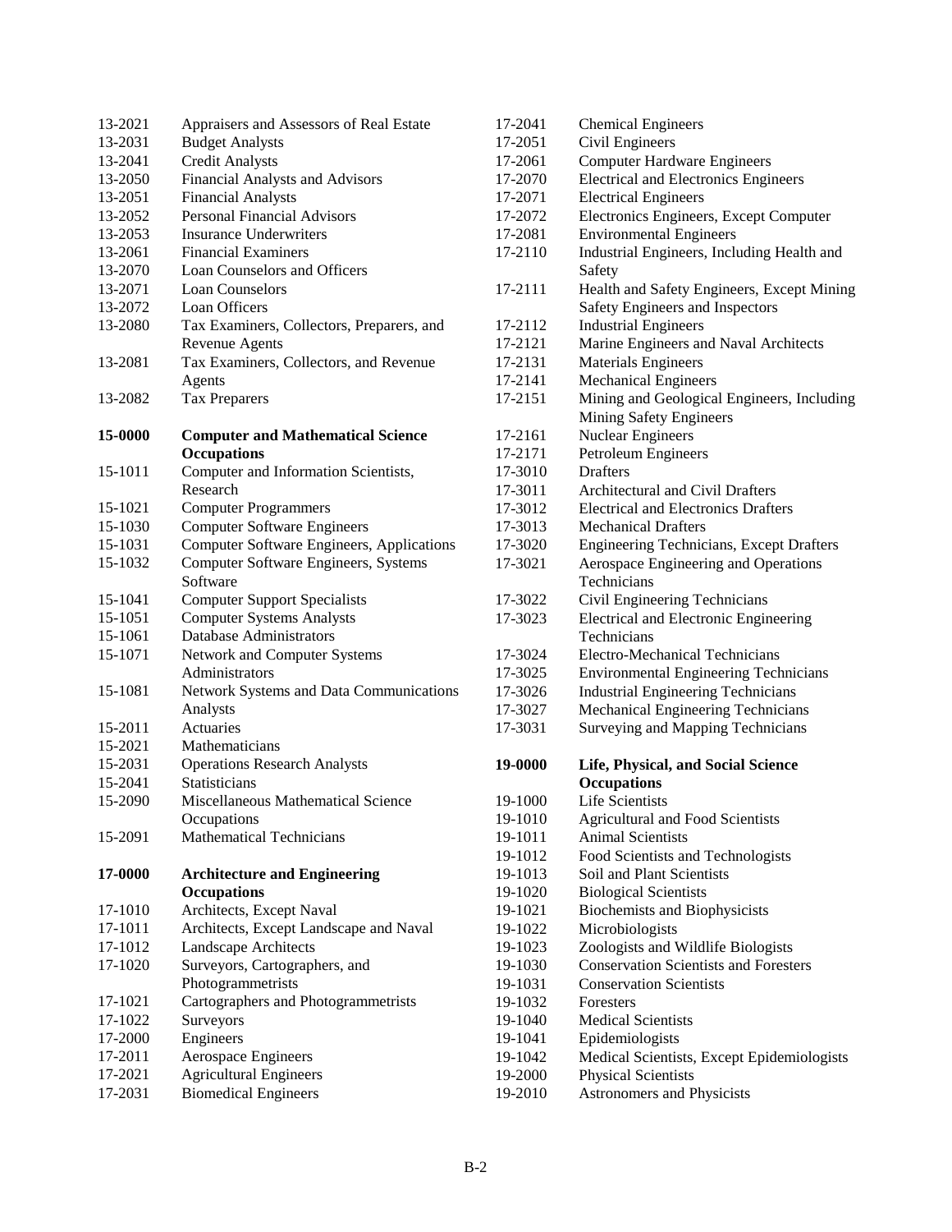| Code | Occupation |
|---|---|
| 13-2021 | Appraisers and Assessors of Real Estate |
| 13-2031 | Budget Analysts |
| 13-2041 | Credit Analysts |
| 13-2050 | Financial Analysts and Advisors |
| 13-2051 | Financial Analysts |
| 13-2052 | Personal Financial Advisors |
| 13-2053 | Insurance Underwriters |
| 13-2061 | Financial Examiners |
| 13-2070 | Loan Counselors and Officers |
| 13-2071 | Loan Counselors |
| 13-2072 | Loan Officers |
| 13-2080 | Tax Examiners, Collectors, Preparers, and Revenue Agents |
| 13-2081 | Tax Examiners, Collectors, and Revenue Agents |
| 13-2082 | Tax Preparers |
| **15-0000** | **Computer and Mathematical Science Occupations** |
| 15-1011 | Computer and Information Scientists, Research |
| 15-1021 | Computer Programmers |
| 15-1030 | Computer Software Engineers |
| 15-1031 | Computer Software Engineers, Applications |
| 15-1032 | Computer Software Engineers, Systems Software |
| 15-1041 | Computer Support Specialists |
| 15-1051 | Computer Systems Analysts |
| 15-1061 | Database Administrators |
| 15-1071 | Network and Computer Systems Administrators |
| 15-1081 | Network Systems and Data Communications Analysts |
| 15-2011 | Actuaries |
| 15-2021 | Mathematicians |
| 15-2031 | Operations Research Analysts |
| 15-2041 | Statisticians |
| 15-2090 | Miscellaneous Mathematical Science Occupations |
| 15-2091 | Mathematical Technicians |
| **17-0000** | **Architecture and Engineering Occupations** |
| 17-1010 | Architects, Except Naval |
| 17-1011 | Architects, Except Landscape and Naval |
| 17-1012 | Landscape Architects |
| 17-1020 | Surveyors, Cartographers, and Photogrammetrists |
| 17-1021 | Cartographers and Photogrammetrists |
| 17-1022 | Surveyors |
| 17-2000 | Engineers |
| 17-2011 | Aerospace Engineers |
| 17-2021 | Agricultural Engineers |
| 17-2031 | Biomedical Engineers |
| 17-2041 | Chemical Engineers |
| 17-2051 | Civil Engineers |
| 17-2061 | Computer Hardware Engineers |
| 17-2070 | Electrical and Electronics Engineers |
| 17-2071 | Electrical Engineers |
| 17-2072 | Electronics Engineers, Except Computer |
| 17-2081 | Environmental Engineers |
| 17-2110 | Industrial Engineers, Including Health and Safety |
| 17-2111 | Health and Safety Engineers, Except Mining Safety Engineers and Inspectors |
| 17-2112 | Industrial Engineers |
| 17-2121 | Marine Engineers and Naval Architects |
| 17-2131 | Materials Engineers |
| 17-2141 | Mechanical Engineers |
| 17-2151 | Mining and Geological Engineers, Including Mining Safety Engineers |
| 17-2161 | Nuclear Engineers |
| 17-2171 | Petroleum Engineers |
| 17-3010 | Drafters |
| 17-3011 | Architectural and Civil Drafters |
| 17-3012 | Electrical and Electronics Drafters |
| 17-3013 | Mechanical Drafters |
| 17-3020 | Engineering Technicians, Except Drafters |
| 17-3021 | Aerospace Engineering and Operations Technicians |
| 17-3022 | Civil Engineering Technicians |
| 17-3023 | Electrical and Electronic Engineering Technicians |
| 17-3024 | Electro-Mechanical Technicians |
| 17-3025 | Environmental Engineering Technicians |
| 17-3026 | Industrial Engineering Technicians |
| 17-3027 | Mechanical Engineering Technicians |
| 17-3031 | Surveying and Mapping Technicians |
| **19-0000** | **Life, Physical, and Social Science Occupations** |
| 19-1000 | Life Scientists |
| 19-1010 | Agricultural and Food Scientists |
| 19-1011 | Animal Scientists |
| 19-1012 | Food Scientists and Technologists |
| 19-1013 | Soil and Plant Scientists |
| 19-1020 | Biological Scientists |
| 19-1021 | Biochemists and Biophysicists |
| 19-1022 | Microbiologists |
| 19-1023 | Zoologists and Wildlife Biologists |
| 19-1030 | Conservation Scientists and Foresters |
| 19-1031 | Conservation Scientists |
| 19-1032 | Foresters |
| 19-1040 | Medical Scientists |
| 19-1041 | Epidemiologists |
| 19-1042 | Medical Scientists, Except Epidemiologists |
| 19-2000 | Physical Scientists |
| 19-2010 | Astronomers and Physicists |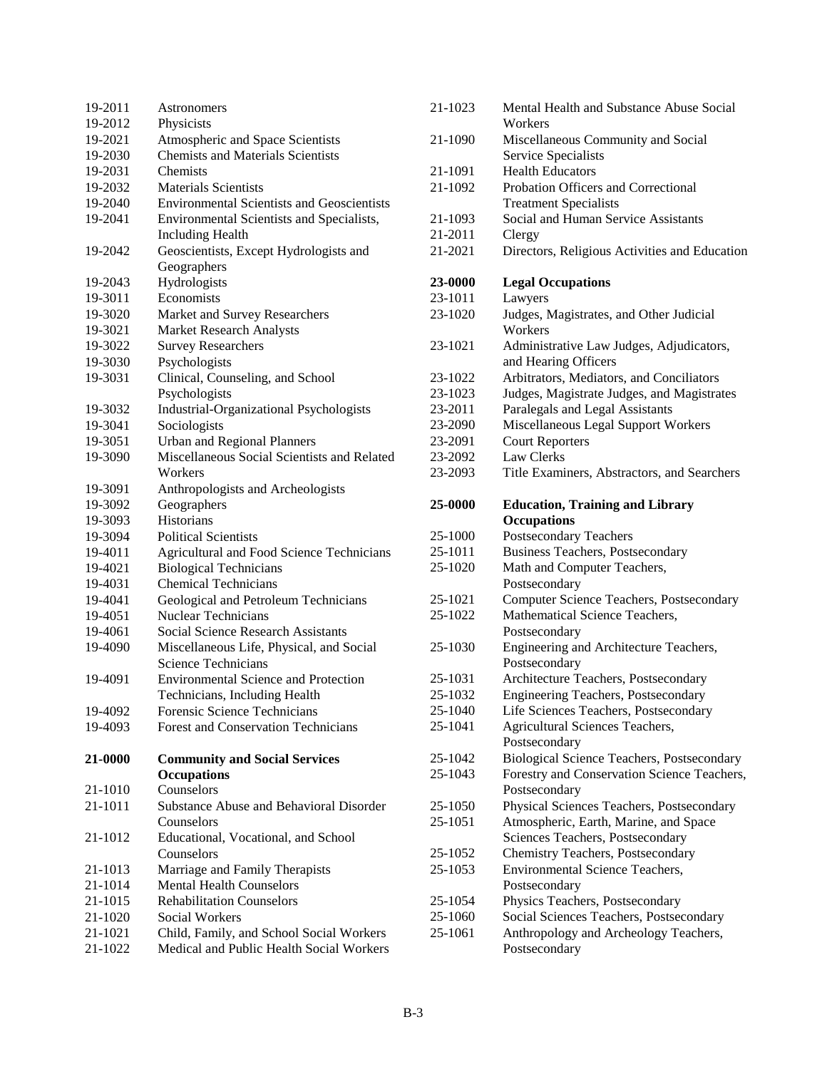| Code | Occupation |
|---|---|
| 19-2011 | Astronomers |
| 19-2012 | Physicists |
| 19-2021 | Atmospheric and Space Scientists |
| 19-2030 | Chemists and Materials Scientists |
| 19-2031 | Chemists |
| 19-2032 | Materials Scientists |
| 19-2040 | Environmental Scientists and Geoscientists |
| 19-2041 | Environmental Scientists and Specialists, Including Health |
| 19-2042 | Geoscientists, Except Hydrologists and Geographers |
| 19-2043 | Hydrologists |
| 19-3011 | Economists |
| 19-3020 | Market and Survey Researchers |
| 19-3021 | Market Research Analysts |
| 19-3022 | Survey Researchers |
| 19-3030 | Psychologists |
| 19-3031 | Clinical, Counseling, and School Psychologists |
| 19-3032 | Industrial-Organizational Psychologists |
| 19-3041 | Sociologists |
| 19-3051 | Urban and Regional Planners |
| 19-3090 | Miscellaneous Social Scientists and Related Workers |
| 19-3091 | Anthropologists and Archeologists |
| 19-3092 | Geographers |
| 19-3093 | Historians |
| 19-3094 | Political Scientists |
| 19-4011 | Agricultural and Food Science Technicians |
| 19-4021 | Biological Technicians |
| 19-4031 | Chemical Technicians |
| 19-4041 | Geological and Petroleum Technicians |
| 19-4051 | Nuclear Technicians |
| 19-4061 | Social Science Research Assistants |
| 19-4090 | Miscellaneous Life, Physical, and Social Science Technicians |
| 19-4091 | Environmental Science and Protection Technicians, Including Health |
| 19-4092 | Forensic Science Technicians |
| 19-4093 | Forest and Conservation Technicians |
| **21-0000** | **Community and Social Services Occupations** |
| 21-1010 | Counselors |
| 21-1011 | Substance Abuse and Behavioral Disorder Counselors |
| 21-1012 | Educational, Vocational, and School Counselors |
| 21-1013 | Marriage and Family Therapists |
| 21-1014 | Mental Health Counselors |
| 21-1015 | Rehabilitation Counselors |
| 21-1020 | Social Workers |
| 21-1021 | Child, Family, and School Social Workers |
| 21-1022 | Medical and Public Health Social Workers |
| 21-1023 | Mental Health and Substance Abuse Social Workers |
| 21-1090 | Miscellaneous Community and Social Service Specialists |
| 21-1091 | Health Educators |
| 21-1092 | Probation Officers and Correctional Treatment Specialists |
| 21-1093 | Social and Human Service Assistants |
| 21-2011 | Clergy |
| 21-2021 | Directors, Religious Activities and Education |
| **23-0000** | **Legal Occupations** |
| 23-1011 | Lawyers |
| 23-1020 | Judges, Magistrates, and Other Judicial Workers |
| 23-1021 | Administrative Law Judges, Adjudicators, and Hearing Officers |
| 23-1022 | Arbitrators, Mediators, and Conciliators |
| 23-1023 | Judges, Magistrate Judges, and Magistrates |
| 23-2011 | Paralegals and Legal Assistants |
| 23-2090 | Miscellaneous Legal Support Workers |
| 23-2091 | Court Reporters |
| 23-2092 | Law Clerks |
| 23-2093 | Title Examiners, Abstractors, and Searchers |
| **25-0000** | **Education, Training and Library Occupations** |
| 25-1000 | Postsecondary Teachers |
| 25-1011 | Business Teachers, Postsecondary |
| 25-1020 | Math and Computer Teachers, Postsecondary |
| 25-1021 | Computer Science Teachers, Postsecondary |
| 25-1022 | Mathematical Science Teachers, Postsecondary |
| 25-1030 | Engineering and Architecture Teachers, Postsecondary |
| 25-1031 | Architecture Teachers, Postsecondary |
| 25-1032 | Engineering Teachers, Postsecondary |
| 25-1040 | Life Sciences Teachers, Postsecondary |
| 25-1041 | Agricultural Sciences Teachers, Postsecondary |
| 25-1042 | Biological Science Teachers, Postsecondary |
| 25-1043 | Forestry and Conservation Science Teachers, Postsecondary |
| 25-1050 | Physical Sciences Teachers, Postsecondary |
| 25-1051 | Atmospheric, Earth, Marine, and Space Sciences Teachers, Postsecondary |
| 25-1052 | Chemistry Teachers, Postsecondary |
| 25-1053 | Environmental Science Teachers, Postsecondary |
| 25-1054 | Physics Teachers, Postsecondary |
| 25-1060 | Social Sciences Teachers, Postsecondary |
| 25-1061 | Anthropology and Archeology Teachers, Postsecondary |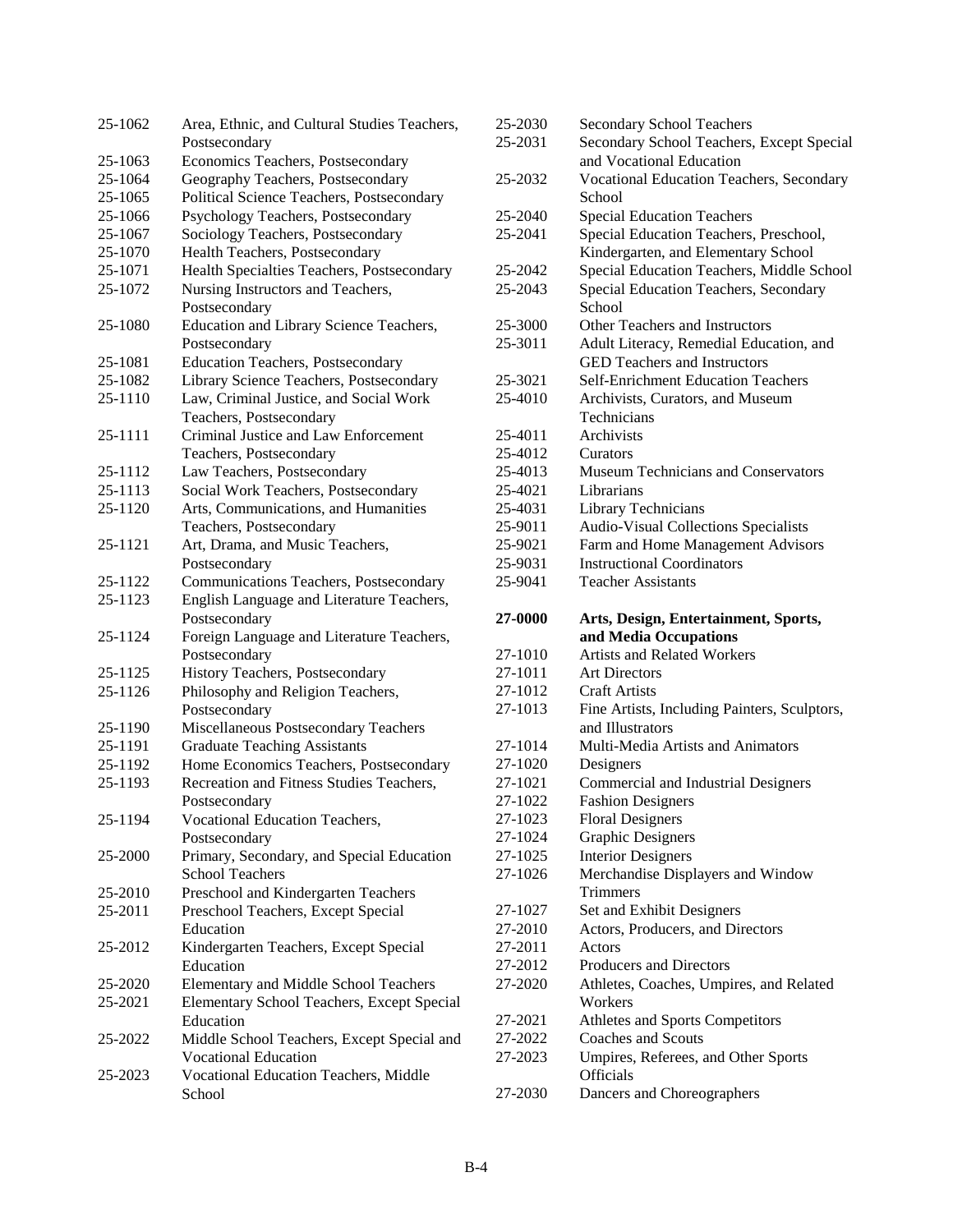| | |
|---|---|
| 25-1062 | Area, Ethnic, and Cultural Studies Teachers, Postsecondary |
| 25-1063 | Economics Teachers, Postsecondary |
| 25-1064 | Geography Teachers, Postsecondary |
| 25-1065 | Political Science Teachers, Postsecondary |
| 25-1066 | Psychology Teachers, Postsecondary |
| 25-1067 | Sociology Teachers, Postsecondary |
| 25-1070 | Health Teachers, Postsecondary |
| 25-1071 | Health Specialties Teachers, Postsecondary |
| 25-1072 | Nursing Instructors and Teachers, Postsecondary |
| 25-1080 | Education and Library Science Teachers, Postsecondary |
| 25-1081 | Education Teachers, Postsecondary |
| 25-1082 | Library Science Teachers, Postsecondary |
| 25-1110 | Law, Criminal Justice, and Social Work Teachers, Postsecondary |
| 25-1111 | Criminal Justice and Law Enforcement Teachers, Postsecondary |
| 25-1112 | Law Teachers, Postsecondary |
| 25-1113 | Social Work Teachers, Postsecondary |
| 25-1120 | Arts, Communications, and Humanities Teachers, Postsecondary |
| 25-1121 | Art, Drama, and Music Teachers, Postsecondary |
| 25-1122 | Communications Teachers, Postsecondary |
| 25-1123 | English Language and Literature Teachers, Postsecondary |
| 25-1124 | Foreign Language and Literature Teachers, Postsecondary |
| 25-1125 | History Teachers, Postsecondary |
| 25-1126 | Philosophy and Religion Teachers, Postsecondary |
| 25-1190 | Miscellaneous Postsecondary Teachers |
| 25-1191 | Graduate Teaching Assistants |
| 25-1192 | Home Economics Teachers, Postsecondary |
| 25-1193 | Recreation and Fitness Studies Teachers, Postsecondary |
| 25-1194 | Vocational Education Teachers, Postsecondary |
| 25-2000 | Primary, Secondary, and Special Education School Teachers |
| 25-2010 | Preschool and Kindergarten Teachers |
| 25-2011 | Preschool Teachers, Except Special Education |
| 25-2012 | Kindergarten Teachers, Except Special Education |
| 25-2020 | Elementary and Middle School Teachers |
| 25-2021 | Elementary School Teachers, Except Special Education |
| 25-2022 | Middle School Teachers, Except Special and Vocational Education |
| 25-2023 | Vocational Education Teachers, Middle School |
| 25-2030 | Secondary School Teachers |
| 25-2031 | Secondary School Teachers, Except Special and Vocational Education |
| 25-2032 | Vocational Education Teachers, Secondary School |
| 25-2040 | Special Education Teachers |
| 25-2041 | Special Education Teachers, Preschool, Kindergarten, and Elementary School |
| 25-2042 | Special Education Teachers, Middle School |
| 25-2043 | Special Education Teachers, Secondary School |
| 25-3000 | Other Teachers and Instructors |
| 25-3011 | Adult Literacy, Remedial Education, and GED Teachers and Instructors |
| 25-3021 | Self-Enrichment Education Teachers |
| 25-4010 | Archivists, Curators, and Museum Technicians |
| 25-4011 | Archivists |
| 25-4012 | Curators |
| 25-4013 | Museum Technicians and Conservators |
| 25-4021 | Librarians |
| 25-4031 | Library Technicians |
| 25-9011 | Audio-Visual Collections Specialists |
| 25-9021 | Farm and Home Management Advisors |
| 25-9031 | Instructional Coordinators |
| 25-9041 | Teacher Assistants |
| **27-0000** | **Arts, Design, Entertainment, Sports, and Media Occupations** |
| 27-1010 | Artists and Related Workers |
| 27-1011 | Art Directors |
| 27-1012 | Craft Artists |
| 27-1013 | Fine Artists, Including Painters, Sculptors, and Illustrators |
| 27-1014 | Multi-Media Artists and Animators |
| 27-1020 | Designers |
| 27-1021 | Commercial and Industrial Designers |
| 27-1022 | Fashion Designers |
| 27-1023 | Floral Designers |
| 27-1024 | Graphic Designers |
| 27-1025 | Interior Designers |
| 27-1026 | Merchandise Displayers and Window Trimmers |
| 27-1027 | Set and Exhibit Designers |
| 27-2010 | Actors, Producers, and Directors |
| 27-2011 | Actors |
| 27-2012 | Producers and Directors |
| 27-2020 | Athletes, Coaches, Umpires, and Related Workers |
| 27-2021 | Athletes and Sports Competitors |
| 27-2022 | Coaches and Scouts |
| 27-2023 | Umpires, Referees, and Other Sports Officials |
| 27-2030 | Dancers and Choreographers |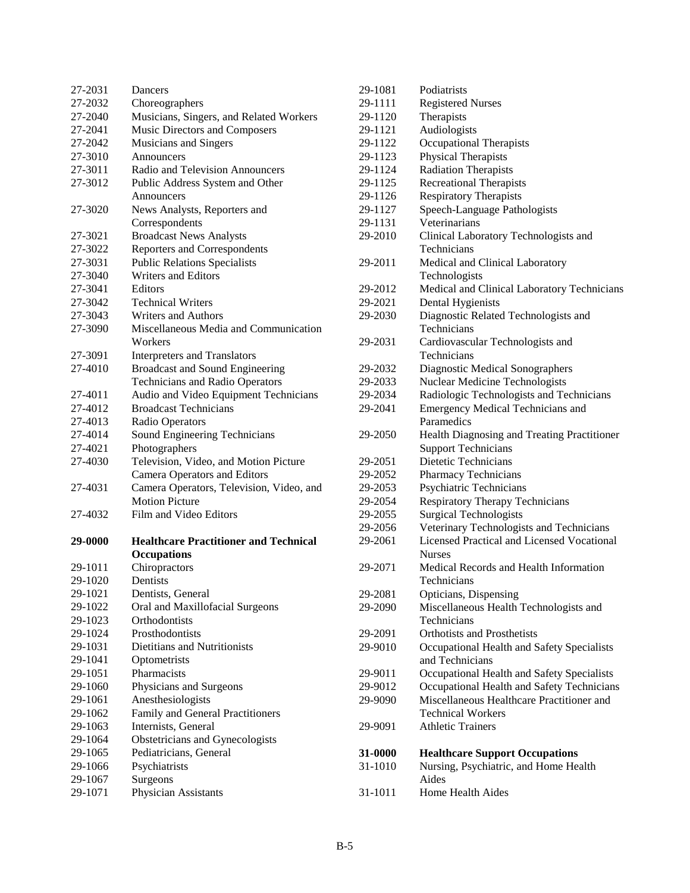| Code | Occupation |
|---|---|
| 27-2031 | Dancers |
| 27-2032 | Choreographers |
| 27-2040 | Musicians, Singers, and Related Workers |
| 27-2041 | Music Directors and Composers |
| 27-2042 | Musicians and Singers |
| 27-3010 | Announcers |
| 27-3011 | Radio and Television Announcers |
| 27-3012 | Public Address System and Other Announcers |
| 27-3020 | News Analysts, Reporters and Correspondents |
| 27-3021 | Broadcast News Analysts |
| 27-3022 | Reporters and Correspondents |
| 27-3031 | Public Relations Specialists |
| 27-3040 | Writers and Editors |
| 27-3041 | Editors |
| 27-3042 | Technical Writers |
| 27-3043 | Writers and Authors |
| 27-3090 | Miscellaneous Media and Communication Workers |
| 27-3091 | Interpreters and Translators |
| 27-4010 | Broadcast and Sound Engineering Technicians and Radio Operators |
| 27-4011 | Audio and Video Equipment Technicians |
| 27-4012 | Broadcast Technicians |
| 27-4013 | Radio Operators |
| 27-4014 | Sound Engineering Technicians |
| 27-4021 | Photographers |
| 27-4030 | Television, Video, and Motion Picture Camera Operators and Editors |
| 27-4031 | Camera Operators, Television, Video, and Motion Picture |
| 27-4032 | Film and Video Editors |
| **29-0000** | **Healthcare Practitioner and Technical Occupations** |
| 29-1011 | Chiropractors |
| 29-1020 | Dentists |
| 29-1021 | Dentists, General |
| 29-1022 | Oral and Maxillofacial Surgeons |
| 29-1023 | Orthodontists |
| 29-1024 | Prosthodontists |
| 29-1031 | Dietitians and Nutritionists |
| 29-1041 | Optometrists |
| 29-1051 | Pharmacists |
| 29-1060 | Physicians and Surgeons |
| 29-1061 | Anesthesiologists |
| 29-1062 | Family and General Practitioners |
| 29-1063 | Internists, General |
| 29-1064 | Obstetricians and Gynecologists |
| 29-1065 | Pediatricians, General |
| 29-1066 | Psychiatrists |
| 29-1067 | Surgeons |
| 29-1071 | Physician Assistants |
| 29-1081 | Podiatrists |
| 29-1111 | Registered Nurses |
| 29-1120 | Therapists |
| 29-1121 | Audiologists |
| 29-1122 | Occupational Therapists |
| 29-1123 | Physical Therapists |
| 29-1124 | Radiation Therapists |
| 29-1125 | Recreational Therapists |
| 29-1126 | Respiratory Therapists |
| 29-1127 | Speech-Language Pathologists |
| 29-1131 | Veterinarians |
| 29-2010 | Clinical Laboratory Technologists and Technicians |
| 29-2011 | Medical and Clinical Laboratory Technologists |
| 29-2012 | Medical and Clinical Laboratory Technicians |
| 29-2021 | Dental Hygienists |
| 29-2030 | Diagnostic Related Technologists and Technicians |
| 29-2031 | Cardiovascular Technologists and Technicians |
| 29-2032 | Diagnostic Medical Sonographers |
| 29-2033 | Nuclear Medicine Technologists |
| 29-2034 | Radiologic Technologists and Technicians |
| 29-2041 | Emergency Medical Technicians and Paramedics |
| 29-2050 | Health Diagnosing and Treating Practitioner Support Technicians |
| 29-2051 | Dietetic Technicians |
| 29-2052 | Pharmacy Technicians |
| 29-2053 | Psychiatric Technicians |
| 29-2054 | Respiratory Therapy Technicians |
| 29-2055 | Surgical Technologists |
| 29-2056 | Veterinary Technologists and Technicians |
| 29-2061 | Licensed Practical and Licensed Vocational Nurses |
| 29-2071 | Medical Records and Health Information Technicians |
| 29-2081 | Opticians, Dispensing |
| 29-2090 | Miscellaneous Health Technologists and Technicians |
| 29-2091 | Orthotists and Prosthetists |
| 29-9010 | Occupational Health and Safety Specialists and Technicians |
| 29-9011 | Occupational Health and Safety Specialists |
| 29-9012 | Occupational Health and Safety Technicians |
| 29-9090 | Miscellaneous Healthcare Practitioner and Technical Workers |
| 29-9091 | Athletic Trainers |
| **31-0000** | **Healthcare Support Occupations** |
| 31-1010 | Nursing, Psychiatric, and Home Health Aides |
| 31-1011 | Home Health Aides |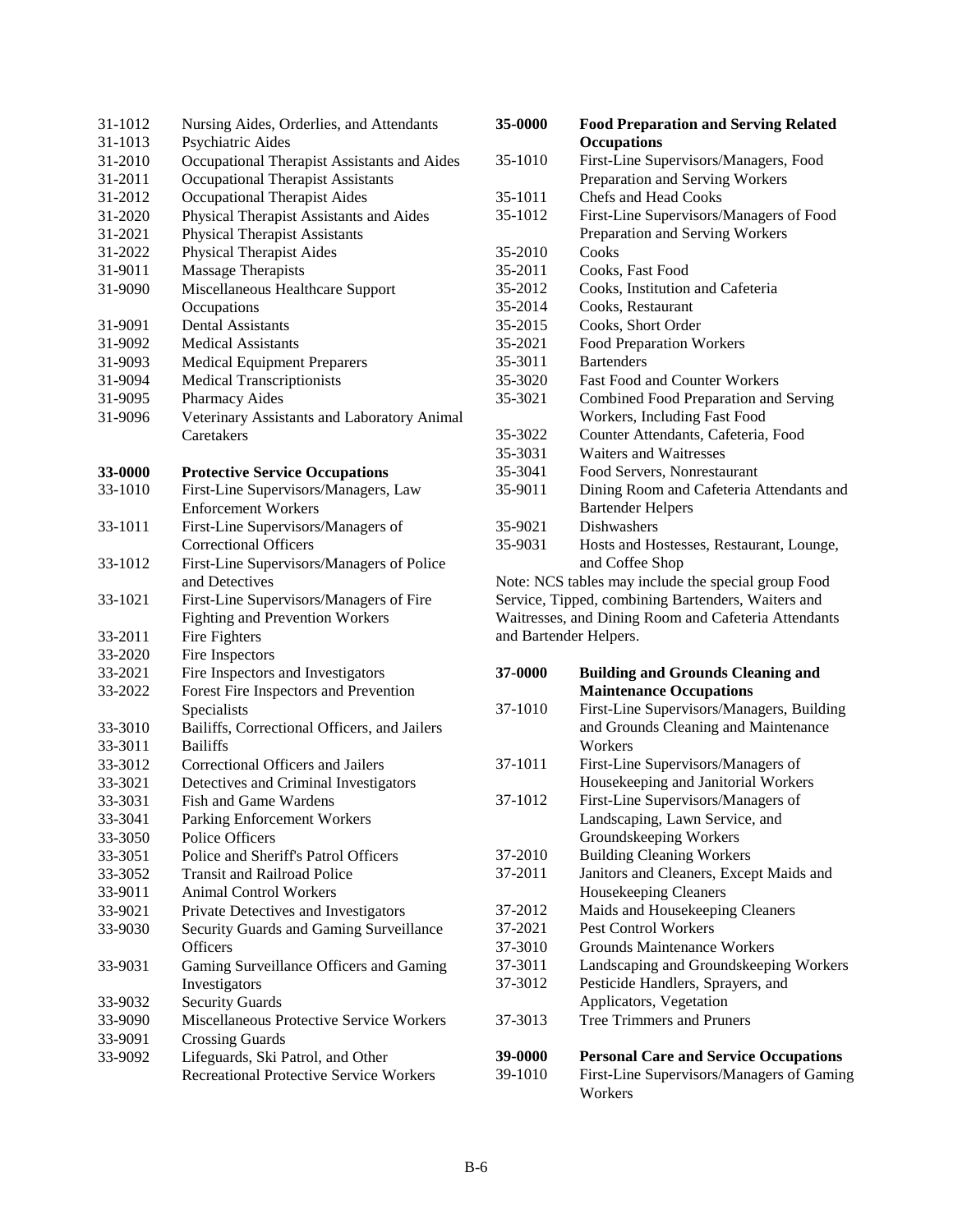| Code | Occupation |
|---|---|
| 31-1012 | Nursing Aides, Orderlies, and Attendants |
| 31-1013 | Psychiatric Aides |
| 31-2010 | Occupational Therapist Assistants and Aides |
| 31-2011 | Occupational Therapist Assistants |
| 31-2012 | Occupational Therapist Aides |
| 31-2020 | Physical Therapist Assistants and Aides |
| 31-2021 | Physical Therapist Assistants |
| 31-2022 | Physical Therapist Aides |
| 31-9011 | Massage Therapists |
| 31-9090 | Miscellaneous Healthcare Support Occupations |
| 31-9091 | Dental Assistants |
| 31-9092 | Medical Assistants |
| 31-9093 | Medical Equipment Preparers |
| 31-9094 | Medical Transcriptionists |
| 31-9095 | Pharmacy Aides |
| 31-9096 | Veterinary Assistants and Laboratory Animal Caretakers |

| Code | Occupation |
|---|---|
| **33-0000** | **Protective Service Occupations** |
| 33-1010 | First-Line Supervisors/Managers, Law Enforcement Workers |
| 33-1011 | First-Line Supervisors/Managers of Correctional Officers |
| 33-1012 | First-Line Supervisors/Managers of Police and Detectives |
| 33-1021 | First-Line Supervisors/Managers of Fire Fighting and Prevention Workers |
| 33-2011 | Fire Fighters |
| 33-2020 | Fire Inspectors |
| 33-2021 | Fire Inspectors and Investigators |
| 33-2022 | Forest Fire Inspectors and Prevention Specialists |
| 33-3010 | Bailiffs, Correctional Officers, and Jailers |
| 33-3011 | Bailiffs |
| 33-3012 | Correctional Officers and Jailers |
| 33-3021 | Detectives and Criminal Investigators |
| 33-3031 | Fish and Game Wardens |
| 33-3041 | Parking Enforcement Workers |
| 33-3050 | Police Officers |
| 33-3051 | Police and Sheriff's Patrol Officers |
| 33-3052 | Transit and Railroad Police |
| 33-9011 | Animal Control Workers |
| 33-9021 | Private Detectives and Investigators |
| 33-9030 | Security Guards and Gaming Surveillance Officers |
| 33-9031 | Gaming Surveillance Officers and Gaming Investigators |
| 33-9032 | Security Guards |
| 33-9090 | Miscellaneous Protective Service Workers |
| 33-9091 | Crossing Guards |
| 33-9092 | Lifeguards, Ski Patrol, and Other Recreational Protective Service Workers |

| Code | Occupation |
|---|---|
| **35-0000** | **Food Preparation and Serving Related Occupations** |
| 35-1010 | First-Line Supervisors/Managers, Food Preparation and Serving Workers |
| 35-1011 | Chefs and Head Cooks |
| 35-1012 | First-Line Supervisors/Managers of Food Preparation and Serving Workers |
| 35-2010 | Cooks |
| 35-2011 | Cooks, Fast Food |
| 35-2012 | Cooks, Institution and Cafeteria |
| 35-2014 | Cooks, Restaurant |
| 35-2015 | Cooks, Short Order |
| 35-2021 | Food Preparation Workers |
| 35-3011 | Bartenders |
| 35-3020 | Fast Food and Counter Workers |
| 35-3021 | Combined Food Preparation and Serving Workers, Including Fast Food |
| 35-3022 | Counter Attendants, Cafeteria, Food |
| 35-3031 | Waiters and Waitresses |
| 35-3041 | Food Servers, Nonrestaurant |
| 35-9011 | Dining Room and Cafeteria Attendants and Bartender Helpers |
| 35-9021 | Dishwashers |
| 35-9031 | Hosts and Hostesses, Restaurant, Lounge, and Coffee Shop |

Note: NCS tables may include the special group Food Service, Tipped, combining Bartenders, Waiters and Waitresses, and Dining Room and Cafeteria Attendants and Bartender Helpers.

| Code | Occupation |
|---|---|
| **37-0000** | **Building and Grounds Cleaning and Maintenance Occupations** |
| 37-1010 | First-Line Supervisors/Managers, Building and Grounds Cleaning and Maintenance Workers |
| 37-1011 | First-Line Supervisors/Managers of Housekeeping and Janitorial Workers |
| 37-1012 | First-Line Supervisors/Managers of Landscaping, Lawn Service, and Groundskeeping Workers |
| 37-2010 | Building Cleaning Workers |
| 37-2011 | Janitors and Cleaners, Except Maids and Housekeeping Cleaners |
| 37-2012 | Maids and Housekeeping Cleaners |
| 37-2021 | Pest Control Workers |
| 37-3010 | Grounds Maintenance Workers |
| 37-3011 | Landscaping and Groundskeeping Workers |
| 37-3012 | Pesticide Handlers, Sprayers, and Applicators, Vegetation |
| 37-3013 | Tree Trimmers and Pruners |

| Code | Occupation |
|---|---|
| **39-0000** | **Personal Care and Service Occupations** |
| 39-1010 | First-Line Supervisors/Managers of Gaming Workers |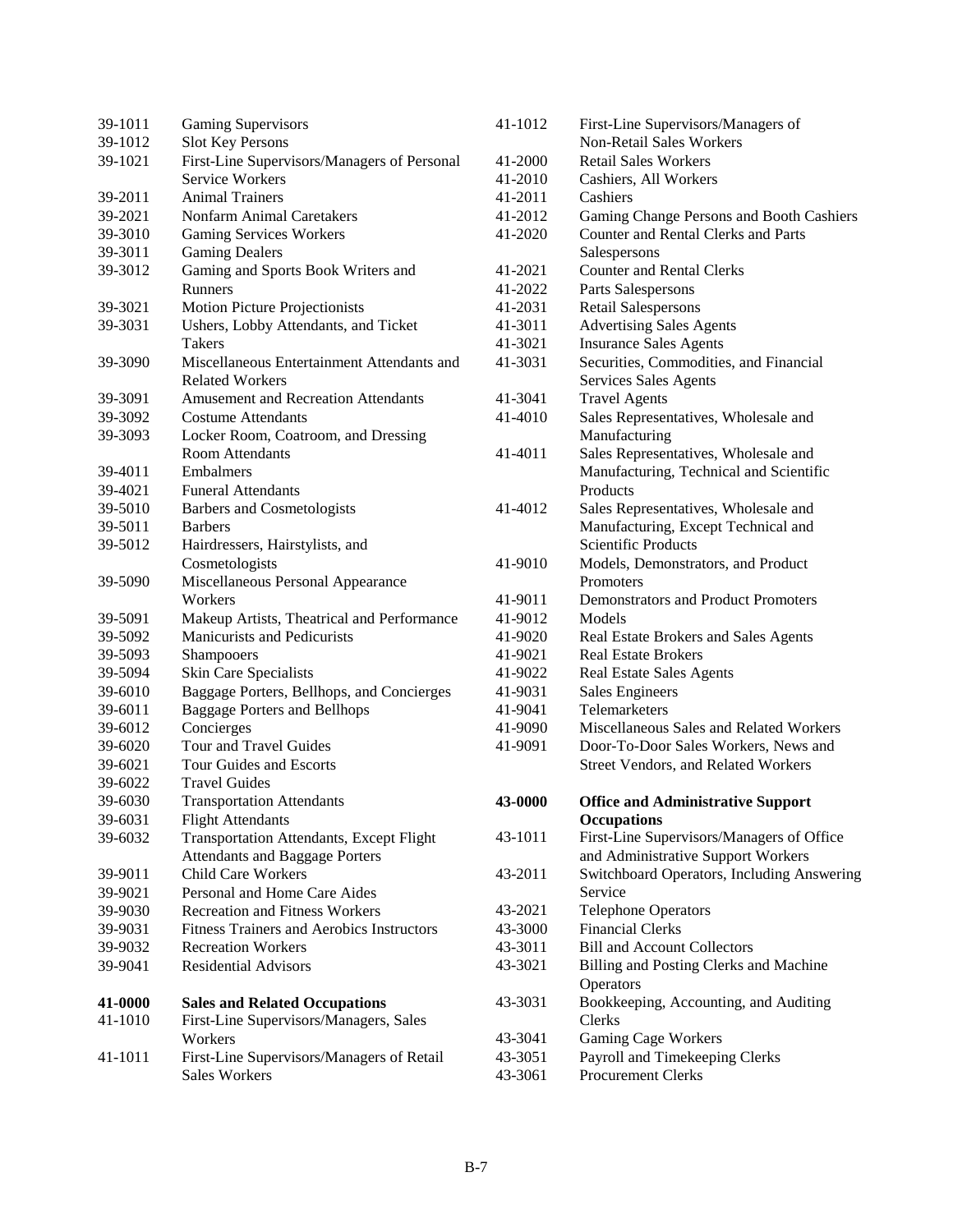| Code | Occupation |
|---|---|
| 39-1011 | Gaming Supervisors |
| 39-1012 | Slot Key Persons |
| 39-1021 | First-Line Supervisors/Managers of Personal Service Workers |
| 39-2011 | Animal Trainers |
| 39-2021 | Nonfarm Animal Caretakers |
| 39-3010 | Gaming Services Workers |
| 39-3011 | Gaming Dealers |
| 39-3012 | Gaming and Sports Book Writers and Runners |
| 39-3021 | Motion Picture Projectionists |
| 39-3031 | Ushers, Lobby Attendants, and Ticket Takers |
| 39-3090 | Miscellaneous Entertainment Attendants and Related Workers |
| 39-3091 | Amusement and Recreation Attendants |
| 39-3092 | Costume Attendants |
| 39-3093 | Locker Room, Coatroom, and Dressing Room Attendants |
| 39-4011 | Embalmers |
| 39-4021 | Funeral Attendants |
| 39-5010 | Barbers and Cosmetologists |
| 39-5011 | Barbers |
| 39-5012 | Hairdressers, Hairstylists, and Cosmetologists |
| 39-5090 | Miscellaneous Personal Appearance Workers |
| 39-5091 | Makeup Artists, Theatrical and Performance |
| 39-5092 | Manicurists and Pedicurists |
| 39-5093 | Shampooers |
| 39-5094 | Skin Care Specialists |
| 39-6010 | Baggage Porters, Bellhops, and Concierges |
| 39-6011 | Baggage Porters and Bellhops |
| 39-6012 | Concierges |
| 39-6020 | Tour and Travel Guides |
| 39-6021 | Tour Guides and Escorts |
| 39-6022 | Travel Guides |
| 39-6030 | Transportation Attendants |
| 39-6031 | Flight Attendants |
| 39-6032 | Transportation Attendants, Except Flight Attendants and Baggage Porters |
| 39-9011 | Child Care Workers |
| 39-9021 | Personal and Home Care Aides |
| 39-9030 | Recreation and Fitness Workers |
| 39-9031 | Fitness Trainers and Aerobics Instructors |
| 39-9032 | Recreation Workers |
| 39-9041 | Residential Advisors |

| Code | Occupation |
|---|---|
| **41-0000** | **Sales and Related Occupations** |
| 41-1010 | First-Line Supervisors/Managers, Sales Workers |
| 41-1011 | First-Line Supervisors/Managers of Retail Sales Workers |
| 41-1012 | First-Line Supervisors/Managers of Non-Retail Sales Workers |
| 41-2000 | Retail Sales Workers |
| 41-2010 | Cashiers, All Workers |
| 41-2011 | Cashiers |
| 41-2012 | Gaming Change Persons and Booth Cashiers |
| 41-2020 | Counter and Rental Clerks and Parts Salespersons |
| 41-2021 | Counter and Rental Clerks |
| 41-2022 | Parts Salespersons |
| 41-2031 | Retail Salespersons |
| 41-3011 | Advertising Sales Agents |
| 41-3021 | Insurance Sales Agents |
| 41-3031 | Securities, Commodities, and Financial Services Sales Agents |
| 41-3041 | Travel Agents |
| 41-4010 | Sales Representatives, Wholesale and Manufacturing |
| 41-4011 | Sales Representatives, Wholesale and Manufacturing, Technical and Scientific Products |
| 41-4012 | Sales Representatives, Wholesale and Manufacturing, Except Technical and Scientific Products |
| 41-9010 | Models, Demonstrators, and Product Promoters |
| 41-9011 | Demonstrators and Product Promoters |
| 41-9012 | Models |
| 41-9020 | Real Estate Brokers and Sales Agents |
| 41-9021 | Real Estate Brokers |
| 41-9022 | Real Estate Sales Agents |
| 41-9031 | Sales Engineers |
| 41-9041 | Telemarketers |
| 41-9090 | Miscellaneous Sales and Related Workers |
| 41-9091 | Door-To-Door Sales Workers, News and Street Vendors, and Related Workers |

| Code | Occupation |
|---|---|
| **43-0000** | **Office and Administrative Support Occupations** |
| 43-1011 | First-Line Supervisors/Managers of Office and Administrative Support Workers |
| 43-2011 | Switchboard Operators, Including Answering Service |
| 43-2021 | Telephone Operators |
| 43-3000 | Financial Clerks |
| 43-3011 | Bill and Account Collectors |
| 43-3021 | Billing and Posting Clerks and Machine Operators |
| 43-3031 | Bookkeeping, Accounting, and Auditing Clerks |
| 43-3041 | Gaming Cage Workers |
| 43-3051 | Payroll and Timekeeping Clerks |
| 43-3061 | Procurement Clerks |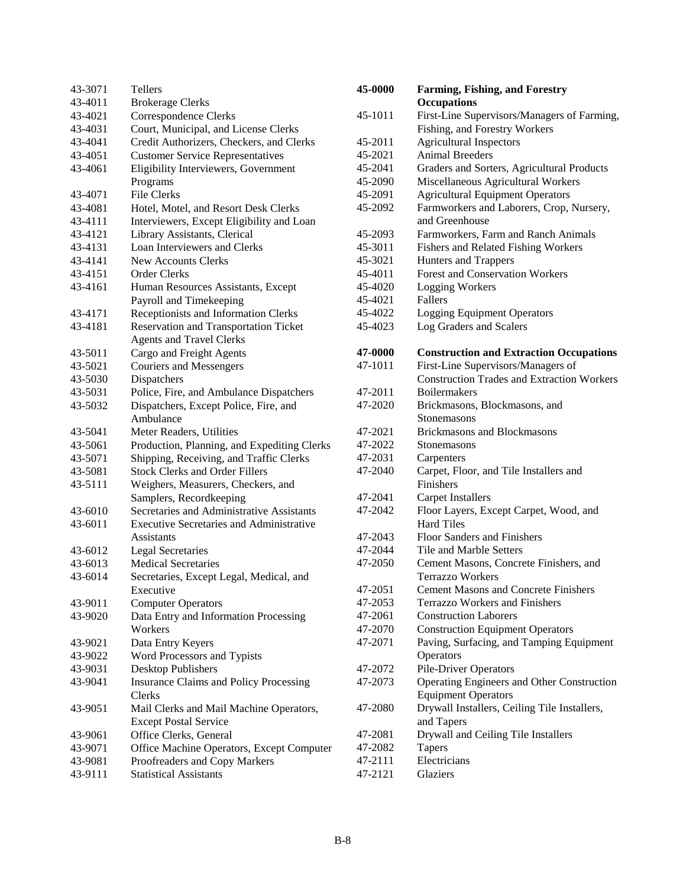| Code | Occupation |
|---|---|
| 43-3071 | Tellers |
| 43-4011 | Brokerage Clerks |
| 43-4021 | Correspondence Clerks |
| 43-4031 | Court, Municipal, and License Clerks |
| 43-4041 | Credit Authorizers, Checkers, and Clerks |
| 43-4051 | Customer Service Representatives |
| 43-4061 | Eligibility Interviewers, Government Programs |
| 43-4071 | File Clerks |
| 43-4081 | Hotel, Motel, and Resort Desk Clerks |
| 43-4111 | Interviewers, Except Eligibility and Loan |
| 43-4121 | Library Assistants, Clerical |
| 43-4131 | Loan Interviewers and Clerks |
| 43-4141 | New Accounts Clerks |
| 43-4151 | Order Clerks |
| 43-4161 | Human Resources Assistants, Except Payroll and Timekeeping |
| 43-4171 | Receptionists and Information Clerks |
| 43-4181 | Reservation and Transportation Ticket Agents and Travel Clerks |
| 43-5011 | Cargo and Freight Agents |
| 43-5021 | Couriers and Messengers |
| 43-5030 | Dispatchers |
| 43-5031 | Police, Fire, and Ambulance Dispatchers |
| 43-5032 | Dispatchers, Except Police, Fire, and Ambulance |
| 43-5041 | Meter Readers, Utilities |
| 43-5061 | Production, Planning, and Expediting Clerks |
| 43-5071 | Shipping, Receiving, and Traffic Clerks |
| 43-5081 | Stock Clerks and Order Fillers |
| 43-5111 | Weighers, Measurers, Checkers, and Samplers, Recordkeeping |
| 43-6010 | Secretaries and Administrative Assistants |
| 43-6011 | Executive Secretaries and Administrative Assistants |
| 43-6012 | Legal Secretaries |
| 43-6013 | Medical Secretaries |
| 43-6014 | Secretaries, Except Legal, Medical, and Executive |
| 43-9011 | Computer Operators |
| 43-9020 | Data Entry and Information Processing Workers |
| 43-9021 | Data Entry Keyers |
| 43-9022 | Word Processors and Typists |
| 43-9031 | Desktop Publishers |
| 43-9041 | Insurance Claims and Policy Processing Clerks |
| 43-9051 | Mail Clerks and Mail Machine Operators, Except Postal Service |
| 43-9061 | Office Clerks, General |
| 43-9071 | Office Machine Operators, Except Computer |
| 43-9081 | Proofreaders and Copy Markers |
| 43-9111 | Statistical Assistants |
| **45-0000** | **Farming, Fishing, and Forestry Occupations** |
| 45-1011 | First-Line Supervisors/Managers of Farming, Fishing, and Forestry Workers |
| 45-2011 | Agricultural Inspectors |
| 45-2021 | Animal Breeders |
| 45-2041 | Graders and Sorters, Agricultural Products |
| 45-2090 | Miscellaneous Agricultural Workers |
| 45-2091 | Agricultural Equipment Operators |
| 45-2092 | Farmworkers and Laborers, Crop, Nursery, and Greenhouse |
| 45-2093 | Farmworkers, Farm and Ranch Animals |
| 45-3011 | Fishers and Related Fishing Workers |
| 45-3021 | Hunters and Trappers |
| 45-4011 | Forest and Conservation Workers |
| 45-4020 | Logging Workers |
| 45-4021 | Fallers |
| 45-4022 | Logging Equipment Operators |
| 45-4023 | Log Graders and Scalers |
| **47-0000** | **Construction and Extraction Occupations** |
| 47-1011 | First-Line Supervisors/Managers of Construction Trades and Extraction Workers |
| 47-2011 | Boilermakers |
| 47-2020 | Brickmasons, Blockmasons, and Stonemasons |
| 47-2021 | Brickmasons and Blockmasons |
| 47-2022 | Stonemasons |
| 47-2031 | Carpenters |
| 47-2040 | Carpet, Floor, and Tile Installers and Finishers |
| 47-2041 | Carpet Installers |
| 47-2042 | Floor Layers, Except Carpet, Wood, and Hard Tiles |
| 47-2043 | Floor Sanders and Finishers |
| 47-2044 | Tile and Marble Setters |
| 47-2050 | Cement Masons, Concrete Finishers, and Terrazzo Workers |
| 47-2051 | Cement Masons and Concrete Finishers |
| 47-2053 | Terrazzo Workers and Finishers |
| 47-2061 | Construction Laborers |
| 47-2070 | Construction Equipment Operators |
| 47-2071 | Paving, Surfacing, and Tamping Equipment Operators |
| 47-2072 | Pile-Driver Operators |
| 47-2073 | Operating Engineers and Other Construction Equipment Operators |
| 47-2080 | Drywall Installers, Ceiling Tile Installers, and Tapers |
| 47-2081 | Drywall and Ceiling Tile Installers |
| 47-2082 | Tapers |
| 47-2111 | Electricians |
| 47-2121 | Glaziers |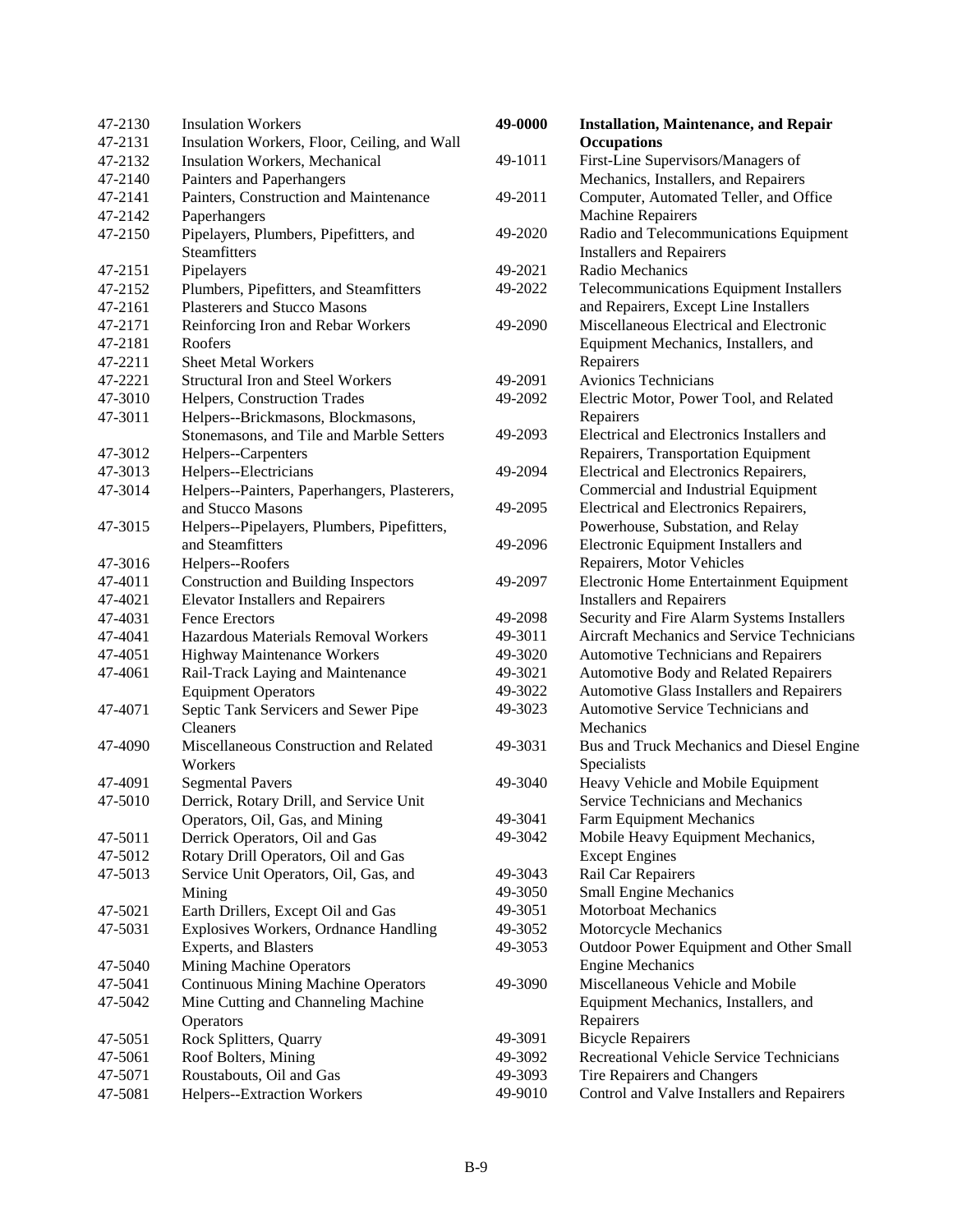| Code | Occupation |
|---|---|
| 47-2130 | Insulation Workers |
| 47-2131 | Insulation Workers, Floor, Ceiling, and Wall |
| 47-2132 | Insulation Workers, Mechanical |
| 47-2140 | Painters and Paperhangers |
| 47-2141 | Painters, Construction and Maintenance |
| 47-2142 | Paperhangers |
| 47-2150 | Pipelayers, Plumbers, Pipefitters, and Steamfitters |
| 47-2151 | Pipelayers |
| 47-2152 | Plumbers, Pipefitters, and Steamfitters |
| 47-2161 | Plasterers and Stucco Masons |
| 47-2171 | Reinforcing Iron and Rebar Workers |
| 47-2181 | Roofers |
| 47-2211 | Sheet Metal Workers |
| 47-2221 | Structural Iron and Steel Workers |
| 47-3010 | Helpers, Construction Trades |
| 47-3011 | Helpers--Brickmasons, Blockmasons, Stonemasons, and Tile and Marble Setters |
| 47-3012 | Helpers--Carpenters |
| 47-3013 | Helpers--Electricians |
| 47-3014 | Helpers--Painters, Paperhangers, Plasterers, and Stucco Masons |
| 47-3015 | Helpers--Pipelayers, Plumbers, Pipefitters, and Steamfitters |
| 47-3016 | Helpers--Roofers |
| 47-4011 | Construction and Building Inspectors |
| 47-4021 | Elevator Installers and Repairers |
| 47-4031 | Fence Erectors |
| 47-4041 | Hazardous Materials Removal Workers |
| 47-4051 | Highway Maintenance Workers |
| 47-4061 | Rail-Track Laying and Maintenance Equipment Operators |
| 47-4071 | Septic Tank Servicers and Sewer Pipe Cleaners |
| 47-4090 | Miscellaneous Construction and Related Workers |
| 47-4091 | Segmental Pavers |
| 47-5010 | Derrick, Rotary Drill, and Service Unit Operators, Oil, Gas, and Mining |
| 47-5011 | Derrick Operators, Oil and Gas |
| 47-5012 | Rotary Drill Operators, Oil and Gas |
| 47-5013 | Service Unit Operators, Oil, Gas, and Mining |
| 47-5021 | Earth Drillers, Except Oil and Gas |
| 47-5031 | Explosives Workers, Ordnance Handling Experts, and Blasters |
| 47-5040 | Mining Machine Operators |
| 47-5041 | Continuous Mining Machine Operators |
| 47-5042 | Mine Cutting and Channeling Machine Operators |
| 47-5051 | Rock Splitters, Quarry |
| 47-5061 | Roof Bolters, Mining |
| 47-5071 | Roustabouts, Oil and Gas |
| 47-5081 | Helpers--Extraction Workers |
| **49-0000** | **Installation, Maintenance, and Repair Occupations** |
| 49-1011 | First-Line Supervisors/Managers of Mechanics, Installers, and Repairers |
| 49-2011 | Computer, Automated Teller, and Office Machine Repairers |
| 49-2020 | Radio and Telecommunications Equipment Installers and Repairers |
| 49-2021 | Radio Mechanics |
| 49-2022 | Telecommunications Equipment Installers and Repairers, Except Line Installers |
| 49-2090 | Miscellaneous Electrical and Electronic Equipment Mechanics, Installers, and Repairers |
| 49-2091 | Avionics Technicians |
| 49-2092 | Electric Motor, Power Tool, and Related Repairers |
| 49-2093 | Electrical and Electronics Installers and Repairers, Transportation Equipment |
| 49-2094 | Electrical and Electronics Repairers, Commercial and Industrial Equipment |
| 49-2095 | Electrical and Electronics Repairers, Powerhouse, Substation, and Relay |
| 49-2096 | Electronic Equipment Installers and Repairers, Motor Vehicles |
| 49-2097 | Electronic Home Entertainment Equipment Installers and Repairers |
| 49-2098 | Security and Fire Alarm Systems Installers |
| 49-3011 | Aircraft Mechanics and Service Technicians |
| 49-3020 | Automotive Technicians and Repairers |
| 49-3021 | Automotive Body and Related Repairers |
| 49-3022 | Automotive Glass Installers and Repairers |
| 49-3023 | Automotive Service Technicians and Mechanics |
| 49-3031 | Bus and Truck Mechanics and Diesel Engine Specialists |
| 49-3040 | Heavy Vehicle and Mobile Equipment Service Technicians and Mechanics |
| 49-3041 | Farm Equipment Mechanics |
| 49-3042 | Mobile Heavy Equipment Mechanics, Except Engines |
| 49-3043 | Rail Car Repairers |
| 49-3050 | Small Engine Mechanics |
| 49-3051 | Motorboat Mechanics |
| 49-3052 | Motorcycle Mechanics |
| 49-3053 | Outdoor Power Equipment and Other Small Engine Mechanics |
| 49-3090 | Miscellaneous Vehicle and Mobile Equipment Mechanics, Installers, and Repairers |
| 49-3091 | Bicycle Repairers |
| 49-3092 | Recreational Vehicle Service Technicians |
| 49-3093 | Tire Repairers and Changers |
| 49-9010 | Control and Valve Installers and Repairers |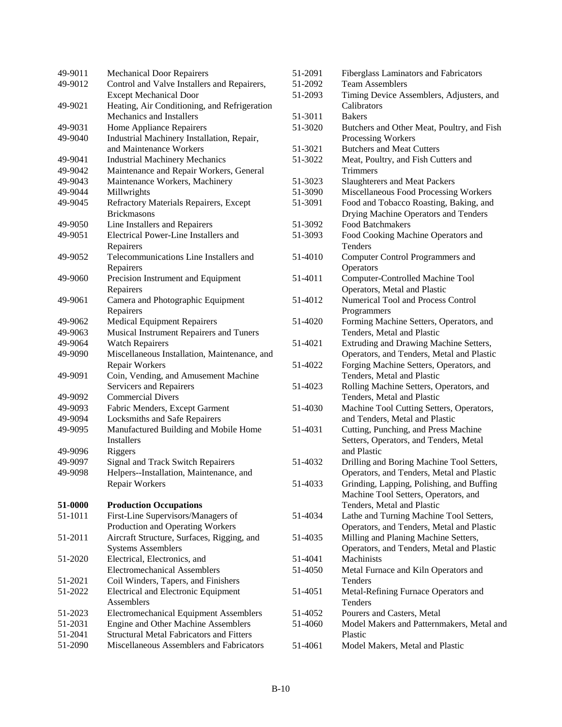| Code | Occupation |
|---|---|
| 49-9011 | Mechanical Door Repairers |
| 49-9012 | Control and Valve Installers and Repairers, Except Mechanical Door |
| 49-9021 | Heating, Air Conditioning, and Refrigeration Mechanics and Installers |
| 49-9031 | Home Appliance Repairers |
| 49-9040 | Industrial Machinery Installation, Repair, and Maintenance Workers |
| 49-9041 | Industrial Machinery Mechanics |
| 49-9042 | Maintenance and Repair Workers, General |
| 49-9043 | Maintenance Workers, Machinery |
| 49-9044 | Millwrights |
| 49-9045 | Refractory Materials Repairers, Except Brickmasons |
| 49-9050 | Line Installers and Repairers |
| 49-9051 | Electrical Power-Line Installers and Repairers |
| 49-9052 | Telecommunications Line Installers and Repairers |
| 49-9060 | Precision Instrument and Equipment Repairers |
| 49-9061 | Camera and Photographic Equipment Repairers |
| 49-9062 | Medical Equipment Repairers |
| 49-9063 | Musical Instrument Repairers and Tuners |
| 49-9064 | Watch Repairers |
| 49-9090 | Miscellaneous Installation, Maintenance, and Repair Workers |
| 49-9091 | Coin, Vending, and Amusement Machine Servicers and Repairers |
| 49-9092 | Commercial Divers |
| 49-9093 | Fabric Menders, Except Garment |
| 49-9094 | Locksmiths and Safe Repairers |
| 49-9095 | Manufactured Building and Mobile Home Installers |
| 49-9096 | Riggers |
| 49-9097 | Signal and Track Switch Repairers |
| 49-9098 | Helpers--Installation, Maintenance, and Repair Workers |
| **51-0000** | **Production Occupations** |
| 51-1011 | First-Line Supervisors/Managers of Production and Operating Workers |
| 51-2011 | Aircraft Structure, Surfaces, Rigging, and Systems Assemblers |
| 51-2020 | Electrical, Electronics, and Electromechanical Assemblers |
| 51-2021 | Coil Winders, Tapers, and Finishers |
| 51-2022 | Electrical and Electronic Equipment Assemblers |
| 51-2023 | Electromechanical Equipment Assemblers |
| 51-2031 | Engine and Other Machine Assemblers |
| 51-2041 | Structural Metal Fabricators and Fitters |
| 51-2090 | Miscellaneous Assemblers and Fabricators |
| 51-2091 | Fiberglass Laminators and Fabricators |
| 51-2092 | Team Assemblers |
| 51-2093 | Timing Device Assemblers, Adjusters, and Calibrators |
| 51-3011 | Bakers |
| 51-3020 | Butchers and Other Meat, Poultry, and Fish Processing Workers |
| 51-3021 | Butchers and Meat Cutters |
| 51-3022 | Meat, Poultry, and Fish Cutters and Trimmers |
| 51-3023 | Slaughterers and Meat Packers |
| 51-3090 | Miscellaneous Food Processing Workers |
| 51-3091 | Food and Tobacco Roasting, Baking, and Drying Machine Operators and Tenders |
| 51-3092 | Food Batchmakers |
| 51-3093 | Food Cooking Machine Operators and Tenders |
| 51-4010 | Computer Control Programmers and Operators |
| 51-4011 | Computer-Controlled Machine Tool Operators, Metal and Plastic |
| 51-4012 | Numerical Tool and Process Control Programmers |
| 51-4020 | Forming Machine Setters, Operators, and Tenders, Metal and Plastic |
| 51-4021 | Extruding and Drawing Machine Setters, Operators, and Tenders, Metal and Plastic |
| 51-4022 | Forging Machine Setters, Operators, and Tenders, Metal and Plastic |
| 51-4023 | Rolling Machine Setters, Operators, and Tenders, Metal and Plastic |
| 51-4030 | Machine Tool Cutting Setters, Operators, and Tenders, Metal and Plastic |
| 51-4031 | Cutting, Punching, and Press Machine Setters, Operators, and Tenders, Metal and Plastic |
| 51-4032 | Drilling and Boring Machine Tool Setters, Operators, and Tenders, Metal and Plastic |
| 51-4033 | Grinding, Lapping, Polishing, and Buffing Machine Tool Setters, Operators, and Tenders, Metal and Plastic |
| 51-4034 | Lathe and Turning Machine Tool Setters, Operators, and Tenders, Metal and Plastic |
| 51-4035 | Milling and Planing Machine Setters, Operators, and Tenders, Metal and Plastic |
| 51-4041 | Machinists |
| 51-4050 | Metal Furnace and Kiln Operators and Tenders |
| 51-4051 | Metal-Refining Furnace Operators and Tenders |
| 51-4052 | Pourers and Casters, Metal |
| 51-4060 | Model Makers and Patternmakers, Metal and Plastic |
| 51-4061 | Model Makers, Metal and Plastic |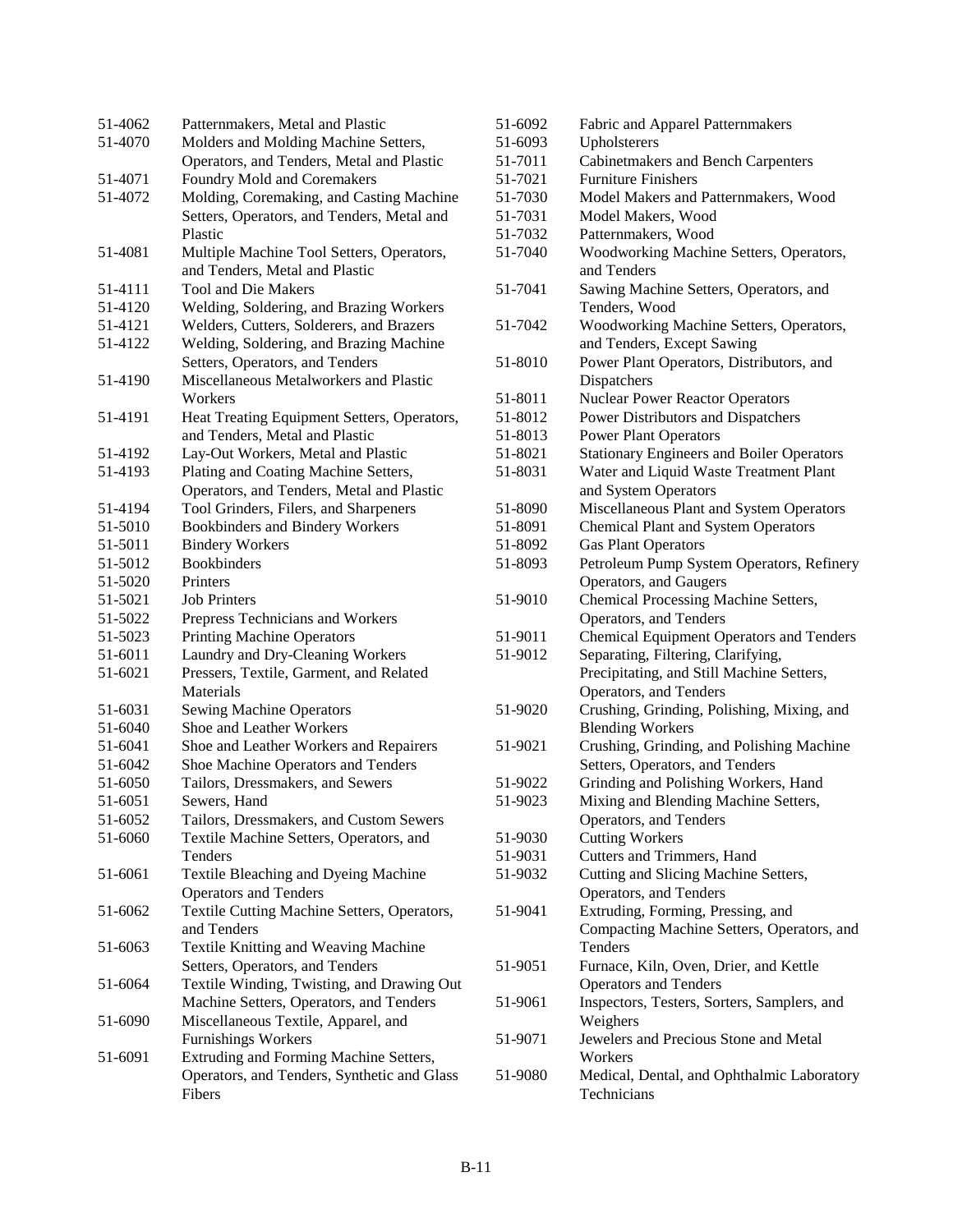| Code | Occupation |
|---|---|
| 51-4062 | Patternmakers, Metal and Plastic |
| 51-4070 | Molders and Molding Machine Setters, Operators, and Tenders, Metal and Plastic |
| 51-4071 | Foundry Mold and Coremakers |
| 51-4072 | Molding, Coremaking, and Casting Machine Setters, Operators, and Tenders, Metal and Plastic |
| 51-4081 | Multiple Machine Tool Setters, Operators, and Tenders, Metal and Plastic |
| 51-4111 | Tool and Die Makers |
| 51-4120 | Welding, Soldering, and Brazing Workers |
| 51-4121 | Welders, Cutters, Solderers, and Brazers |
| 51-4122 | Welding, Soldering, and Brazing Machine Setters, Operators, and Tenders |
| 51-4190 | Miscellaneous Metalworkers and Plastic Workers |
| 51-4191 | Heat Treating Equipment Setters, Operators, and Tenders, Metal and Plastic |
| 51-4192 | Lay-Out Workers, Metal and Plastic |
| 51-4193 | Plating and Coating Machine Setters, Operators, and Tenders, Metal and Plastic |
| 51-4194 | Tool Grinders, Filers, and Sharpeners |
| 51-5010 | Bookbinders and Bindery Workers |
| 51-5011 | Bindery Workers |
| 51-5012 | Bookbinders |
| 51-5020 | Printers |
| 51-5021 | Job Printers |
| 51-5022 | Prepress Technicians and Workers |
| 51-5023 | Printing Machine Operators |
| 51-6011 | Laundry and Dry-Cleaning Workers |
| 51-6021 | Pressers, Textile, Garment, and Related Materials |
| 51-6031 | Sewing Machine Operators |
| 51-6040 | Shoe and Leather Workers |
| 51-6041 | Shoe and Leather Workers and Repairers |
| 51-6042 | Shoe Machine Operators and Tenders |
| 51-6050 | Tailors, Dressmakers, and Sewers |
| 51-6051 | Sewers, Hand |
| 51-6052 | Tailors, Dressmakers, and Custom Sewers |
| 51-6060 | Textile Machine Setters, Operators, and Tenders |
| 51-6061 | Textile Bleaching and Dyeing Machine Operators and Tenders |
| 51-6062 | Textile Cutting Machine Setters, Operators, and Tenders |
| 51-6063 | Textile Knitting and Weaving Machine Setters, Operators, and Tenders |
| 51-6064 | Textile Winding, Twisting, and Drawing Out Machine Setters, Operators, and Tenders |
| 51-6090 | Miscellaneous Textile, Apparel, and Furnishings Workers |
| 51-6091 | Extruding and Forming Machine Setters, Operators, and Tenders, Synthetic and Glass Fibers |
| 51-6092 | Fabric and Apparel Patternmakers |
| 51-6093 | Upholsterers |
| 51-7011 | Cabinetmakers and Bench Carpenters |
| 51-7021 | Furniture Finishers |
| 51-7030 | Model Makers and Patternmakers, Wood |
| 51-7031 | Model Makers, Wood |
| 51-7032 | Patternmakers, Wood |
| 51-7040 | Woodworking Machine Setters, Operators, and Tenders |
| 51-7041 | Sawing Machine Setters, Operators, and Tenders, Wood |
| 51-7042 | Woodworking Machine Setters, Operators, and Tenders, Except Sawing |
| 51-8010 | Power Plant Operators, Distributors, and Dispatchers |
| 51-8011 | Nuclear Power Reactor Operators |
| 51-8012 | Power Distributors and Dispatchers |
| 51-8013 | Power Plant Operators |
| 51-8021 | Stationary Engineers and Boiler Operators |
| 51-8031 | Water and Liquid Waste Treatment Plant and System Operators |
| 51-8090 | Miscellaneous Plant and System Operators |
| 51-8091 | Chemical Plant and System Operators |
| 51-8092 | Gas Plant Operators |
| 51-8093 | Petroleum Pump System Operators, Refinery Operators, and Gaugers |
| 51-9010 | Chemical Processing Machine Setters, Operators, and Tenders |
| 51-9011 | Chemical Equipment Operators and Tenders |
| 51-9012 | Separating, Filtering, Clarifying, Precipitating, and Still Machine Setters, Operators, and Tenders |
| 51-9020 | Crushing, Grinding, Polishing, Mixing, and Blending Workers |
| 51-9021 | Crushing, Grinding, and Polishing Machine Setters, Operators, and Tenders |
| 51-9022 | Grinding and Polishing Workers, Hand |
| 51-9023 | Mixing and Blending Machine Setters, Operators, and Tenders |
| 51-9030 | Cutting Workers |
| 51-9031 | Cutters and Trimmers, Hand |
| 51-9032 | Cutting and Slicing Machine Setters, Operators, and Tenders |
| 51-9041 | Extruding, Forming, Pressing, and Compacting Machine Setters, Operators, and Tenders |
| 51-9051 | Furnace, Kiln, Oven, Drier, and Kettle Operators and Tenders |
| 51-9061 | Inspectors, Testers, Sorters, Samplers, and Weighers |
| 51-9071 | Jewelers and Precious Stone and Metal Workers |
| 51-9080 | Medical, Dental, and Ophthalmic Laboratory Technicians |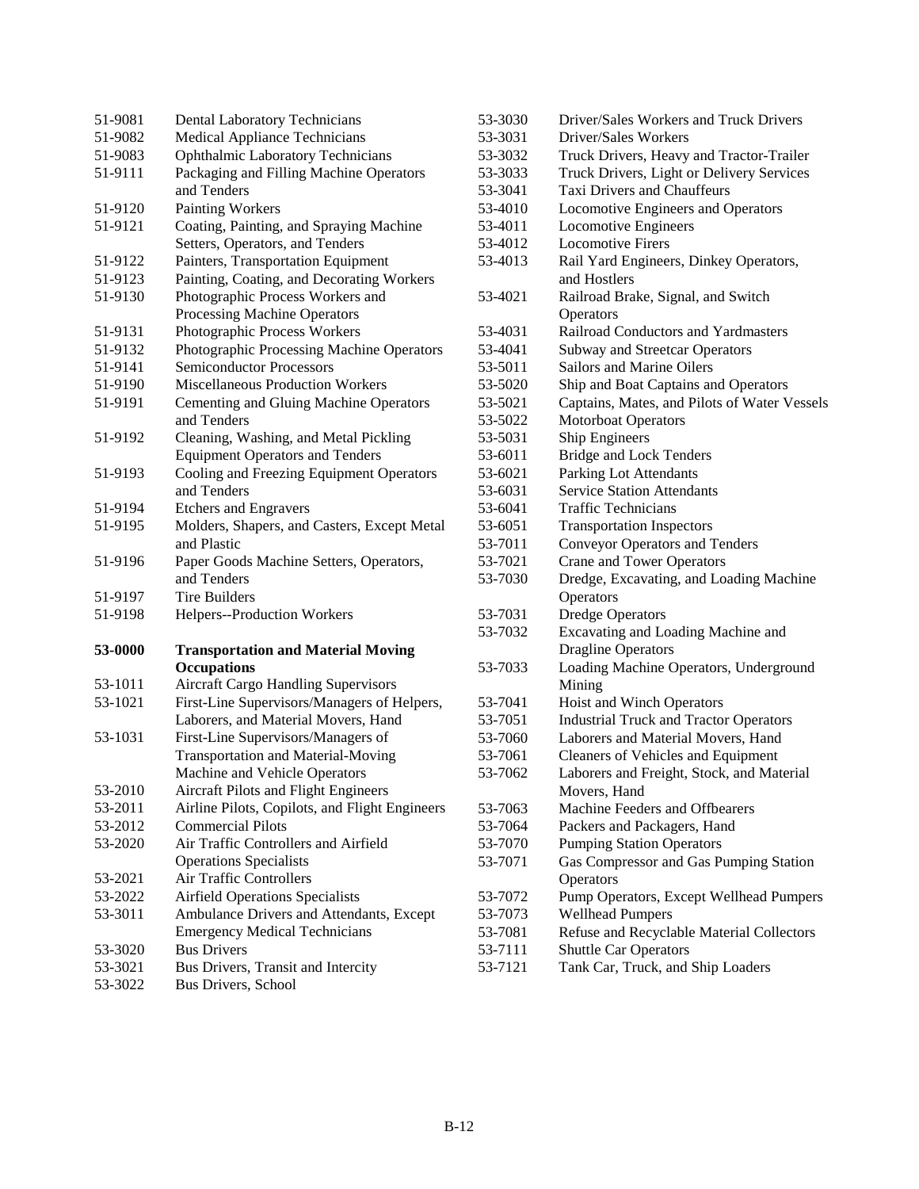| | |
|---|---|
| 51-9081 | Dental Laboratory Technicians |
| 51-9082 | Medical Appliance Technicians |
| 51-9083 | Ophthalmic Laboratory Technicians |
| 51-9111 | Packaging and Filling Machine Operators and Tenders |
| 51-9120 | Painting Workers |
| 51-9121 | Coating, Painting, and Spraying Machine Setters, Operators, and Tenders |
| 51-9122 | Painters, Transportation Equipment |
| 51-9123 | Painting, Coating, and Decorating Workers |
| 51-9130 | Photographic Process Workers and Processing Machine Operators |
| 51-9131 | Photographic Process Workers |
| 51-9132 | Photographic Processing Machine Operators |
| 51-9141 | Semiconductor Processors |
| 51-9190 | Miscellaneous Production Workers |
| 51-9191 | Cementing and Gluing Machine Operators and Tenders |
| 51-9192 | Cleaning, Washing, and Metal Pickling Equipment Operators and Tenders |
| 51-9193 | Cooling and Freezing Equipment Operators and Tenders |
| 51-9194 | Etchers and Engravers |
| 51-9195 | Molders, Shapers, and Casters, Except Metal and Plastic |
| 51-9196 | Paper Goods Machine Setters, Operators, and Tenders |
| 51-9197 | Tire Builders |
| 51-9198 | Helpers--Production Workers |
| **53-0000** | **Transportation and Material Moving Occupations** |
| 53-1011 | Aircraft Cargo Handling Supervisors |
| 53-1021 | First-Line Supervisors/Managers of Helpers, Laborers, and Material Movers, Hand |
| 53-1031 | First-Line Supervisors/Managers of Transportation and Material-Moving Machine and Vehicle Operators |
| 53-2010 | Aircraft Pilots and Flight Engineers |
| 53-2011 | Airline Pilots, Copilots, and Flight Engineers |
| 53-2012 | Commercial Pilots |
| 53-2020 | Air Traffic Controllers and Airfield Operations Specialists |
| 53-2021 | Air Traffic Controllers |
| 53-2022 | Airfield Operations Specialists |
| 53-3011 | Ambulance Drivers and Attendants, Except Emergency Medical Technicians |
| 53-3020 | Bus Drivers |
| 53-3021 | Bus Drivers, Transit and Intercity |
| 53-3022 | Bus Drivers, School |
| 53-3030 | Driver/Sales Workers and Truck Drivers |
| 53-3031 | Driver/Sales Workers |
| 53-3032 | Truck Drivers, Heavy and Tractor-Trailer |
| 53-3033 | Truck Drivers, Light or Delivery Services |
| 53-3041 | Taxi Drivers and Chauffeurs |
| 53-4010 | Locomotive Engineers and Operators |
| 53-4011 | Locomotive Engineers |
| 53-4012 | Locomotive Firers |
| 53-4013 | Rail Yard Engineers, Dinkey Operators, and Hostlers |
| 53-4021 | Railroad Brake, Signal, and Switch Operators |
| 53-4031 | Railroad Conductors and Yardmasters |
| 53-4041 | Subway and Streetcar Operators |
| 53-5011 | Sailors and Marine Oilers |
| 53-5020 | Ship and Boat Captains and Operators |
| 53-5021 | Captains, Mates, and Pilots of Water Vessels |
| 53-5022 | Motorboat Operators |
| 53-5031 | Ship Engineers |
| 53-6011 | Bridge and Lock Tenders |
| 53-6021 | Parking Lot Attendants |
| 53-6031 | Service Station Attendants |
| 53-6041 | Traffic Technicians |
| 53-6051 | Transportation Inspectors |
| 53-7011 | Conveyor Operators and Tenders |
| 53-7021 | Crane and Tower Operators |
| 53-7030 | Dredge, Excavating, and Loading Machine Operators |
| 53-7031 | Dredge Operators |
| 53-7032 | Excavating and Loading Machine and Dragline Operators |
| 53-7033 | Loading Machine Operators, Underground Mining |
| 53-7041 | Hoist and Winch Operators |
| 53-7051 | Industrial Truck and Tractor Operators |
| 53-7060 | Laborers and Material Movers, Hand |
| 53-7061 | Cleaners of Vehicles and Equipment |
| 53-7062 | Laborers and Freight, Stock, and Material Movers, Hand |
| 53-7063 | Machine Feeders and Offbearers |
| 53-7064 | Packers and Packagers, Hand |
| 53-7070 | Pumping Station Operators |
| 53-7071 | Gas Compressor and Gas Pumping Station Operators |
| 53-7072 | Pump Operators, Except Wellhead Pumpers |
| 53-7073 | Wellhead Pumpers |
| 53-7081 | Refuse and Recyclable Material Collectors |
| 53-7111 | Shuttle Car Operators |
| 53-7121 | Tank Car, Truck, and Ship Loaders |